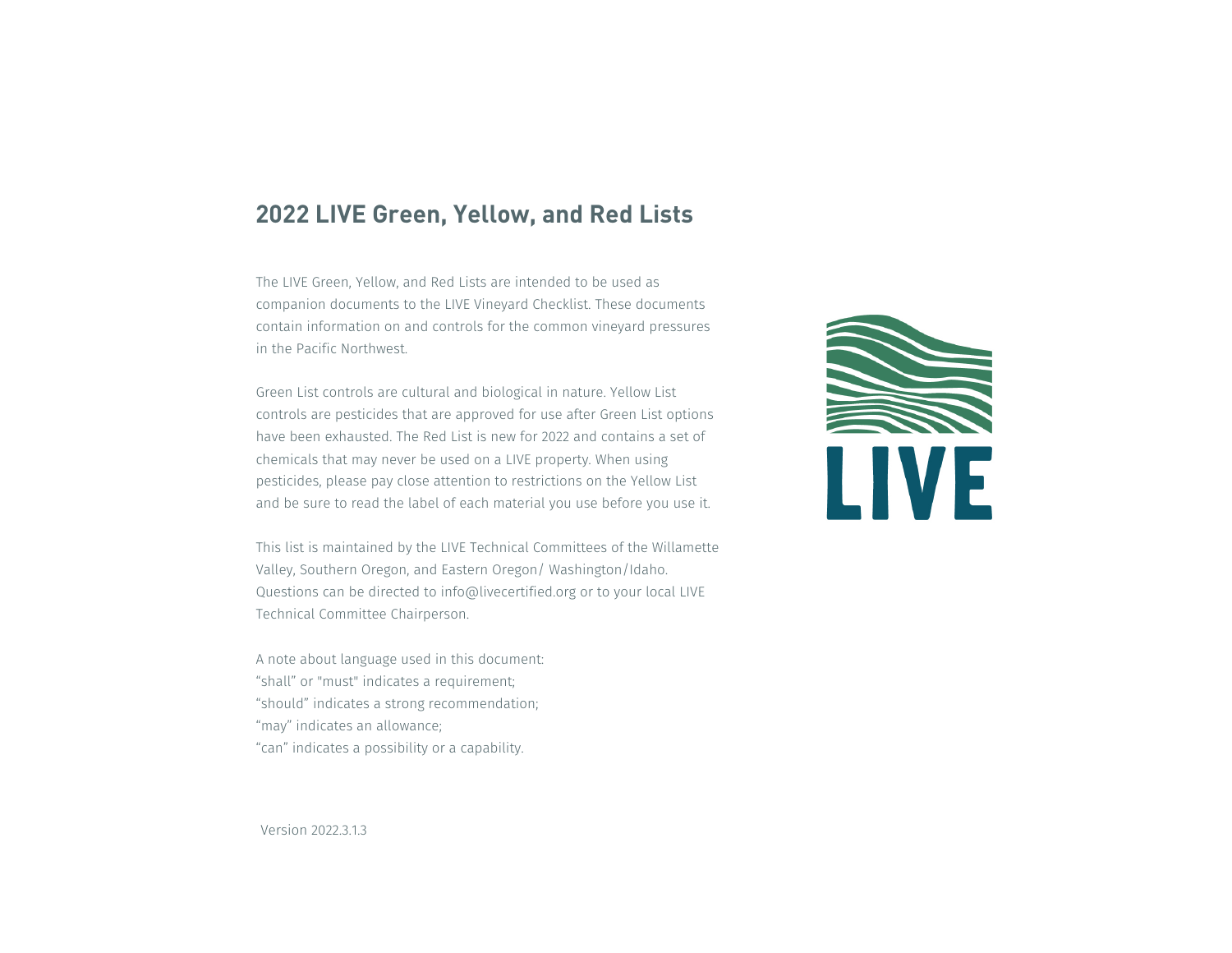# 2022 LIVE Green, Yellow, and Red Lists

The LIVE Green, Yellow, and Red Lists are intended to be used as companion documents to the LIVE Vineyard Checklist. These documents contain information on and controls for the common vineyard pressures in the Pacific Northwest.

Green List controls are cultural and biological in nature. Yellow List controls are pesticides that are approved for use after Green List options have been exhausted. The Red List is new for 2022 and contains a set of chemicals that may never be used on a LIVE property. When using pesticides, please pay close attention to restrictions on the Yellow List and be sure to read the label of each material you use before you use it.

This list is maintained by the LIVE Technical Committees of the Willamette Valley, Southern Oregon, and Eastern Oregon/ Washington/Idaho. Questions can be directed to info@livecertified.org or to your local LIVE Technical Committee Chairperson.

A note about language used in this document:
"shall" or "must" indicates a requirement;
"should" indicates a strong recommendation;
"may" indicates an allowance;
"can" indicates a possibility or a capability.

Version 2022.3.1.3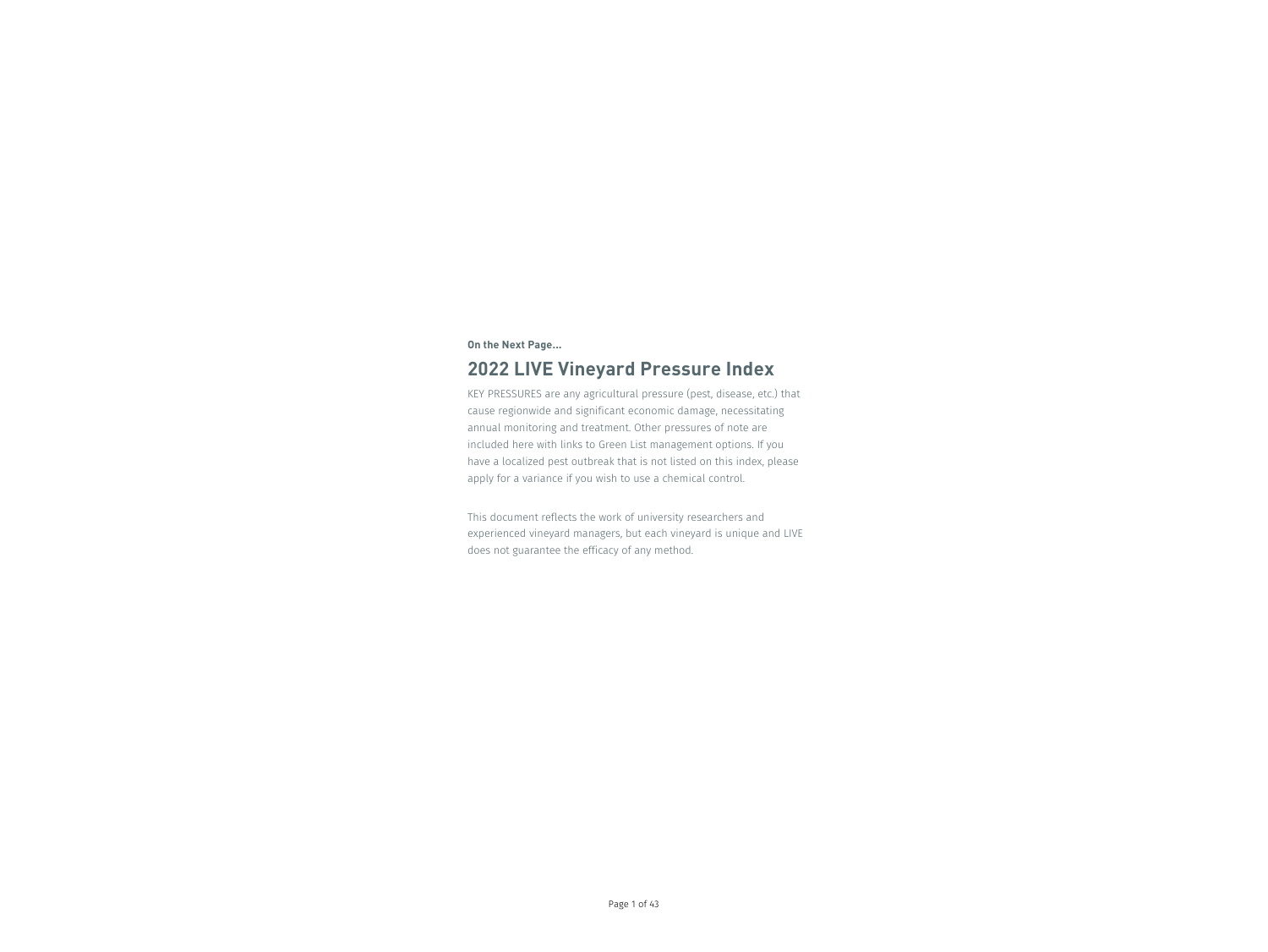**On the Next Page...**

## 2022 LIVE Vineyard Pressure Index

KEY PRESSURES are any agricultural pressure (pest, disease, etc.) that cause regionwide and significant economic damage, necessitating annual monitoring and treatment. Other pressures of note are included here with links to Green List management options. If you have a localized pest outbreak that is not listed on this index, please apply for a variance if you wish to use a chemical control.

This document reflects the work of university researchers and experienced vineyard managers, but each vineyard is unique and LIVE does not guarantee the efficacy of any method.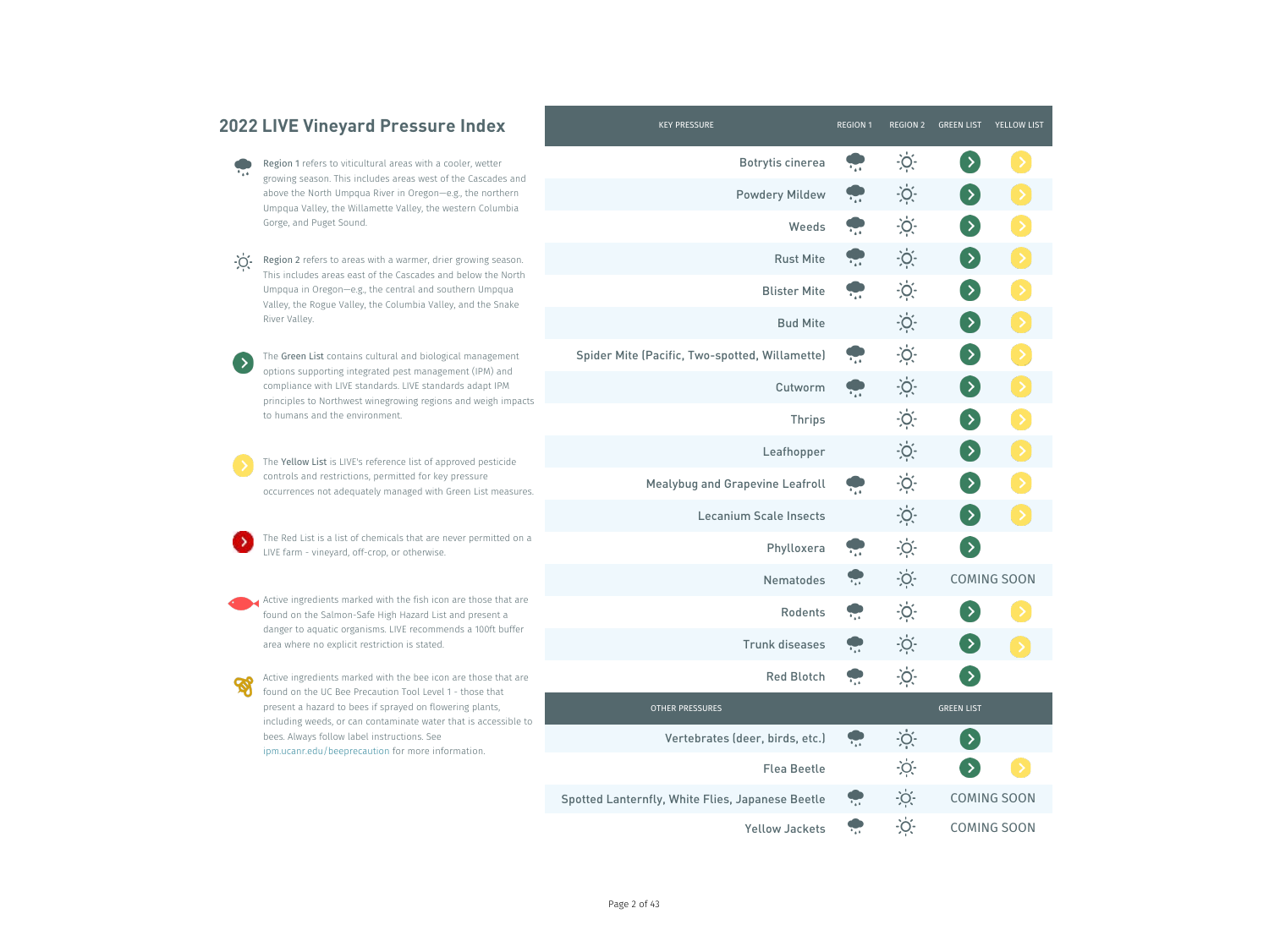# 2022 LIVE Vineyard Pressure Index

**Region 1** refers to viticultural areas with a cooler, wetter growing season. This includes areas west of the Cascades and above the North Umpqua River in Oregon—e.g., the northern Umpqua Valley, the Willamette Valley, the western Columbia Gorge, and Puget Sound.

**Region 2** refers to areas with a warmer, drier growing season. This includes areas east of the Cascades and below the North Umpqua in Oregon—e.g., the central and southern Umpqua Valley, the Rogue Valley, the Columbia Valley, and the Snake River Valley.

The **Green List** contains cultural and biological management options supporting integrated pest management (IPM) and compliance with LIVE standards. LIVE standards adapt IPM principles to Northwest winegrowing regions and weigh impacts to humans and the environment.

The **Yellow List** is LIVE's reference list of approved pesticide controls and restrictions, permitted for key pressure occurrences not adequately managed with Green List measures.

The Red List is a list of chemicals that are never permitted on a LIVE farm - vineyard, off-crop, or otherwise.

Active ingredients marked with the fish icon are those that are found on the Salmon-Safe High Hazard List and present a danger to aquatic organisms. LIVE recommends a 100ft buffer area where no explicit restriction is stated.

Active ingredients marked with the bee icon are those that are found on the UC Bee Precaution Tool Level 1 - those that present a hazard to bees if sprayed on flowering plants, including weeds, or can contaminate water that is accessible to bees. Always follow label instructions. See ipm.ucanr.edu/beeprecaution for more information.

| KEY PRESSURE | REGION 1 | REGION 2 | GREEN LIST | YELLOW LIST |
|---|---|---|---|---|
| Botrytis cinerea | ✓ | ✓ | ✓ | ✓ |
| Powdery Mildew | ✓ | ✓ | ✓ | ✓ |
| Weeds | ✓ | ✓ | ✓ | ✓ |
| Rust Mite | ✓ | ✓ | ✓ | ✓ |
| Blister Mite | ✓ | ✓ | ✓ | ✓ |
| Bud Mite | | ✓ | ✓ | ✓ |
| Spider Mite (Pacific, Two-spotted, Willamette) | ✓ | ✓ | ✓ | ✓ |
| Cutworm | ✓ | ✓ | ✓ | ✓ |
| Thrips | | ✓ | ✓ | ✓ |
| Leafhopper | | ✓ | ✓ | ✓ |
| Mealybug and Grapevine Leafroll | ✓ | ✓ | ✓ | ✓ |
| Lecanium Scale Insects | | ✓ | ✓ | ✓ |
| Phylloxera | ✓ | ✓ | ✓ | |
| Nematodes | ✓ | ✓ | COMING SOON | |
| Rodents | ✓ | ✓ | ✓ | ✓ |
| Trunk diseases | ✓ | ✓ | ✓ | ✓ |
| Red Blotch | ✓ | ✓ | ✓ | |

| OTHER PRESSURES | REGION 1 | REGION 2 | GREEN LIST | YELLOW LIST |
|---|---|---|---|---|
| Vertebrates (deer, birds, etc.) | ✓ | ✓ | ✓ | |
| Flea Beetle | | ✓ | ✓ | ✓ |
| Spotted Lanternfly, White Flies, Japanese Beetle | ✓ | ✓ | COMING SOON | |
| Yellow Jackets | ✓ | ✓ | COMING SOON | |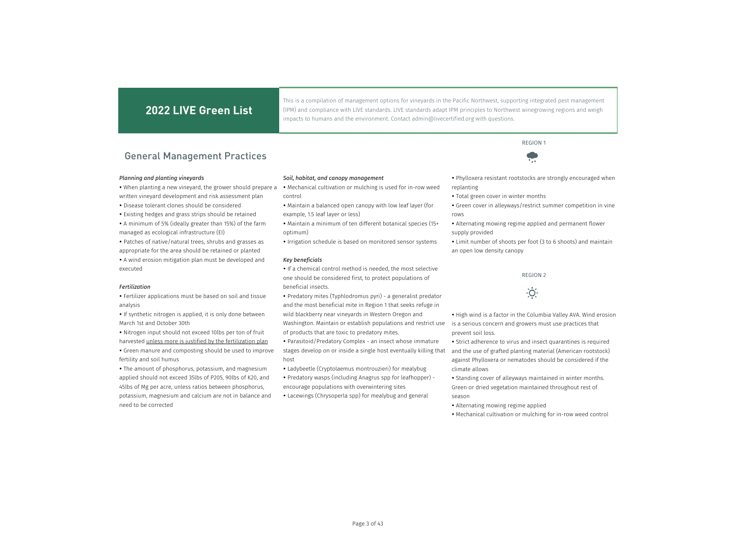# 2022 LIVE Green List

This is a compilation of management options for vineyards in the Pacific Northwest, supporting integrated pest management (IPM) and compliance with LIVE standards. LIVE standards adapt IPM principles to Northwest winegrowing regions and weigh impacts to humans and the environment. Contact admin@livecertified.org with questions.

## General Management Practices

*Planning and planting vineyards*

- When planting a new vineyard, the grower should prepare a written vineyard development and risk assessment plan
- Disease tolerant clones should be considered
- Existing hedges and grass strips should be retained
- A minimum of 5% (ideally greater than 15%) of the farm managed as ecological infrastructure (EI)
- Patches of native/natural trees, shrubs and grasses as appropriate for the area should be retained or planted
- A wind erosion mitigation plan must be developed and executed

*Fertilization*

- Fertilizer applications must be based on soil and tissue analysis
- If synthetic nitrogen is applied, it is only done between March 1st and October 30th
- Nitrogen input should not exceed 10lbs per ton of fruit harvested unless more is justified by the fertilization plan
- Green manure and composting should be used to improve fertility and soil humus
- The amount of phosphorus, potassium, and magnesium applied should not exceed 35lbs of P205, 90lbs of K20, and 45lbs of Mg per acre, unless ratios between phosphorus, potassium, magnesium and calcium are not in balance and need to be corrected

*Soil, habitat, and canopy management*

- Mechanical cultivation or mulching is used for in-row weed control
- Maintain a balanced open canopy with low leaf layer (for example, 1.5 leaf layer or less)
- Maintain a minimum of ten different botanical species (15+ optimum)
- Irrigation schedule is based on monitored sensor systems

*Key beneficials*

- If a chemical control method is needed, the most selective one should be considered first, to protect populations of beneficial insects.
- Predatory mites (Typhlodromus pyri) - a generalist predator and the most beneficial mite in Region 1 that seeks refuge in wild blackberry near vineyards in Western Oregon and Washington. Maintain or establish populations and restrict use of products that are toxic to predatory mites.
- Parasitoid/Predatory Complex - an insect whose immature stages develop on or inside a single host eventually killing that host
- Ladybeetle (Cryptolaemus montrouzieri) for mealybug
- Predatory wasps (including Anagrus spp for leafhopper) - encourage populations with overwintering sites
- Lacewings (Chrysoperla spp) for mealybug and general

### REGION 1

- Phylloxera resistant rootstocks are strongly encouraged when replanting
- Total green cover in winter months
- Green cover in alleyways/restrict summer competition in vine rows
- Alternating mowing regime applied and permanent flower supply provided
- Limit number of shoots per foot (3 to 6 shoots) and maintain an open low density canopy

### REGION 2

- High wind is a factor in the Columbia Valley AVA. Wind erosion is a serious concern and growers must use practices that prevent soil loss.
- Strict adherence to virus and insect quarantines is required and the use of grafted planting material (American rootstock) against Phylloxera or nematodes should be considered if the climate allows
- Standing cover of alleyways maintained in winter months. Green or dried vegetation maintained throughout rest of season
- Alternating mowing regime applied
- Mechanical cultivation or mulching for in-row weed control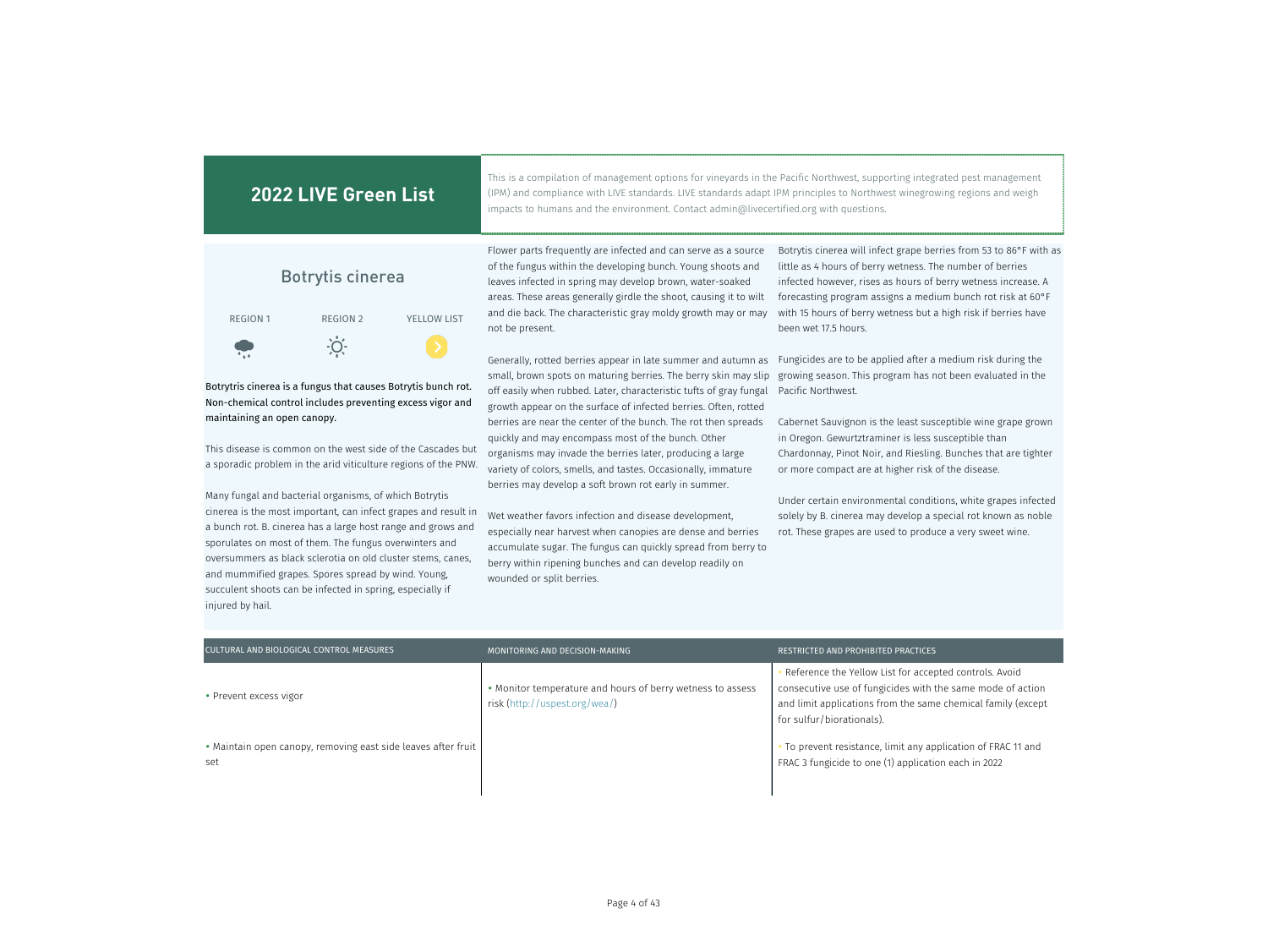# 2022 LIVE Green List

This is a compilation of management options for vineyards in the Pacific Northwest, supporting integrated pest management (IPM) and compliance with LIVE standards. LIVE standards adapt IPM principles to Northwest winegrowing regions and weigh impacts to humans and the environment. Contact admin@livecertified.org with questions.

## Botrytis cinerea

| REGION 1 | REGION 2 | YELLOW LIST |
|---|---|---|
| | | |

**Botrytris cinerea is a fungus that causes Botrytis bunch rot. Non-chemical control includes preventing excess vigor and maintaining an open canopy.**

This disease is common on the west side of the Cascades but a sporadic problem in the arid viticulture regions of the PNW.

Many fungal and bacterial organisms, of which Botrytis cinerea is the most important, can infect grapes and result in a bunch rot. B. cinerea has a large host range and grows and sporulates on most of them. The fungus overwinters and oversummers as black sclerotia on old cluster stems, canes, and mummified grapes. Spores spread by wind. Young, succulent shoots can be infected in spring, especially if injured by hail.

Flower parts frequently are infected and can serve as a source of the fungus within the developing bunch. Young shoots and leaves infected in spring may develop brown, water-soaked areas. These areas generally girdle the shoot, causing it to wilt and die back. The characteristic gray moldy growth may or may not be present.

Generally, rotted berries appear in late summer and autumn as small, brown spots on maturing berries. The berry skin may slip off easily when rubbed. Later, characteristic tufts of gray fungal growth appear on the surface of infected berries. Often, rotted berries are near the center of the bunch. The rot then spreads quickly and may encompass most of the bunch. Other organisms may invade the berries later, producing a large variety of colors, smells, and tastes. Occasionally, immature berries may develop a soft brown rot early in summer.

Wet weather favors infection and disease development, especially near harvest when canopies are dense and berries accumulate sugar. The fungus can quickly spread from berry to berry within ripening bunches and can develop readily on wounded or split berries.

Botrytis cinerea will infect grape berries from 53 to 86°F with as little as 4 hours of berry wetness. The number of berries infected however, rises as hours of berry wetness increase. A forecasting program assigns a medium bunch rot risk at 60°F with 15 hours of berry wetness but a high risk if berries have been wet 17.5 hours.

Fungicides are to be applied after a medium risk during the growing season. This program has not been evaluated in the Pacific Northwest.

Cabernet Sauvignon is the least susceptible wine grape grown in Oregon. Gewurtztraminer is less susceptible than Chardonnay, Pinot Noir, and Riesling. Bunches that are tighter or more compact are at higher risk of the disease.

Under certain environmental conditions, white grapes infected solely by B. cinerea may develop a special rot known as noble rot. These grapes are used to produce a very sweet wine.

| CULTURAL AND BIOLOGICAL CONTROL MEASURES | MONITORING AND DECISION-MAKING | RESTRICTED AND PROHIBITED PRACTICES |
|---|---|---|
| • Prevent excess vigor | • Monitor temperature and hours of berry wetness to assess risk (http://uspest.org/wea/) | • Reference the Yellow List for accepted controls. Avoid consecutive use of fungicides with the same mode of action and limit applications from the same chemical family (except for sulfur/biorationals). |
| • Maintain open canopy, removing east side leaves after fruit set | | • To prevent resistance, limit any application of FRAC 11 and FRAC 3 fungicide to one (1) application each in 2022 |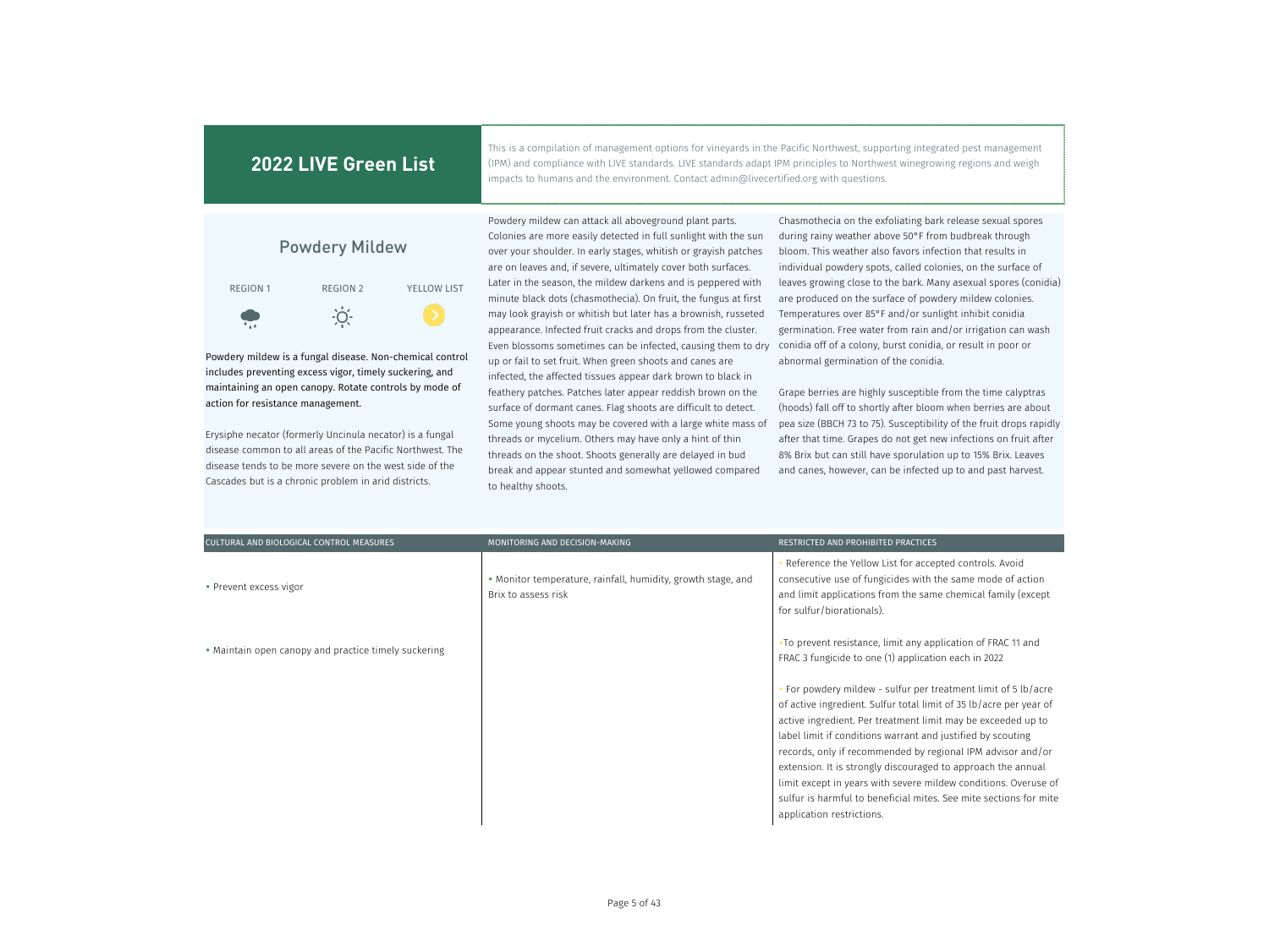## 2022 LIVE Green List

This is a compilation of management options for vineyards in the Pacific Northwest, supporting integrated pest management (IPM) and compliance with LIVE standards. LIVE standards adapt IPM principles to Northwest winegrowing regions and weigh impacts to humans and the environment. Contact admin@livecertified.org with questions.

# Powdery Mildew

REGION 1 | REGION 2 | YELLOW LIST

Powdery mildew is a fungal disease. Non-chemical control includes preventing excess vigor, timely suckering, and maintaining an open canopy. Rotate controls by mode of action for resistance management.

Erysiphe necator (formerly Uncinula necator) is a fungal disease common to all areas of the Pacific Northwest. The disease tends to be more severe on the west side of the Cascades but is a chronic problem in arid districts.

Powdery mildew can attack all aboveground plant parts. Colonies are more easily detected in full sunlight with the sun over your shoulder. In early stages, whitish or grayish patches are on leaves and, if severe, ultimately cover both surfaces. Later in the season, the mildew darkens and is peppered with minute black dots (chasmothecia). On fruit, the fungus at first may look grayish or whitish but later has a brownish, russeted appearance. Infected fruit cracks and drops from the cluster. Even blossoms sometimes can be infected, causing them to dry up or fail to set fruit. When green shoots and canes are infected, the affected tissues appear dark brown to black in feathery patches. Patches later appear reddish brown on the surface of dormant canes. Flag shoots are difficult to detect. Some young shoots may be covered with a large white mass of threads or mycelium. Others may have only a hint of thin threads on the shoot. Shoots generally are delayed in bud break and appear stunted and somewhat yellowed compared to healthy shoots.

Chasmothecia on the exfoliating bark release sexual spores during rainy weather above 50°F from budbreak through bloom. This weather also favors infection that results in individual powdery spots, called colonies, on the surface of leaves growing close to the bark. Many asexual spores (conidia) are produced on the surface of powdery mildew colonies. Temperatures over 85°F and/or sunlight inhibit conidia germination. Free water from rain and/or irrigation can wash conidia off of a colony, burst conidia, or result in poor or abnormal germination of the conidia.

Grape berries are highly susceptible from the time calyptras (hoods) fall off to shortly after bloom when berries are about pea size (BBCH 73 to 75). Susceptibility of the fruit drops rapidly after that time. Grapes do not get new infections on fruit after 8% Brix but can still have sporulation up to 15% Brix. Leaves and canes, however, can be infected up to and past harvest.

| CULTURAL AND BIOLOGICAL CONTROL MEASURES | MONITORING AND DECISION-MAKING | RESTRICTED AND PROHIBITED PRACTICES |
|---|---|---|
| • Prevent excess vigor | • Monitor temperature, rainfall, humidity, growth stage, and Brix to assess risk | • Reference the Yellow List for accepted controls. Avoid consecutive use of fungicides with the same mode of action and limit applications from the same chemical family (except for sulfur/biorationals). |
| • Maintain open canopy and practice timely suckering | | •To prevent resistance, limit any application of FRAC 11 and FRAC 3 fungicide to one (1) application each in 2022 |
| | | • For powdery mildew - sulfur per treatment limit of 5 lb/acre of active ingredient. Sulfur total limit of 35 lb/acre per year of active ingredient. Per treatment limit may be exceeded up to label limit if conditions warrant and justified by scouting records, only if recommended by regional IPM advisor and/or extension. It is strongly discouraged to approach the annual limit except in years with severe mildew conditions. Overuse of sulfur is harmful to beneficial mites. See mite sections for mite application restrictions. |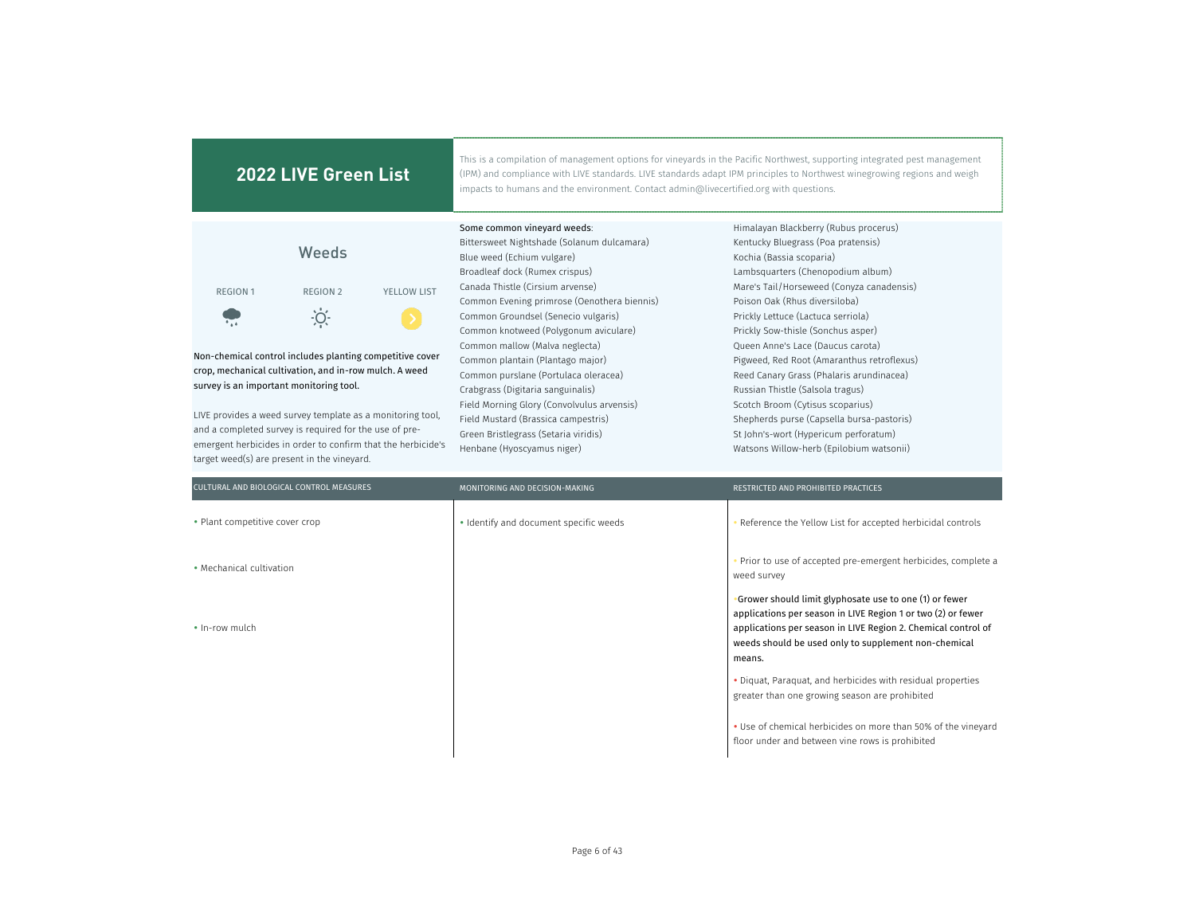## 2022 LIVE Green List

This is a compilation of management options for vineyards in the Pacific Northwest, supporting integrated pest management (IPM) and compliance with LIVE standards. LIVE standards adapt IPM principles to Northwest winegrowing regions and weigh impacts to humans and the environment. Contact admin@livecertified.org with questions.

### Weeds

REGION 1 | REGION 2 | YELLOW LIST

Non-chemical control includes planting competitive cover crop, mechanical cultivation, and in-row mulch. A weed survey is an important monitoring tool.

LIVE provides a weed survey template as a monitoring tool, and a completed survey is required for the use of pre-emergent herbicides in order to confirm that the herbicide's target weed(s) are present in the vineyard.

Some common vineyard weeds:

Bittersweet Nightshade (Solanum dulcamara)
Blue weed (Echium vulgare)
Broadleaf dock (Rumex crispus)
Canada Thistle (Cirsium arvense)
Common Evening primrose (Oenothera biennis)
Common Groundsel (Senecio vulgaris)
Common knotweed (Polygonum aviculare)
Common mallow (Malva neglecta)
Common plantain (Plantago major)
Common purslane (Portulaca oleracea)
Crabgrass (Digitaria sanguinalis)
Field Morning Glory (Convolvulus arvensis)
Field Mustard (Brassica campestris)
Green Bristlegrass (Setaria viridis)
Henbane (Hyoscyamus niger)
Himalayan Blackberry (Rubus procerus)
Kentucky Bluegrass (Poa pratensis)
Kochia (Bassia scoparia)
Lambsquarters (Chenopodium album)
Mare's Tail/Horseweed (Conyza canadensis)
Poison Oak (Rhus diversiloba)
Prickly Lettuce (Lactuca serriola)
Prickly Sow-thistle (Sonchus asper)
Queen Anne's Lace (Daucus carota)
Pigweed, Red Root (Amaranthus retroflexus)
Reed Canary Grass (Phalaris arundinacea)
Russian Thistle (Salsola tragus)
Scotch Broom (Cytisus scoparius)
Shepherds purse (Capsella bursa-pastoris)
St John's-wort (Hypericum perforatum)
Watsons Willow-herb (Epilobium watsonii)

| CULTURAL AND BIOLOGICAL CONTROL MEASURES | MONITORING AND DECISION-MAKING | RESTRICTED AND PROHIBITED PRACTICES |
|---|---|---|
| • Plant competitive cover crop | • Identify and document specific weeds | • Reference the Yellow List for accepted herbicidal controls |
| • Mechanical cultivation | | • Prior to use of accepted pre-emergent herbicides, complete a weed survey |
| • In-row mulch | | • Grower should limit glyphosate use to one (1) or fewer applications per season in LIVE Region 1 or two (2) or fewer applications per season in LIVE Region 2. Chemical control of weeds should be used only to supplement non-chemical means. |
| | | • Diquat, Paraquat, and herbicides with residual properties greater than one growing season are prohibited |
| | | • Use of chemical herbicides on more than 50% of the vineyard floor under and between vine rows is prohibited |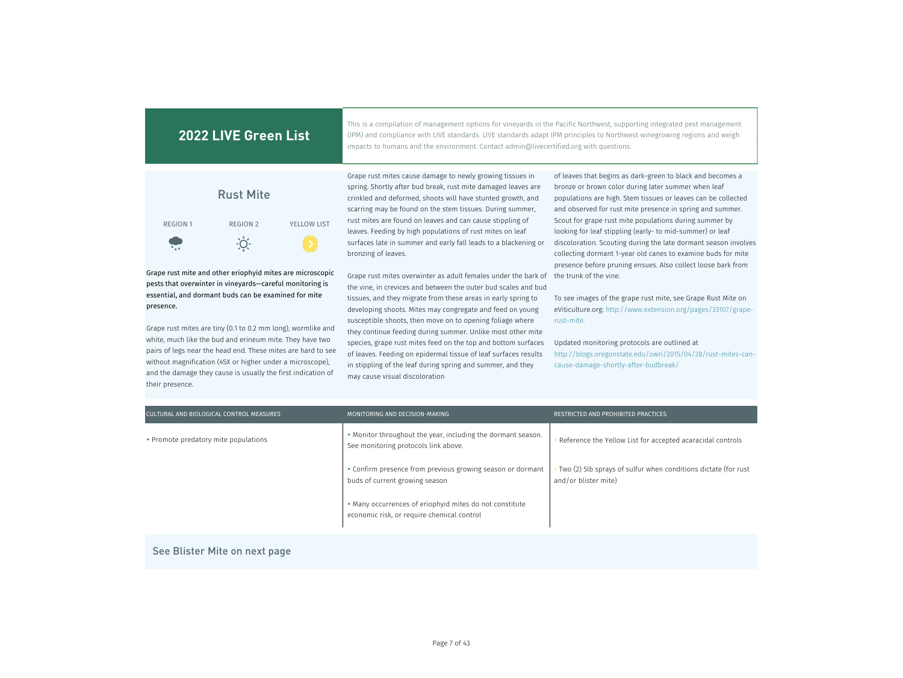## 2022 LIVE Green List

This is a compilation of management options for vineyards in the Pacific Northwest, supporting integrated pest management (IPM) and compliance with LIVE standards. LIVE standards adapt IPM principles to Northwest winegrowing regions and weigh impacts to humans and the environment. Contact admin@livecertified.org with questions.

### Rust Mite

| REGION 1 | REGION 2 | YELLOW LIST |
|---|---|---|

**Grape rust mite and other eriophyid mites are microscopic pests that overwinter in vineyards—careful monitoring is essential, and dormant buds can be examined for mite presence.**

Grape rust mites are tiny (0.1 to 0.2 mm long), wormlike and white, much like the bud and erineum mite. They have two pairs of legs near the head end. These mites are hard to see without magnification (45X or higher under a microscope), and the damage they cause is usually the first indication of their presence.

Grape rust mites cause damage to newly growing tissues in spring. Shortly after bud break, rust mite damaged leaves are crinkled and deformed, shoots will have stunted growth, and scarring may be found on the stem tissues. During summer, rust mites are found on leaves and can cause stippling of leaves. Feeding by high populations of rust mites on leaf surfaces late in summer and early fall leads to a blackening or bronzing of leaves.

Grape rust mites overwinter as adult females under the bark of the vine, in crevices and between the outer bud scales and bud tissues, and they migrate from these areas in early spring to developing shoots. Mites may congregate and feed on young susceptible shoots, then move on to opening foliage where they continue feeding during summer. Unlike most other mite species, grape rust mites feed on the top and bottom surfaces of leaves. Feeding on epidermal tissue of leaf surfaces results in stippling of the leaf during spring and summer, and they may cause visual discoloration of leaves that begins as dark-green to black and becomes a bronze or brown color during later summer when leaf populations are high. Stem tissues or leaves can be collected and observed for rust mite presence in spring and summer. Scout for grape rust mite populations during summer by looking for leaf stippling (early- to mid-summer) or leaf discoloration. Scouting during the late dormant season involves collecting dormant 1-year old canes to examine buds for mite presence before pruning ensues. Also collect loose bark from the trunk of the vine.

To see images of the grape rust mite, see Grape Rust Mite on eViticulture.org: http://www.extension.org/pages/33107/grape-rust-mite.

Updated monitoring protocols are outlined at http://blogs.oregonstate.edu/owri/2015/04/28/rust-mites-can-cause-damage-shortly-after-budbreak/

| CULTURAL AND BIOLOGICAL CONTROL MEASURES | MONITORING AND DECISION-MAKING | RESTRICTED AND PROHIBITED PRACTICES |
|---|---|---|
| • Promote predatory mite populations | • Monitor throughout the year, including the dormant season. See monitoring protocols link above. | • Reference the Yellow List for accepted acaracidal controls |
| | • Confirm presence from previous growing season or dormant buds of current growing season | • Two (2) 5lb sprays of sulfur when conditions dictate (for rust and/or blister mite) |
| | • Many occurrences of eriophyid mites do not constitute economic risk, or require chemical control | |

See Blister Mite on next page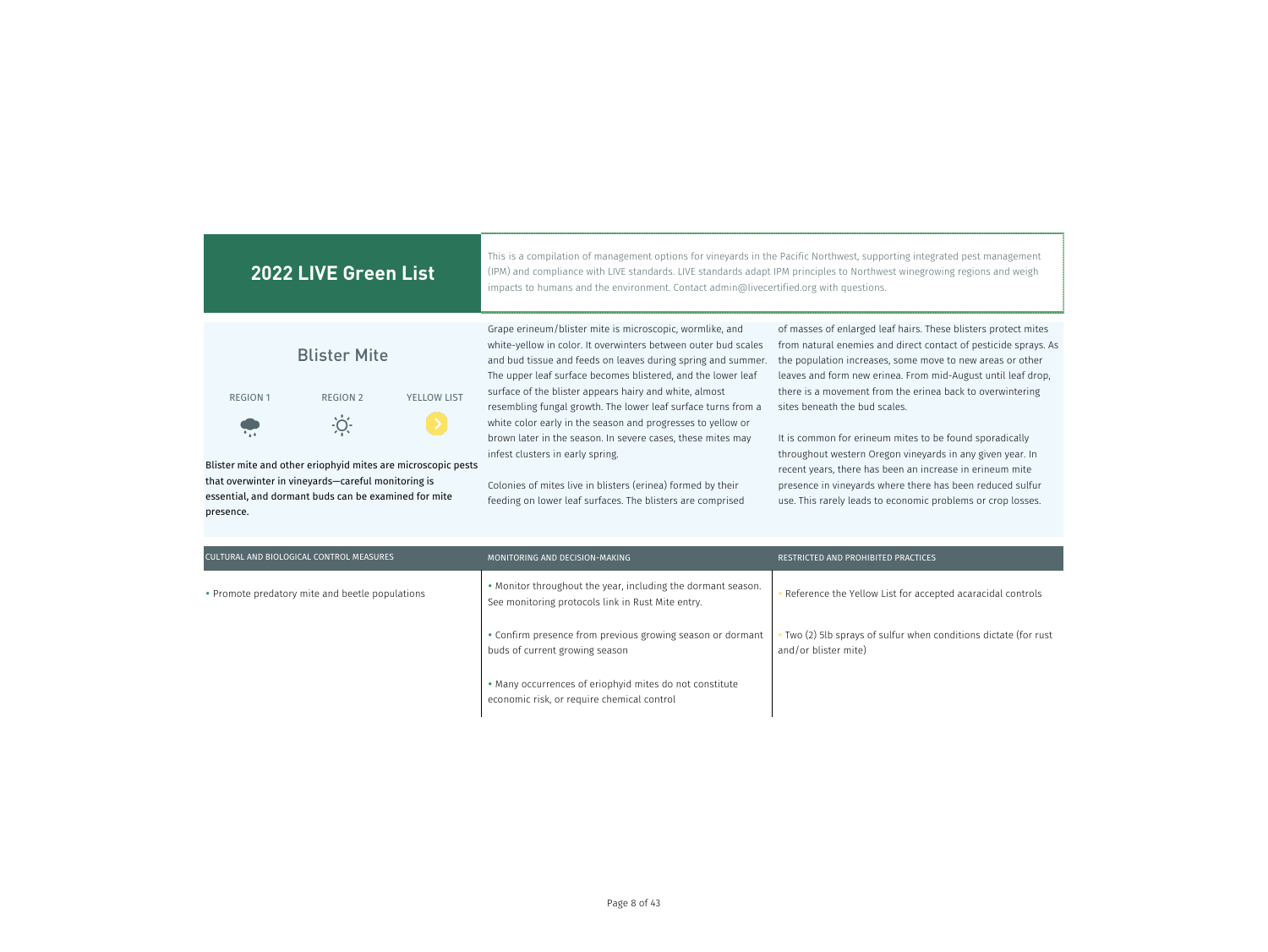## 2022 LIVE Green List

This is a compilation of management options for vineyards in the Pacific Northwest, supporting integrated pest management (IPM) and compliance with LIVE standards. LIVE standards adapt IPM principles to Northwest winegrowing regions and weigh impacts to humans and the environment. Contact admin@livecertified.org with questions.

### Blister Mite

| REGION 1 | REGION 2 | YELLOW LIST |
|---|---|---|

**Blister mite and other eriophyid mites are microscopic pests that overwinter in vineyards—careful monitoring is essential, and dormant buds can be examined for mite presence.**

Grape erineum/blister mite is microscopic, wormlike, and white-yellow in color. It overwinters between outer bud scales and bud tissue and feeds on leaves during spring and summer. The upper leaf surface becomes blistered, and the lower leaf surface of the blister appears hairy and white, almost resembling fungal growth. The lower leaf surface turns from a white color early in the season and progresses to yellow or brown later in the season. In severe cases, these mites may infest clusters in early spring.

Colonies of mites live in blisters (erinea) formed by their feeding on lower leaf surfaces. The blisters are comprised of masses of enlarged leaf hairs. These blisters protect mites from natural enemies and direct contact of pesticide sprays. As the population increases, some move to new areas or other leaves and form new erinea. From mid-August until leaf drop, there is a movement from the erinea back to overwintering sites beneath the bud scales.

It is common for erineum mites to be found sporadically throughout western Oregon vineyards in any given year. In recent years, there has been an increase in erineum mite presence in vineyards where there has been reduced sulfur use. This rarely leads to economic problems or crop losses.

| CULTURAL AND BIOLOGICAL CONTROL MEASURES | MONITORING AND DECISION-MAKING | RESTRICTED AND PROHIBITED PRACTICES |
|---|---|---|
| • Promote predatory mite and beetle populations | • Monitor throughout the year, including the dormant season. See monitoring protocols link in Rust Mite entry. | • Reference the Yellow List for accepted acaricidal controls |
| | • Confirm presence from previous growing season or dormant buds of current growing season | • Two (2) 5lb sprays of sulfur when conditions dictate (for rust and/or blister mite) |
| | • Many occurrences of eriophyid mites do not constitute economic risk, or require chemical control | |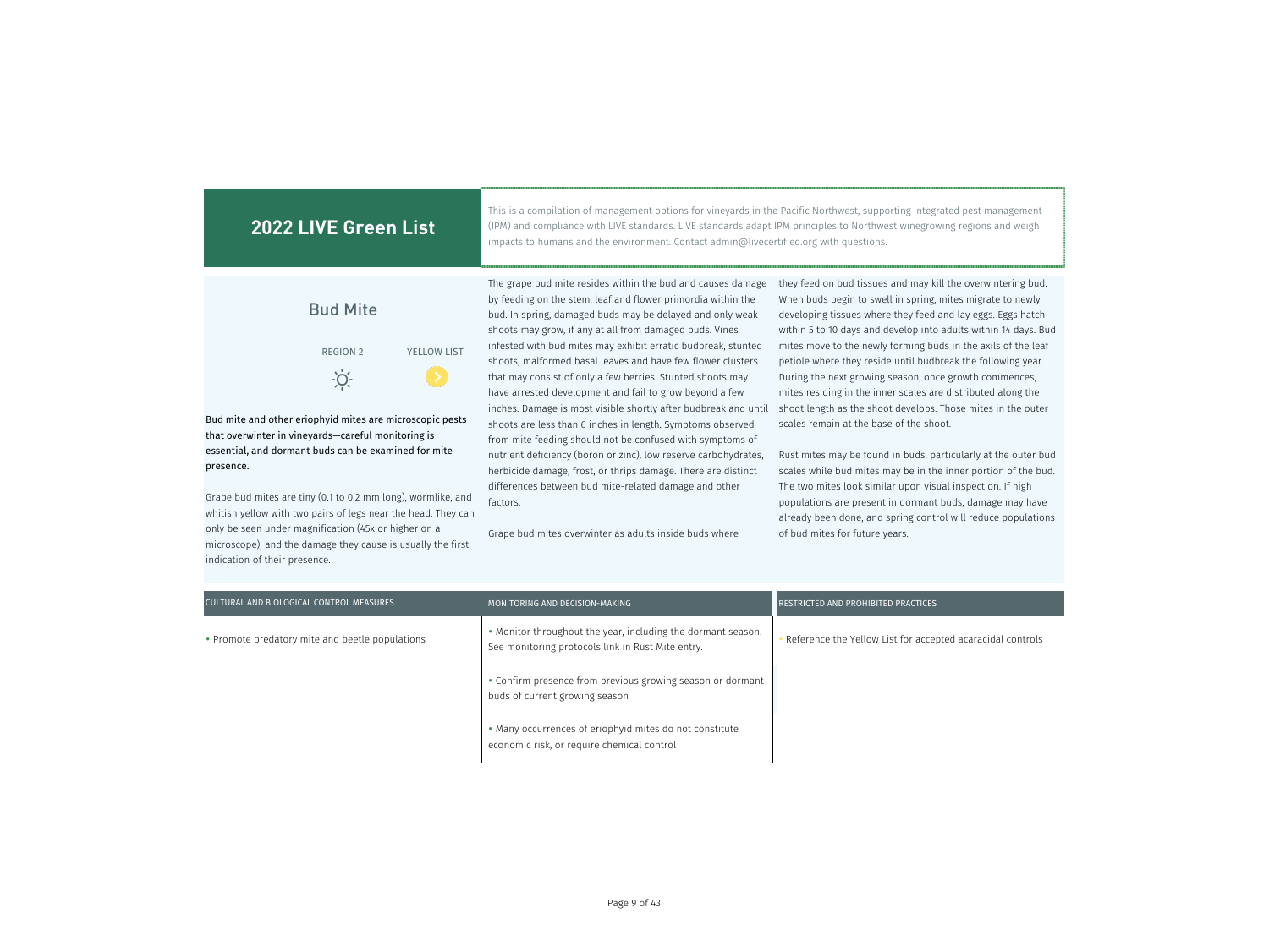## 2022 LIVE Green List

This is a compilation of management options for vineyards in the Pacific Northwest, supporting integrated pest management (IPM) and compliance with LIVE standards. LIVE standards adapt IPM principles to Northwest winegrowing regions and weigh impacts to humans and the environment. Contact admin@livecertified.org with questions.

### Bud Mite

REGION 2 | YELLOW LIST

**Bud mite and other eriophyid mites are microscopic pests that overwinter in vineyards—careful monitoring is essential, and dormant buds can be examined for mite presence.**

Grape bud mites are tiny (0.1 to 0.2 mm long), wormlike, and whitish yellow with two pairs of legs near the head. They can only be seen under magnification (45x or higher on a microscope), and the damage they cause is usually the first indication of their presence.

The grape bud mite resides within the bud and causes damage by feeding on the stem, leaf and flower primordia within the bud. In spring, damaged buds may be delayed and only weak shoots may grow, if any at all from damaged buds. Vines infested with bud mites may exhibit erratic budbreak, stunted shoots, malformed basal leaves and have few flower clusters that may consist of only a few berries. Stunted shoots may have arrested development and fail to grow beyond a few inches. Damage is most visible shortly after budbreak and until shoots are less than 6 inches in length. Symptoms observed from mite feeding should not be confused with symptoms of nutrient deficiency (boron or zinc), low reserve carbohydrates, herbicide damage, frost, or thrips damage. There are distinct differences between bud mite-related damage and other factors.

Grape bud mites overwinter as adults inside buds where they feed on bud tissues and may kill the overwintering bud. When buds begin to swell in spring, mites migrate to newly developing tissues where they feed and lay eggs. Eggs hatch within 5 to 10 days and develop into adults within 14 days. Bud mites move to the newly forming buds in the axils of the leaf petiole where they reside until budbreak the following year. During the next growing season, once growth commences, mites residing in the inner scales are distributed along the shoot length as the shoot develops. Those mites in the outer scales remain at the base of the shoot.

Rust mites may be found in buds, particularly at the outer bud scales while bud mites may be in the inner portion of the bud. The two mites look similar upon visual inspection. If high populations are present in dormant buds, damage may have already been done, and spring control will reduce populations of bud mites for future years.

| CULTURAL AND BIOLOGICAL CONTROL MEASURES | MONITORING AND DECISION-MAKING | RESTRICTED AND PROHIBITED PRACTICES |
|---|---|---|
| • Promote predatory mite and beetle populations | • Monitor throughout the year, including the dormant season. See monitoring protocols link in Rust Mite entry.<br><br>• Confirm presence from previous growing season or dormant buds of current growing season<br><br>• Many occurrences of eriophyid mites do not constitute economic risk, or require chemical control | • Reference the Yellow List for accepted acaracidal controls |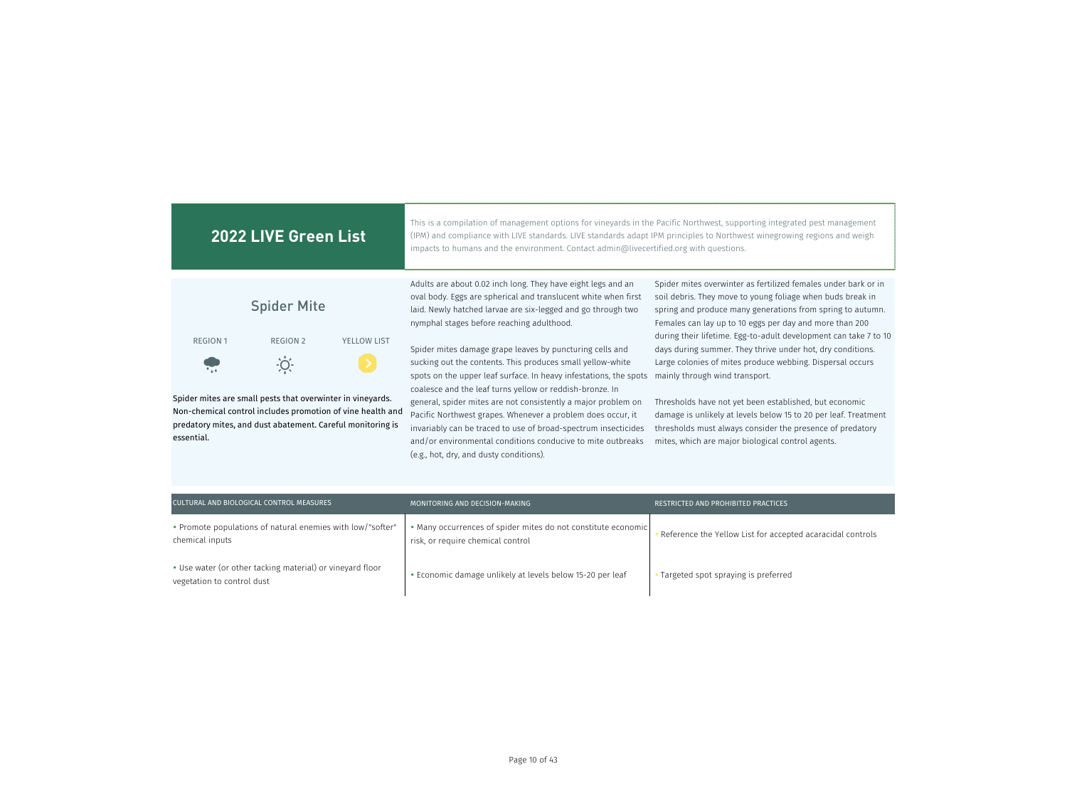# 2022 LIVE Green List

This is a compilation of management options for vineyards in the Pacific Northwest, supporting integrated pest management (IPM) and compliance with LIVE standards. LIVE standards adapt IPM principles to Northwest winegrowing regions and weigh impacts to humans and the environment. Contact admin@livecertified.org with questions.

## Spider Mite

| REGION 1 | REGION 2 | YELLOW LIST |
|---|---|---|
| | | |

**Spider mites are small pests that overwinter in vineyards. Non-chemical control includes promotion of vine health and predatory mites, and dust abatement. Careful monitoring is essential.**

Adults are about 0.02 inch long. They have eight legs and an oval body. Eggs are spherical and translucent white when first laid. Newly hatched larvae are six-legged and go through two nymphal stages before reaching adulthood.

Spider mites damage grape leaves by puncturing cells and sucking out the contents. This produces small yellow-white spots on the upper leaf surface. In heavy infestations, the spots coalesce and the leaf turns yellow or reddish-bronze. In general, spider mites are not consistently a major problem on Pacific Northwest grapes. Whenever a problem does occur, it invariably can be traced to use of broad-spectrum insecticides and/or environmental conditions conducive to mite outbreaks (e.g., hot, dry, and dusty conditions).

Spider mites overwinter as fertilized females under bark or in soil debris. They move to young foliage when buds break in spring and produce many generations from spring to autumn. Females can lay up to 10 eggs per day and more than 200 during their lifetime. Egg-to-adult development can take 7 to 10 days during summer. They thrive under hot, dry conditions. Large colonies of mites produce webbing. Dispersal occurs mainly through wind transport.

Thresholds have not yet been established, but economic damage is unlikely at levels below 15 to 20 per leaf. Treatment thresholds must always consider the presence of predatory mites, which are major biological control agents.

| CULTURAL AND BIOLOGICAL CONTROL MEASURES | MONITORING AND DECISION-MAKING | RESTRICTED AND PROHIBITED PRACTICES |
|---|---|---|
| • Promote populations of natural enemies with low/"softer" chemical inputs | • Many occurrences of spider mites do not constitute economic risk, or require chemical control | • Reference the Yellow List for accepted acaricidal controls |
| • Use water (or other tacking material) or vineyard floor vegetation to control dust | • Economic damage unlikely at levels below 15-20 per leaf | • Targeted spot spraying is preferred |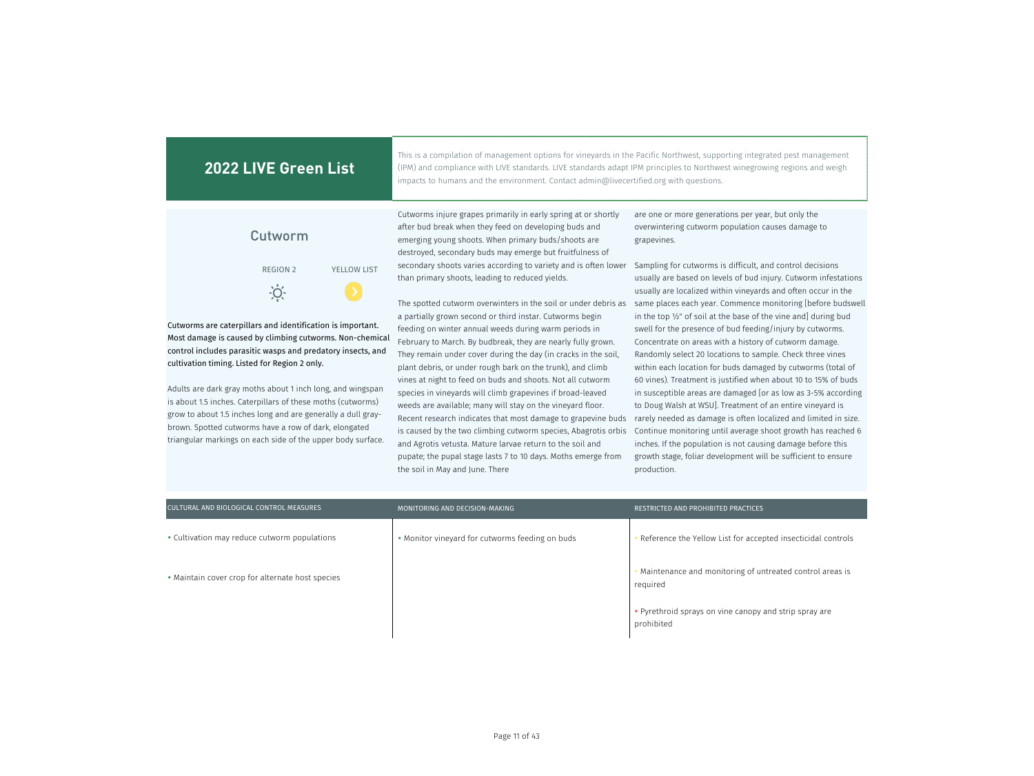## 2022 LIVE Green List

This is a compilation of management options for vineyards in the Pacific Northwest, supporting integrated pest management (IPM) and compliance with LIVE standards. LIVE standards adapt IPM principles to Northwest winegrowing regions and weigh impacts to humans and the environment. Contact admin@livecertified.org with questions.

### Cutworm

REGION 2 | YELLOW LIST

Cutworms are caterpillars and identification is important. Most damage is caused by climbing cutworms. Non-chemical control includes parasitic wasps and predatory insects, and cultivation timing. Listed for Region 2 only.

Adults are dark gray moths about 1 inch long, and wingspan is about 1.5 inches. Caterpillars of these moths (cutworms) grow to about 1.5 inches long and are generally a dull gray-brown. Spotted cutworms have a row of dark, elongated triangular markings on each side of the upper body surface.

Cutworms injure grapes primarily in early spring at or shortly after bud break when they feed on developing buds and emerging young shoots. When primary buds/shoots are destroyed, secondary buds may emerge but fruitfulness of secondary shoots varies according to variety and is often lower than primary shoots, leading to reduced yields.

The spotted cutworm overwinters in the soil or under debris as a partially grown second or third instar. Cutworms begin feeding on winter annual weeds during warm periods in February to March. By budbreak, they are nearly fully grown. They remain under cover during the day (in cracks in the soil, plant debris, or under rough bark on the trunk), and climb vines at night to feed on buds and shoots. Not all cutworm species in vineyards will climb grapevines if broad-leaved weeds are available; many will stay on the vineyard floor. Recent research indicates that most damage to grapevine buds is caused by the two climbing cutworm species, Abagrotis orbis and Agrotis vetusta. Mature larvae return to the soil and pupate; the pupal stage lasts 7 to 10 days. Moths emerge from the soil in May and June. There are one or more generations per year, but only the overwintering cutworm population causes damage to grapevines.

Sampling for cutworms is difficult, and control decisions usually are based on levels of bud injury. Cutworm infestations usually are localized within vineyards and often occur in the same places each year. Commence monitoring [before budswell in the top ½" of soil at the base of the vine and] during bud swell for the presence of bud feeding/injury by cutworms. Concentrate on areas with a history of cutworm damage. Randomly select 20 locations to sample. Check three vines within each location for buds damaged by cutworms (total of 60 vines). Treatment is justified when about 10 to 15% of buds in susceptible areas are damaged [or as low as 3-5% according to Doug Walsh at WSU]. Treatment of an entire vineyard is rarely needed as damage is often localized and limited in size. Continue monitoring until average shoot growth has reached 6 inches. If the population is not causing damage before this growth stage, foliar development will be sufficient to ensure production.

| CULTURAL AND BIOLOGICAL CONTROL MEASURES | MONITORING AND DECISION-MAKING | RESTRICTED AND PROHIBITED PRACTICES |
|---|---|---|
| • Cultivation may reduce cutworm populations | • Monitor vineyard for cutworms feeding on buds | • Reference the Yellow List for accepted insecticidal controls |
| • Maintain cover crop for alternate host species | | • Maintenance and monitoring of untreated control areas is required |
| | | • Pyrethroid sprays on vine canopy and strip spray are prohibited |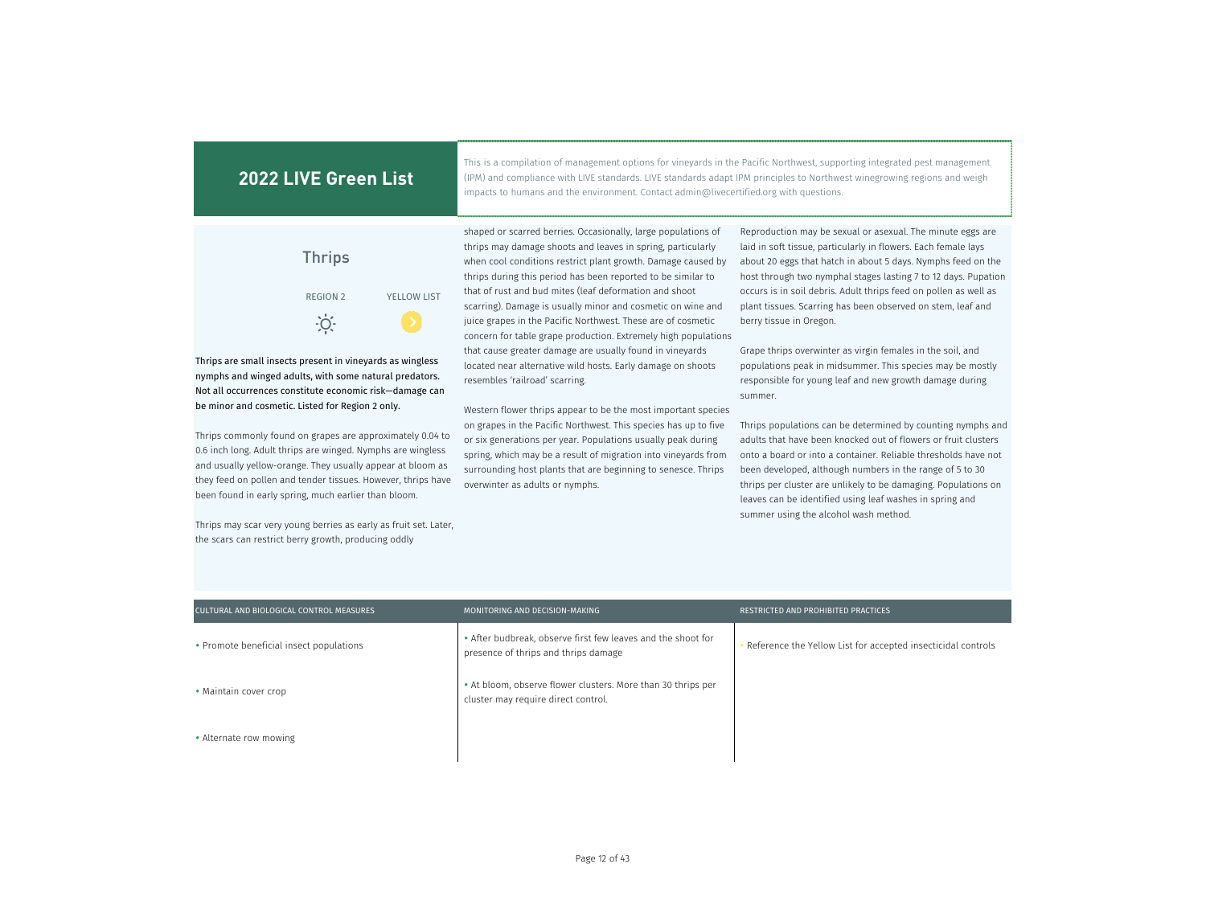## 2022 LIVE Green List

This is a compilation of management options for vineyards in the Pacific Northwest, supporting integrated pest management (IPM) and compliance with LIVE standards. LIVE standards adapt IPM principles to Northwest winegrowing regions and weigh impacts to humans and the environment. Contact admin@livecertified.org with questions.

# Thrips

REGION 2 — YELLOW LIST

**Thrips are small insects present in vineyards as wingless nymphs and winged adults, with some natural predators. Not all occurrences constitute economic risk—damage can be minor and cosmetic. Listed for Region 2 only.**

Thrips commonly found on grapes are approximately 0.04 to 0.6 inch long. Adult thrips are winged. Nymphs are wingless and usually yellow-orange. They usually appear at bloom as they feed on pollen and tender tissues. However, thrips have been found in early spring, much earlier than bloom.

Thrips may scar very young berries as early as fruit set. Later, the scars can restrict berry growth, producing oddly shaped or scarred berries. Occasionally, large populations of thrips may damage shoots and leaves in spring, particularly when cool conditions restrict plant growth. Damage caused by thrips during this period has been reported to be similar to that of rust and bud mites (leaf deformation and shoot scarring). Damage is usually minor and cosmetic on wine and juice grapes in the Pacific Northwest. These are of cosmetic concern for table grape production. Extremely high populations that cause greater damage are usually found in vineyards located near alternative wild hosts. Early damage on shoots resembles 'railroad' scarring.

Western flower thrips appear to be the most important species on grapes in the Pacific Northwest. This species has up to five or six generations per year. Populations usually peak during spring, which may be a result of migration into vineyards from surrounding host plants that are beginning to senesce. Thrips overwinter as adults or nymphs.

Reproduction may be sexual or asexual. The minute eggs are laid in soft tissue, particularly in flowers. Each female lays about 20 eggs that hatch in about 5 days. Nymphs feed on the host through two nymphal stages lasting 7 to 12 days. Pupation occurs is in soil debris. Adult thrips feed on pollen as well as plant tissues. Scarring has been observed on stem, leaf and berry tissue in Oregon.

Grape thrips overwinter as virgin females in the soil, and populations peak in midsummer. This species may be mostly responsible for young leaf and new growth damage during summer.

Thrips populations can be determined by counting nymphs and adults that have been knocked out of flowers or fruit clusters onto a board or into a container. Reliable thresholds have not been developed, although numbers in the range of 5 to 30 thrips per cluster are unlikely to be damaging. Populations on leaves can be identified using leaf washes in spring and summer using the alcohol wash method.

| CULTURAL AND BIOLOGICAL CONTROL MEASURES | MONITORING AND DECISION-MAKING | RESTRICTED AND PROHIBITED PRACTICES |
|---|---|---|
| • Promote beneficial insect populations | • After budbreak, observe first few leaves and the shoot for presence of thrips and thrips damage | • Reference the Yellow List for accepted insecticidal controls |
| • Maintain cover crop | • At bloom, observe flower clusters. More than 30 thrips per cluster may require direct control. | |
| • Alternate row mowing | | |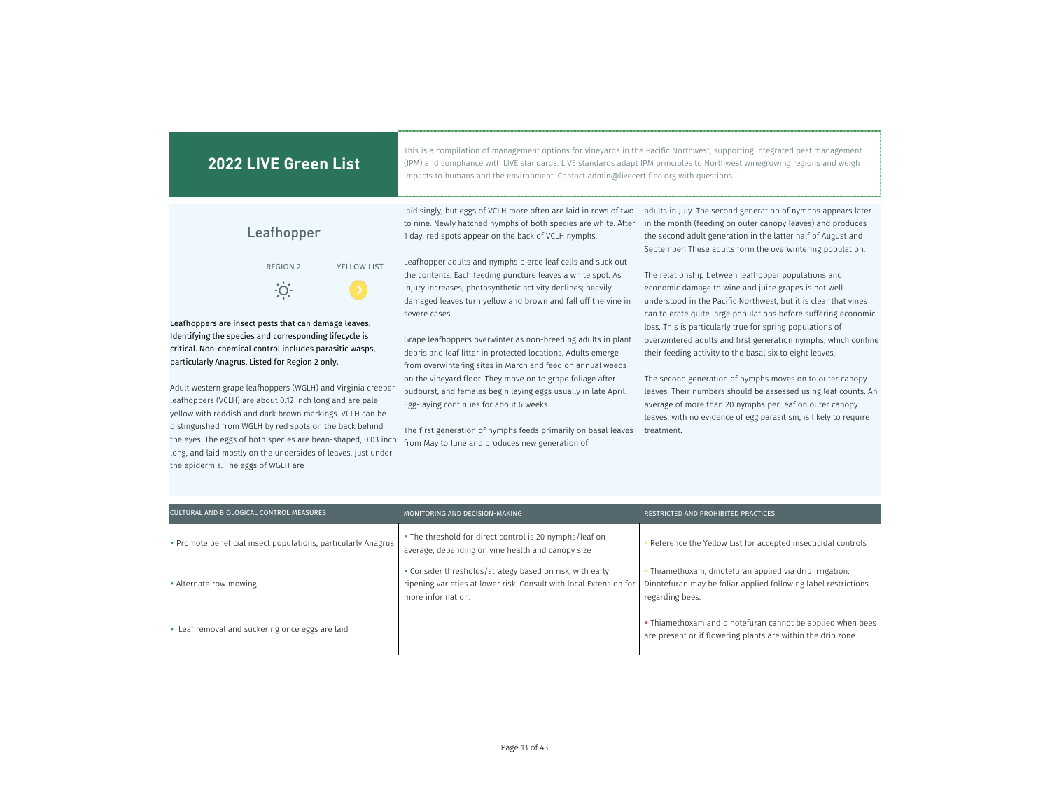## 2022 LIVE Green List

This is a compilation of management options for vineyards in the Pacific Northwest, supporting integrated pest management (IPM) and compliance with LIVE standards. LIVE standards adapt IPM principles to Northwest winegrowing regions and weigh impacts to humans and the environment. Contact admin@livecertified.org with questions.

### Leafhopper

REGION 2 | YELLOW LIST

**Leafhoppers are insect pests that can damage leaves. Identifying the species and corresponding lifecycle is critical. Non-chemical control includes parasitic wasps, particularly Anagrus. Listed for Region 2 only.**

Adult western grape leafhoppers (WGLH) and Virginia creeper leafhoppers (VCLH) are about 0.12 inch long and are pale yellow with reddish and dark brown markings. VCLH can be distinguished from WGLH by red spots on the back behind the eyes. The eggs of both species are bean-shaped, 0.03 inch long, and laid mostly on the undersides of leaves, just under the epidermis. The eggs of WGLH are laid singly, but eggs of VCLH more often are laid in rows of two to nine. Newly hatched nymphs of both species are white. After 1 day, red spots appear on the back of VCLH nymphs.

Leafhopper adults and nymphs pierce leaf cells and suck out the contents. Each feeding puncture leaves a white spot. As injury increases, photosynthetic activity declines; heavily damaged leaves turn yellow and brown and fall off the vine in severe cases.

Grape leafhoppers overwinter as non-breeding adults in plant debris and leaf litter in protected locations. Adults emerge from overwintering sites in March and feed on annual weeds on the vineyard floor. They move on to grape foliage after budburst, and females begin laying eggs usually in late April. Egg-laying continues for about 6 weeks.

The first generation of nymphs feeds primarily on basal leaves from May to June and produces new generation of adults in July. The second generation of nymphs appears later in the month (feeding on outer canopy leaves) and produces the second adult generation in the latter half of August and September. These adults form the overwintering population.

The relationship between leafhopper populations and economic damage to wine and juice grapes is not well understood in the Pacific Northwest, but it is clear that vines can tolerate quite large populations before suffering economic loss. This is particularly true for spring populations of overwintered adults and first generation nymphs, which confine their feeding activity to the basal six to eight leaves.

The second generation of nymphs moves on to outer canopy leaves. Their numbers should be assessed using leaf counts. An average of more than 20 nymphs per leaf on outer canopy leaves, with no evidence of egg parasitism, is likely to require treatment.

| CULTURAL AND BIOLOGICAL CONTROL MEASURES | MONITORING AND DECISION-MAKING | RESTRICTED AND PROHIBITED PRACTICES |
|---|---|---|
| • Promote beneficial insect populations, particularly Anagrus | • The threshold for direct control is 20 nymphs/leaf on average, depending on vine health and canopy size | • Reference the Yellow List for accepted insecticidal controls |
| • Alternate row mowing | • Consider thresholds/strategy based on risk, with early ripening varieties at lower risk. Consult with local Extension for more information. | • Thiamethoxam, dinotefuran applied via drip irrigation. Dinotefuran may be foliar applied following label restrictions regarding bees. |
| • Leaf removal and suckering once eggs are laid | | • Thiamethoxam and dinotefuran cannot be applied when bees are present or if flowering plants are within the drip zone |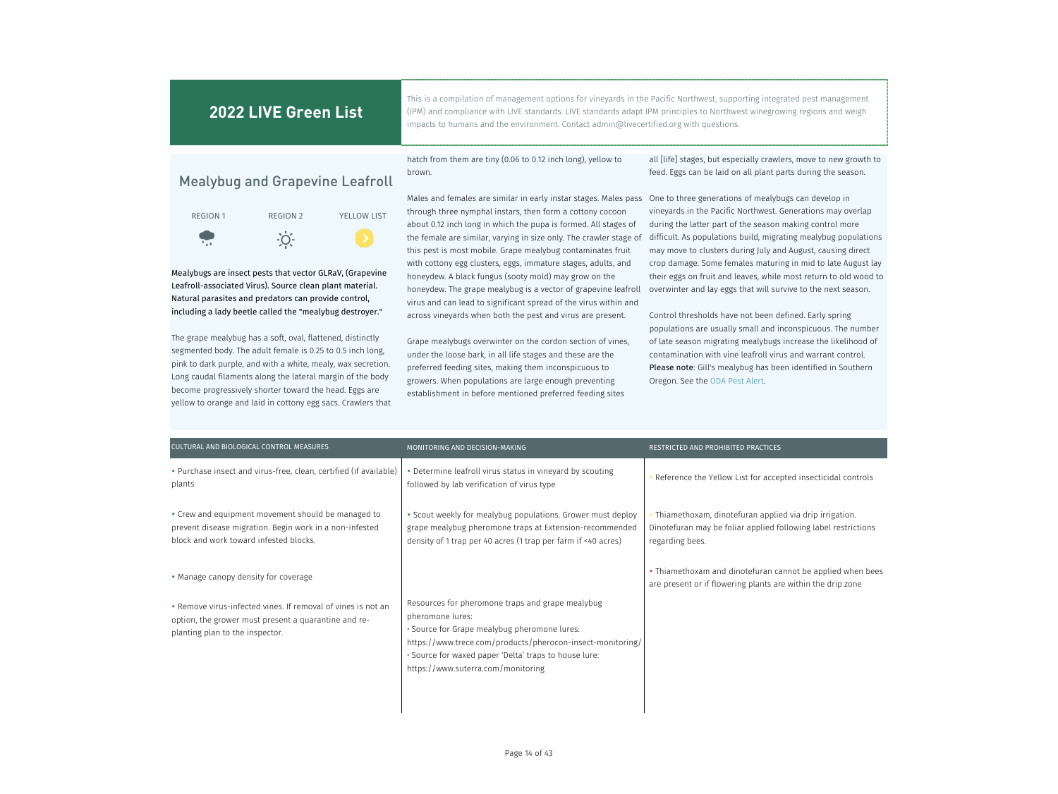# 2022 LIVE Green List

This is a compilation of management options for vineyards in the Pacific Northwest, supporting integrated pest management (IPM) and compliance with LIVE standards. LIVE standards adapt IPM principles to Northwest winegrowing regions and weigh impacts to humans and the environment. Contact admin@livecertified.org with questions.

## Mealybug and Grapevine Leafroll

| REGION 1 | REGION 2 | YELLOW LIST |
|---|---|---|

**Mealybugs are insect pests that vector GLRaV, (Grapevine Leafroll-associated Virus). Source clean plant material. Natural parasites and predators can provide control, including a lady beetle called the "mealybug destroyer."**

The grape mealybug has a soft, oval, flattened, distinctly segmented body. The adult female is 0.25 to 0.5 inch long, pink to dark purple, and with a white, mealy, wax secretion. Long caudal filaments along the lateral margin of the body become progressively shorter toward the head. Eggs are yellow to orange and laid in cottony egg sacs. Crawlers that hatch from them are tiny (0.06 to 0.12 inch long), yellow to brown.

Males and females are similar in early instar stages. Males pass through three nymphal instars, then form a cottony cocoon about 0.12 inch long in which the pupa is formed. All stages of the female are similar, varying in size only. The crawler stage of this pest is most mobile. Grape mealybug contaminates fruit with cottony egg clusters, eggs, immature stages, adults, and honeydew. A black fungus (sooty mold) may grow on the honeydew. The grape mealybug is a vector of grapevine leafroll virus and can lead to significant spread of the virus within and across vineyards when both the pest and virus are present.

Grape mealybugs overwinter on the cordon section of vines, under the loose bark, in all life stages and these are the preferred feeding sites, making them inconspicuous to growers. When populations are large enough preventing establishment in before mentioned preferred feeding sites all [life] stages, but especially crawlers, move to new growth to feed. Eggs can be laid on all plant parts during the season.

One to three generations of mealybugs can develop in vineyards in the Pacific Northwest. Generations may overlap during the latter part of the season making control more difficult. As populations build, migrating mealybug populations may move to clusters during July and August, causing direct crop damage. Some females maturing in mid to late August lay their eggs on fruit and leaves, while most return to old wood to overwinter and lay eggs that will survive to the next season.

Control thresholds have not been defined. Early spring populations are usually small and inconspicuous. The number of late season migrating mealybugs increase the likelihood of contamination with vine leafroll virus and warrant control. **Please note**: Gill's mealybug has been identified in Southern Oregon. See the ODA Pest Alert.

| CULTURAL AND BIOLOGICAL CONTROL MEASURES | MONITORING AND DECISION-MAKING | RESTRICTED AND PROHIBITED PRACTICES |
|---|---|---|
| • Purchase insect and virus-free, clean, certified (if available) plants | • Determine leafroll virus status in vineyard by scouting followed by lab verification of virus type | • Reference the Yellow List for accepted insecticidal controls |
| • Crew and equipment movement should be managed to prevent disease migration. Begin work in a non-infested block and work toward infested blocks. | • Scout weekly for mealybug populations. Grower must deploy grape mealybug pheromone traps at Extension-recommended density of 1 trap per 40 acres (1 trap per farm if <40 acres) | • Thiamethoxam, dinotefuran applied via drip irrigation. Dinotefuran may be foliar applied following label restrictions regarding bees. |
| • Manage canopy density for coverage | | • Thiamethoxam and dinotefuran cannot be applied when bees are present or if flowering plants are within the drip zone |
| • Remove virus-infected vines. If removal of vines is not an option, the grower must present a quarantine and re-planting plan to the inspector. | Resources for pheromone traps and grape mealybug pheromone lures:<br>· Source for Grape mealybug pheromone lures: https://www.trece.com/products/pherocon-insect-monitoring/<br>· Source for waxed paper 'Delta' traps to house lure: https://www.suterra.com/monitoring | |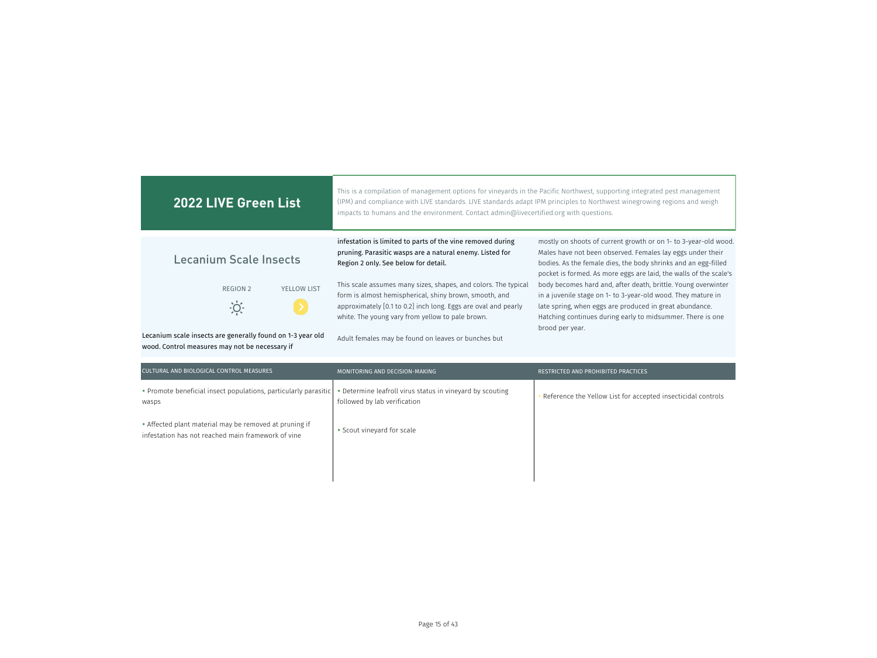## 2022 LIVE Green List

This is a compilation of management options for vineyards in the Pacific Northwest, supporting integrated pest management (IPM) and compliance with LIVE standards. LIVE standards adapt IPM principles to Northwest winegrowing regions and weigh impacts to humans and the environment. Contact admin@livecertified.org with questions.

# Lecanium Scale Insects

REGION 2 | YELLOW LIST

**Lecanium scale insects are generally found on 1-3 year old wood. Control measures may not be necessary if infestation is limited to parts of the vine removed during pruning. Parasitic wasps are a natural enemy. Listed for Region 2 only. See below for detail.**

This scale assumes many sizes, shapes, and colors. The typical form is almost hemispherical, shiny brown, smooth, and approximately [0.1 to 0.2] inch long. Eggs are oval and pearly white. The young vary from yellow to pale brown.

Adult females may be found on leaves or bunches but mostly on shoots of current growth or on 1- to 3-year-old wood. Males have not been observed. Females lay eggs under their bodies. As the female dies, the body shrinks and an egg-filled pocket is formed. As more eggs are laid, the walls of the scale's body becomes hard and, after death, brittle. Young overwinter in a juvenile stage on 1- to 3-year-old wood. They mature in late spring, when eggs are produced in great abundance. Hatching continues during early to midsummer. There is one brood per year.

| CULTURAL AND BIOLOGICAL CONTROL MEASURES | MONITORING AND DECISION-MAKING | RESTRICTED AND PROHIBITED PRACTICES |
|---|---|---|
| • Promote beneficial insect populations, particularly parasitic wasps | • Determine leafroll virus status in vineyard by scouting followed by lab verification | • Reference the Yellow List for accepted insecticidal controls |
| • Affected plant material may be removed at pruning if infestation has not reached main framework of vine | • Scout vineyard for scale | |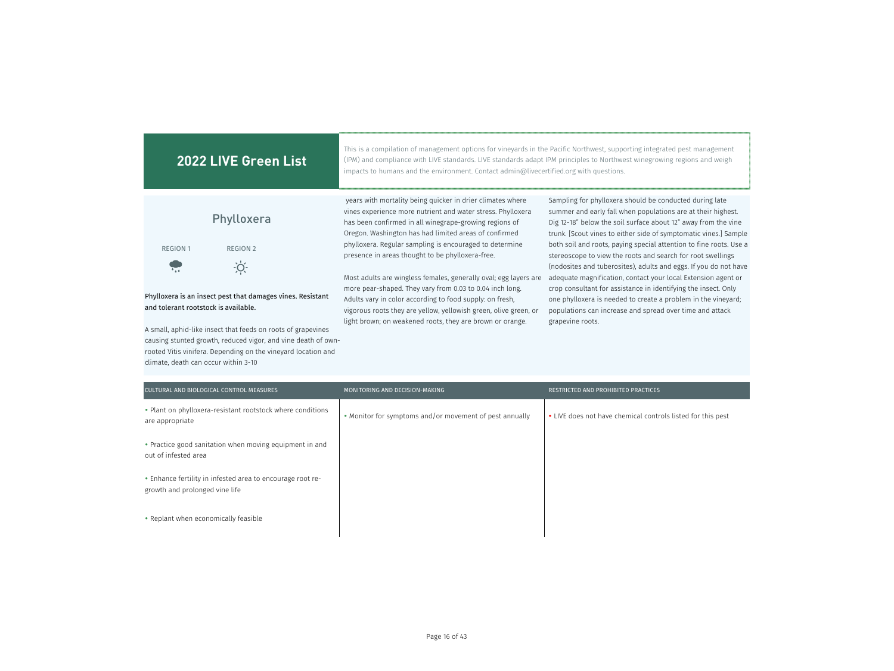# 2022 LIVE Green List

This is a compilation of management options for vineyards in the Pacific Northwest, supporting integrated pest management (IPM) and compliance with LIVE standards. LIVE standards adapt IPM principles to Northwest winegrowing regions and weigh impacts to humans and the environment. Contact admin@livecertified.org with questions.

## Phylloxera

REGION 1 REGION 2

**Phylloxera is an insect pest that damages vines. Resistant and tolerant rootstock is available.**

A small, aphid-like insect that feeds on roots of grapevines causing stunted growth, reduced vigor, and vine death of own-rooted Vitis vinifera. Depending on the vineyard location and climate, death can occur within 3-10 years with mortality being quicker in drier climates where vines experience more nutrient and water stress. Phylloxera has been confirmed in all winegrape-growing regions of Oregon. Washington has had limited areas of confirmed phylloxera. Regular sampling is encouraged to determine presence in areas thought to be phylloxera-free.

Most adults are wingless females, generally oval; egg layers are more pear-shaped. They vary from 0.03 to 0.04 inch long. Adults vary in color according to food supply: on fresh, vigorous roots they are yellow, yellowish green, olive green, or light brown; on weakened roots, they are brown or orange.

Sampling for phylloxera should be conducted during late summer and early fall when populations are at their highest. Dig 12-18" below the soil surface about 12" away from the vine trunk. [Scout vines to either side of symptomatic vines.] Sample both soil and roots, paying special attention to fine roots. Use a stereoscope to view the roots and search for root swellings (nodosites and tuberosites), adults and eggs. If you do not have adequate magnification, contact your local Extension agent or crop consultant for assistance in identifying the insect. Only one phylloxera is needed to create a problem in the vineyard; populations can increase and spread over time and attack grapevine roots.

| CULTURAL AND BIOLOGICAL CONTROL MEASURES | MONITORING AND DECISION-MAKING | RESTRICTED AND PROHIBITED PRACTICES |
|---|---|---|
| • Plant on phylloxera-resistant rootstock where conditions are appropriate | • Monitor for symptoms and/or movement of pest annually | • LIVE does not have chemical controls listed for this pest |
| • Practice good sanitation when moving equipment in and out of infested area | | |
| • Enhance fertility in infested area to encourage root re-growth and prolonged vine life | | |
| • Replant when economically feasible | | |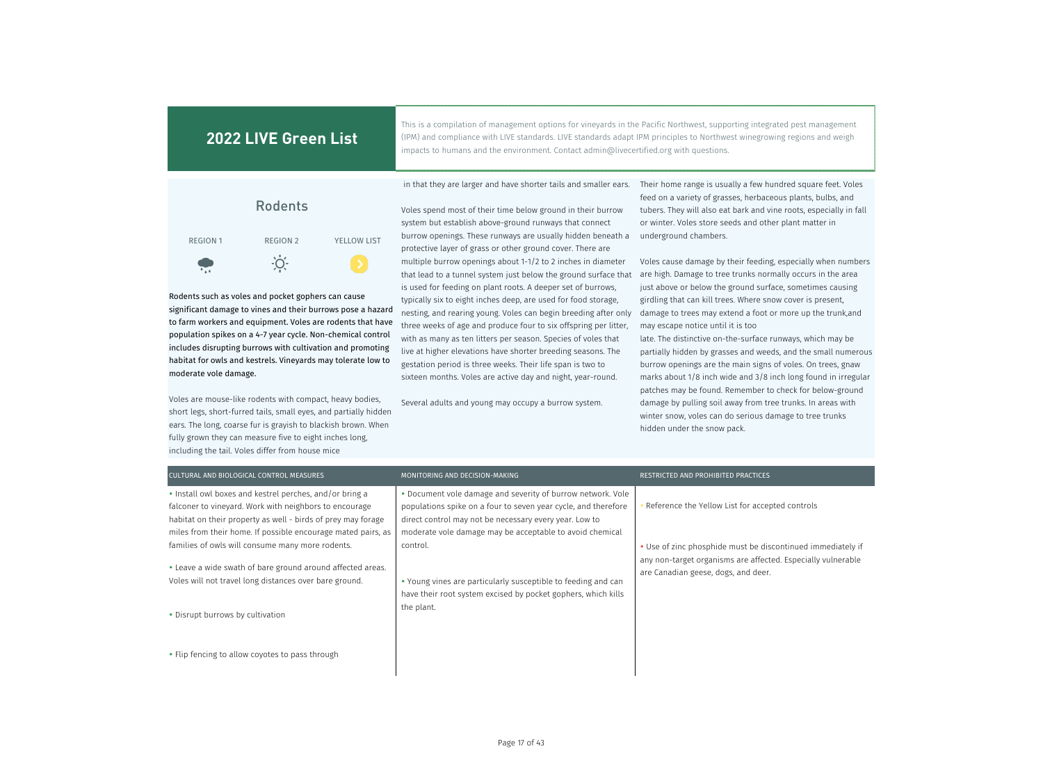## 2022 LIVE Green List

This is a compilation of management options for vineyards in the Pacific Northwest, supporting integrated pest management (IPM) and compliance with LIVE standards. LIVE standards adapt IPM principles to Northwest winegrowing regions and weigh impacts to humans and the environment. Contact admin@livecertified.org with questions.

### Rodents

| REGION 1 | REGION 2 | YELLOW LIST |
|---|---|---|

**Rodents such as voles and pocket gophers can cause significant damage to vines and their burrows pose a hazard to farm workers and equipment. Voles are rodents that have population spikes on a 4-7 year cycle. Non-chemical control includes disrupting burrows with cultivation and promoting habitat for owls and kestrels. Vineyards may tolerate low to moderate vole damage.**

Voles are mouse-like rodents with compact, heavy bodies, short legs, short-furred tails, small eyes, and partially hidden ears. The long, coarse fur is grayish to blackish brown. When fully grown they can measure five to eight inches long, including the tail. Voles differ from house mice in that they are larger and have shorter tails and smaller ears.

Voles spend most of their time below ground in their burrow system but establish above-ground runways that connect burrow openings. These runways are usually hidden beneath a protective layer of grass or other ground cover. There are multiple burrow openings about 1-1/2 to 2 inches in diameter that lead to a tunnel system just below the ground surface that is used for feeding on plant roots. A deeper set of burrows, typically six to eight inches deep, are used for food storage, nesting, and rearing young. Voles can begin breeding after only three weeks of age and produce four to six offspring per litter, with as many as ten litters per season. Species of voles that live at higher elevations have shorter breeding seasons. The gestation period is three weeks. Their life span is two to sixteen months. Voles are active day and night, year-round.

Several adults and young may occupy a burrow system.

Their home range is usually a few hundred square feet. Voles feed on a variety of grasses, herbaceous plants, bulbs, and tubers. They will also eat bark and vine roots, especially in fall or winter. Voles store seeds and other plant matter in underground chambers.

Voles cause damage by their feeding, especially when numbers are high. Damage to tree trunks normally occurs in the area just above or below the ground surface, sometimes causing girdling that can kill trees. Where snow cover is present, damage to trees may extend a foot or more up the trunk,and may escape notice until it is too late. The distinctive on-the-surface runways, which may be partially hidden by grasses and weeds, and the small numerous burrow openings are the main signs of voles. On trees, gnaw marks about 1/8 inch wide and 3/8 inch long found in irregular patches may be found. Remember to check for below-ground damage by pulling soil away from tree trunks. In areas with winter snow, voles can do serious damage to tree trunks hidden under the snow pack.

| CULTURAL AND BIOLOGICAL CONTROL MEASURES | MONITORING AND DECISION-MAKING | RESTRICTED AND PROHIBITED PRACTICES |
|---|---|---|
| • Install owl boxes and kestrel perches, and/or bring a falconer to vineyard. Work with neighbors to encourage habitat on their property as well - birds of prey may forage miles from their home. If possible encourage mated pairs, as families of owls will consume many more rodents.<br><br>• Leave a wide swath of bare ground around affected areas. Voles will not travel long distances over bare ground.<br><br>• Disrupt burrows by cultivation<br><br>• Flip fencing to allow coyotes to pass through | • Document vole damage and severity of burrow network. Vole populations spike on a four to seven year cycle, and therefore direct control may not be necessary every year. Low to moderate vole damage may be acceptable to avoid chemical control.<br><br>• Young vines are particularly susceptible to feeding and can have their root system excised by pocket gophers, which kills the plant. | • Reference the Yellow List for accepted controls<br><br>• Use of zinc phosphide must be discontinued immediately if any non-target organisms are affected. Especially vulnerable are Canadian geese, dogs, and deer. |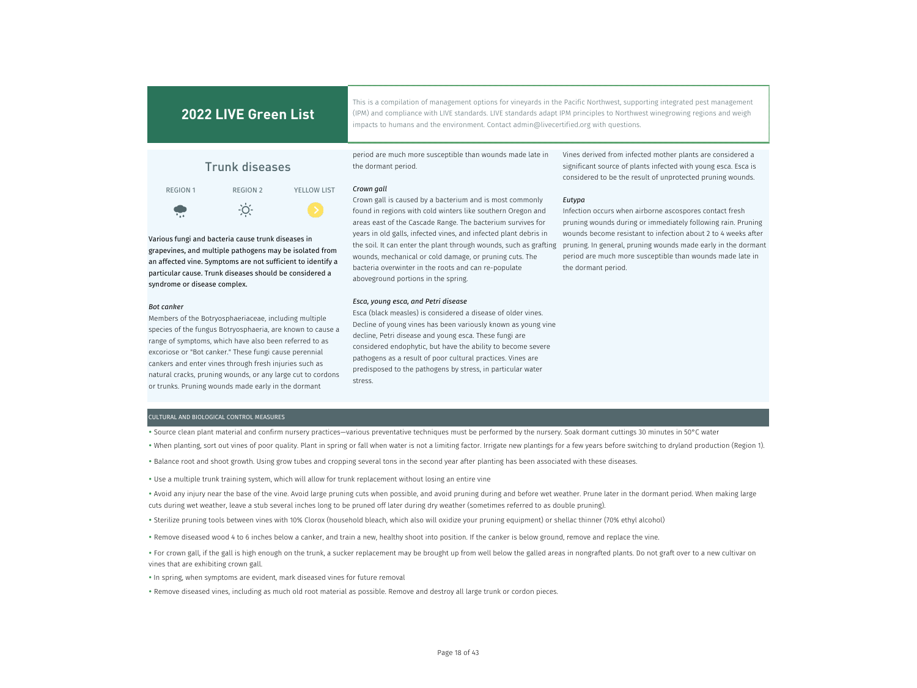## 2022 LIVE Green List

This is a compilation of management options for vineyards in the Pacific Northwest, supporting integrated pest management (IPM) and compliance with LIVE standards. LIVE standards adapt IPM principles to Northwest winegrowing regions and weigh impacts to humans and the environment. Contact admin@livecertified.org with questions.

### Trunk diseases

| REGION 1 | REGION 2 | YELLOW LIST |
| --- | --- | --- |
| | | |

**Various fungi and bacteria cause trunk diseases in grapevines, and multiple pathogens may be isolated from an affected vine. Symptoms are not sufficient to identify a particular cause. Trunk diseases should be considered a syndrome or disease complex.**

*Bot canker*

Members of the Botryosphaeriaceae, including multiple species of the fungus Botryosphaeria, are known to cause a range of symptoms, which have also been referred to as excoriose or "Bot canker." These fungi cause perennial cankers and enter vines through fresh injuries such as natural cracks, pruning wounds, or any large cut to cordons or trunks. Pruning wounds made early in the dormant period are much more susceptible than wounds made late in the dormant period.

*Crown gall*

Crown gall is caused by a bacterium and is most commonly found in regions with cold winters like southern Oregon and areas east of the Cascade Range. The bacterium survives for years in old galls, infected vines, and infected plant debris in the soil. It can enter the plant through wounds, such as grafting wounds, mechanical or cold damage, or pruning cuts. The bacteria overwinter in the roots and can re-populate aboveground portions in the spring.

*Esca, young esca, and Petri disease*

Esca (black measles) is considered a disease of older vines. Decline of young vines has been variously known as young vine decline, Petri disease and young esca. These fungi are considered endophytic, but have the ability to become severe pathogens as a result of poor cultural practices. Vines are predisposed to the pathogens by stress, in particular water stress. Vines derived from infected mother plants are considered a significant source of plants infected with young esca. Esca is considered to be the result of unprotected pruning wounds.

*Eutypa*

Infection occurs when airborne ascospores contact fresh pruning wounds during or immediately following rain. Pruning wounds become resistant to infection about 2 to 4 weeks after pruning. In general, pruning wounds made early in the dormant period are much more susceptible than wounds made late in the dormant period.

#### CULTURAL AND BIOLOGICAL CONTROL MEASURES

- Source clean plant material and confirm nursery practices—various preventative techniques must be performed by the nursery. Soak dormant cuttings 30 minutes in 50°C water
- When planting, sort out vines of poor quality. Plant in spring or fall when water is not a limiting factor. Irrigate new plantings for a few years before switching to dryland production (Region 1).
- Balance root and shoot growth. Using grow tubes and cropping several tons in the second year after planting has been associated with these diseases.
- Use a multiple trunk training system, which will allow for trunk replacement without losing an entire vine
- Avoid any injury near the base of the vine. Avoid large pruning cuts when possible, and avoid pruning during and before wet weather. Prune later in the dormant period. When making large cuts during wet weather, leave a stub several inches long to be pruned off later during dry weather (sometimes referred to as double pruning).
- Sterilize pruning tools between vines with 10% Clorox (household bleach, which also will oxidize your pruning equipment) or shellac thinner (70% ethyl alcohol)
- Remove diseased wood 4 to 6 inches below a canker, and train a new, healthy shoot into position. If the canker is below ground, remove and replace the vine.
- For crown gall, if the gall is high enough on the trunk, a sucker replacement may be brought up from well below the galled areas in nongrafted plants. Do not graft over to a new cultivar on vines that are exhibiting crown gall.
- In spring, when symptoms are evident, mark diseased vines for future removal
- Remove diseased vines, including as much old root material as possible. Remove and destroy all large trunk or cordon pieces.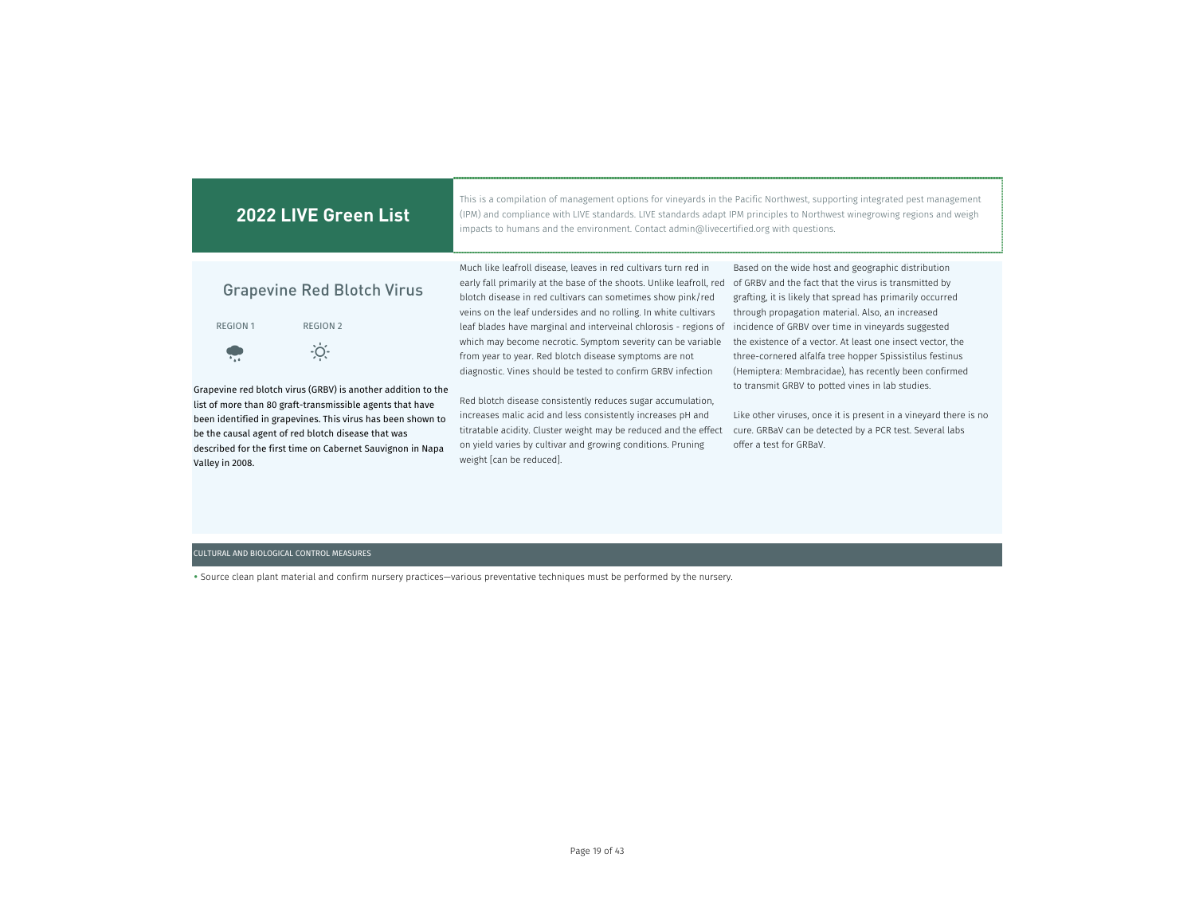# 2022 LIVE Green List

This is a compilation of management options for vineyards in the Pacific Northwest, supporting integrated pest management (IPM) and compliance with LIVE standards. LIVE standards adapt IPM principles to Northwest winegrowing regions and weigh impacts to humans and the environment. Contact admin@livecertified.org with questions.

## Grapevine Red Blotch Virus

REGION 1 REGION 2

Grapevine red blotch virus (GRBV) is another addition to the list of more than 80 graft-transmissible agents that have been identified in grapevines. This virus has been shown to be the causal agent of red blotch disease that was described for the first time on Cabernet Sauvignon in Napa Valley in 2008.

Much like leafroll disease, leaves in red cultivars turn red in early fall primarily at the base of the shoots. Unlike leafroll, red blotch disease in red cultivars can sometimes show pink/red veins on the leaf undersides and no rolling. In white cultivars leaf blades have marginal and interveinal chlorosis - regions of which may become necrotic. Symptom severity can be variable from year to year. Red blotch disease symptoms are not diagnostic. Vines should be tested to confirm GRBV infection

Red blotch disease consistently reduces sugar accumulation, increases malic acid and less consistently increases pH and titratable acidity. Cluster weight may be reduced and the effect on yield varies by cultivar and growing conditions. Pruning weight [can be reduced].

Based on the wide host and geographic distribution of GRBV and the fact that the virus is transmitted by grafting, it is likely that spread has primarily occurred through propagation material. Also, an increased incidence of GRBV over time in vineyards suggested the existence of a vector. At least one insect vector, the three-cornered alfalfa tree hopper Spissistilus festinus (Hemiptera: Membracidae), has recently been confirmed to transmit GRBV to potted vines in lab studies.

Like other viruses, once it is present in a vineyard there is no cure. GRBaV can be detected by a PCR test. Several labs offer a test for GRBaV.

### CULTURAL AND BIOLOGICAL CONTROL MEASURES

- Source clean plant material and confirm nursery practices—various preventative techniques must be performed by the nursery.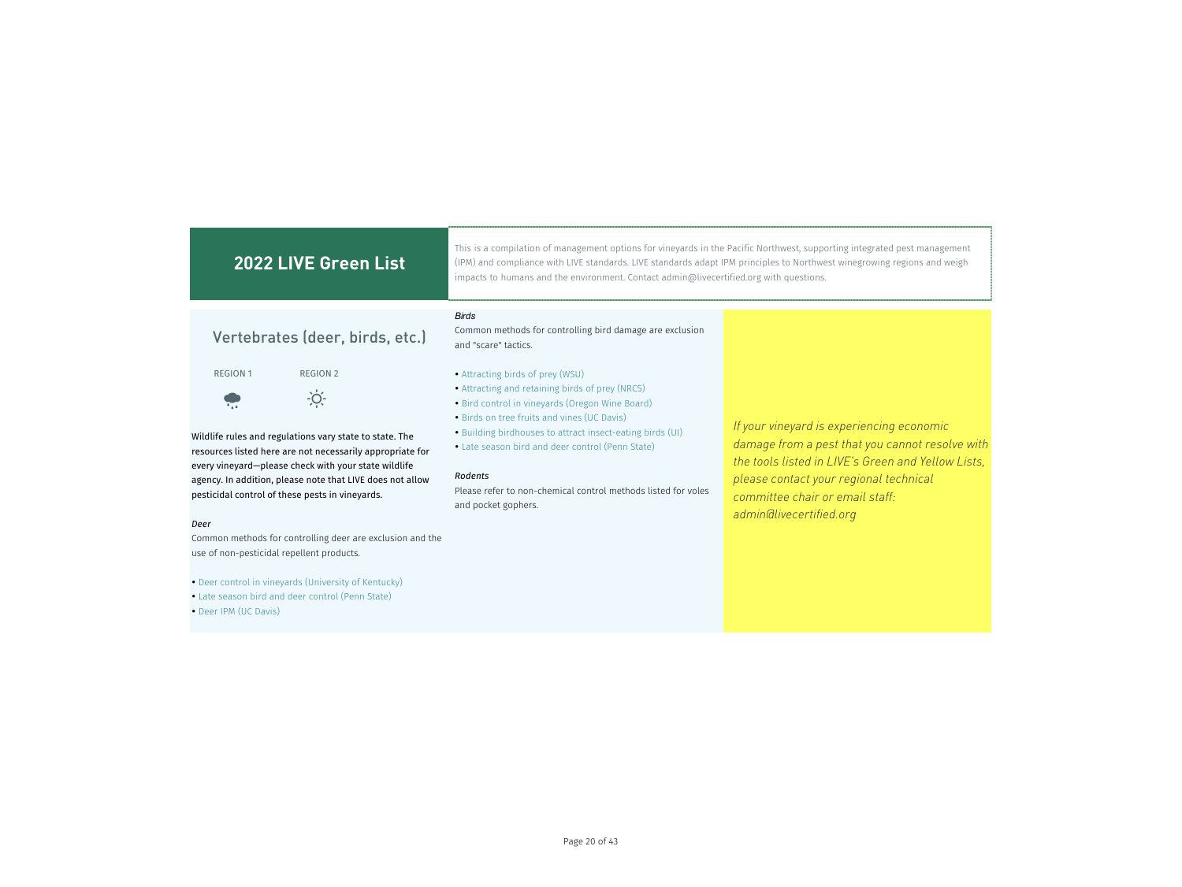# 2022 LIVE Green List

This is a compilation of management options for vineyards in the Pacific Northwest, supporting integrated pest management (IPM) and compliance with LIVE standards. LIVE standards adapt IPM principles to Northwest winegrowing regions and weigh impacts to humans and the environment. Contact admin@livecertified.org with questions.

## Vertebrates (deer, birds, etc.)

REGION 1 REGION 2

**Wildlife rules and regulations vary state to state. The resources listed here are not necessarily appropriate for every vineyard—please check with your state wildlife agency. In addition, please note that LIVE does not allow pesticidal control of these pests in vineyards.**

*Deer*

Common methods for controlling deer are exclusion and the use of non-pesticide repellent products.

- Deer control in vineyards (University of Kentucky)
- Late season bird and deer control (Penn State)
- Deer IPM (UC Davis)

*Birds*

Common methods for controlling bird damage are exclusion and "scare" tactics.

- Attracting birds of prey (WSU)
- Attracting and retaining birds of prey (NRCS)
- Bird control in vineyards (Oregon Wine Board)
- Birds on tree fruits and vines (UC Davis)
- Building birdhouses to attract insect-eating birds (UI)
- Late season bird and deer control (Penn State)

*Rodents*

Please refer to non-chemical control methods listed for voles and pocket gophers.

*If your vineyard is experiencing economic damage from a pest that you cannot resolve with the tools listed in LIVE's Green and Yellow Lists, please contact your regional technical committee chair or email staff: admin@livecertified.org*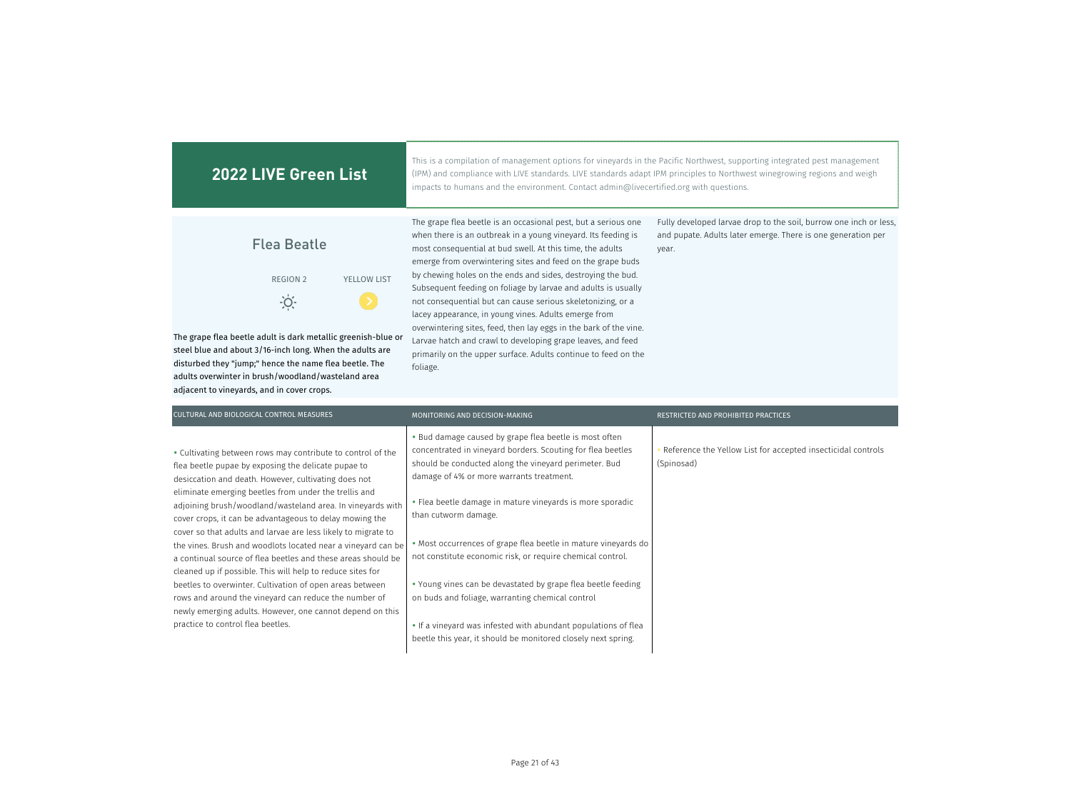## 2022 LIVE Green List

This is a compilation of management options for vineyards in the Pacific Northwest, supporting integrated pest management (IPM) and compliance with LIVE standards. LIVE standards adapt IPM principles to Northwest winegrowing regions and weigh impacts to humans and the environment. Contact admin@livecertified.org with questions.

### Flea Beatle

REGION 2 | YELLOW LIST

**The grape flea beetle adult is dark metallic greenish-blue or steel blue and about 3/16-inch long. When the adults are disturbed they "jump;" hence the name flea beetle. The adults overwinter in brush/woodland/wasteland area adjacent to vineyards, and in cover crops.**

The grape flea beetle is an occasional pest, but a serious one when there is an outbreak in a young vineyard. Its feeding is most consequential at bud swell. At this time, the adults emerge from overwintering sites and feed on the grape buds by chewing holes on the ends and sides, destroying the bud. Subsequent feeding on foliage by larvae and adults is usually not consequential but can cause serious skeletonizing, or a lacey appearance, in young vines. Adults emerge from overwintering sites, feed, then lay eggs in the bark of the vine. Larvae hatch and crawl to developing grape leaves, and feed primarily on the upper surface. Adults continue to feed on the foliage.

Fully developed larvae drop to the soil, burrow one inch or less, and pupate. Adults later emerge. There is one generation per year.

#### CULTURAL AND BIOLOGICAL CONTROL MEASURES

- Cultivating between rows may contribute to control of the flea beetle pupae by exposing the delicate pupae to desiccation and death. However, cultivating does not eliminate emerging beetles from under the trellis and adjoining brush/woodland/wasteland area. In vineyards with cover crops, it can be advantageous to delay mowing the cover so that adults and larvae are less likely to migrate to the vines. Brush and woodlots located near a vineyard can be a continual source of flea beetles and these areas should be cleaned up if possible. This will help to reduce sites for beetles to overwinter. Cultivation of open areas between rows and around the vineyard can reduce the number of newly emerging adults. However, one cannot depend on this practice to control flea beetles.

#### MONITORING AND DECISION-MAKING

- Bud damage caused by grape flea beetle is most often concentrated in vineyard borders. Scouting for flea beetles should be conducted along the vineyard perimeter. Bud damage of 4% or more warrants treatment.
- Flea beetle damage in mature vineyards is more sporadic than cutworm damage.
- Most occurrences of grape flea beetle in mature vineyards do not constitute economic risk, or require chemical control.
- Young vines can be devastated by grape flea beetle feeding on buds and foliage, warranting chemical control
- If a vineyard was infested with abundant populations of flea beetle this year, it should be monitored closely next spring.

#### RESTRICTED AND PROHIBITED PRACTICES

- Reference the Yellow List for accepted insecticidal controls (Spinosad)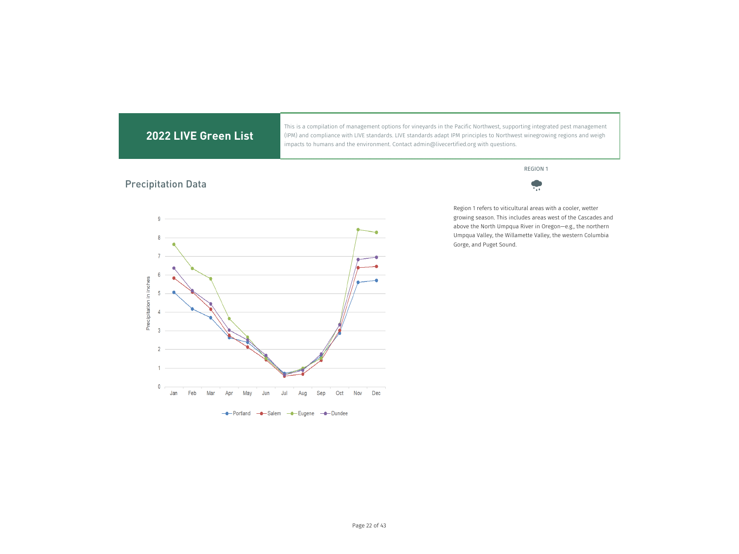# 2022 LIVE Green List

This is a compilation of management options for vineyards in the Pacific Northwest, supporting integrated pest management (IPM) and compliance with LIVE standards. LIVE standards adapt IPM principles to Northwest winegrowing regions and weigh impacts to humans and the environment. Contact admin@livecertified.org with questions.

## Precipitation Data

REGION 1

Region 1 refers to viticultural areas with a cooler, wetter growing season. This includes areas west of the Cascades and above the North Umpqua River in Oregon—e.g., the northern Umpqua Valley, the Willamette Valley, the western Columbia Gorge, and Puget Sound.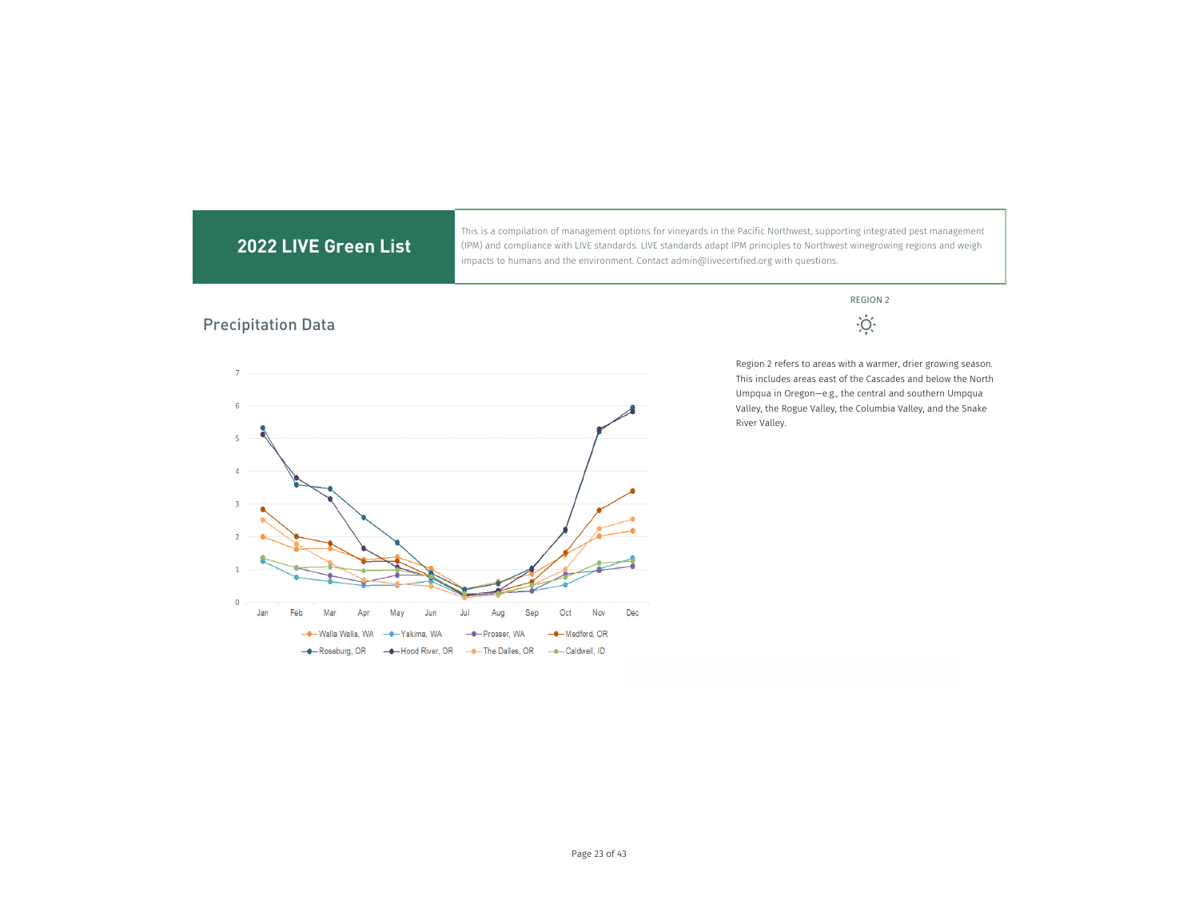## 2022 LIVE Green List

This is a compilation of management options for vineyards in the Pacific Northwest, supporting integrated pest management (IPM) and compliance with LIVE standards. LIVE standards adapt IPM principles to Northwest winegrowing regions and weigh impacts to humans and the environment. Contact admin@livecertified.org with questions.

### Precipitation Data

REGION 2

Region 2 refers to areas with a warmer, drier growing season. This includes areas east of the Cascades and below the North Umpqua in Oregon—e.g., the central and southern Umpqua Valley, the Rogue Valley, the Columbia Valley, and the Snake River Valley.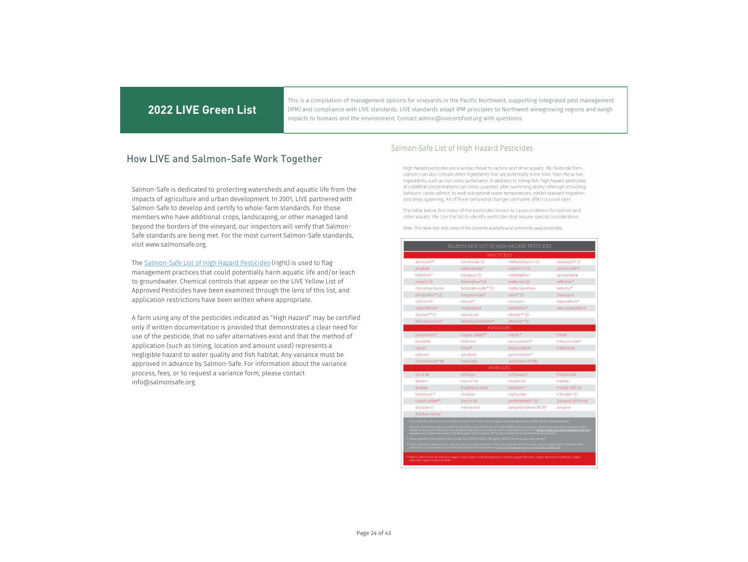# 2022 LIVE Green List

This is a compilation of management options for vineyards in the Pacific Northwest, supporting integrated pest management (IPM) and compliance with LIVE standards. LIVE standards adapt IPM principles to Northwest winegrowing regions and weigh impacts to humans and the environment. Contact admin@livecertified.org with questions.

## How LIVE and Salmon-Safe Work Together

Salmon-Safe is dedicated to protecting watersheds and aquatic life from the impacts of agriculture and urban development. In 2001, LIVE partnered with Salmon-Safe to develop and certify to whole-farm standards. For those members who have additional crops, landscaping, or other managed land beyond the borders of the vineyard, our inspectors will verify that Salmon-Safe standards are being met. For the most current Salmon-Safe standards, visit www.salmonsafe.org.

The Salmon-Safe List of High Hazard Pesticides (right) is used to flag management practices that could potentially harm aquatic life and/or leach to groundwater. Chemical controls that appear on the LIVE Yellow List of Approved Pesticides have been examined through the lens of this list, and application restrictions have been written where appropriate.

A farm using any of the pesticides indicated as "High Hazard" may be certified only if written documentation is provided that demonstrates a clear need for use of the pesticide, that no safer alternatives exist and that the method of application (such as timing, location and amount used) represents a negligible hazard to water quality and fish habitat. Any variance must be approved in advance by Salmon-Safe. For information about the variance process, fees, or to request a variance form, please contact info@salmonsafe.org.

## Salmon-Safe List of High Hazard Pesticides

High hazard pesticides are a serious threat to salmon and other aquatic life. Pesticide formulations can also contain other ingredients that are potentially more toxic than the active ingredients, such as non-ionic surfactants. In addition to killing fish, high hazard pesticides at sublethal concentrations can stress juveniles, alter swimming ability, interrupt schooling behavior, cause salmon to seek suboptimal water temperatures, inhibit seaward migration and delay spawning. All of these behavioral changes ultimately affect survival rates.

The table below lists many of the pesticides known to cause problems for salmon and other aquatic life. Use this list to identify pesticides that require special consideration.

*Note: This table lists only some of the currently available and commonly used pesticides.*

| SALMON-SAFE LIST OF HIGH HAZARD PESTICIDES | | | |
|---|---|---|---|
| **INSECTICIDES** | | | |
| abamectin* | dimethoate (3) | methamidophos (3) | propargite* (7) |
| acephate | esfenvalerate* | malathion* (1) | spirodiclofen* |
| bifenthrin* | ethoprop (3) | methidathion | spirotetramat |
| carbaryl (2) | fenamiphos* (3) | methomyl (2) | tefluthrin* |
| chlorantraniliprole | fenbutatin-oxide** (7) | methyl parathion | terbufos* |
| chlorpyrifos** (2) | fenpyroximate* | naled* (3) | thiacloprid |
| cyfluthrin* | fipronil* | novaluron | tralomethrin* |
| cypermethrin* | imidacloprid | permethrin* | zeta-cypermethrin |
| diazinon** (1) | indoxacarb | phorate** (3) | |
| diflubenzuron (7) | lambda-cyhalothrin* | phosmet* (3) | |
| **FUNGICIDES** | | | |
| azoxystrobin* | copper sulfate** | maneb* | thiram |
| benzalide | fenarimol | picoxystrobin* | trifloxystrobin* |
| captan | folpet* | propiconazole | triflumizole |
| carboxin | iprodione | pyraclostrobin* | |
| chlorothalonil* (4) | mancozeb | quintozene (PCNB) | |
| **HERBICIDES** | | | |
| 2,4-D (4) | dithiopyr | norflurazon* | thiobencarb |
| alachlor | diuron* (4) | oryzalin (5) | triallate |
| atrazine | fluazifop-p-butyl | oxadiazon* | triclopyr BEE (4) |
| bromoxynil* | isoxaben | oxyfluorfen | trifluralin* (5) |
| copper sulfate** | linuron (4) | pendimethalin* (5) | paraquat dichloride |
| dichlobenil | metolachlor | pentachlorophenol (PCP)* | simazine |
| diclofop-methyl | | | |

Very Highly Acutely Toxic and/or Highly Acutely Toxic* to fish and/or aquatic invertebrates. Based on EPA's Aquatic Life Benchmarks†

Pesticide names followed by a number in parentheses indicates the specific NOAA (NMFS) Biological Opinion where it was assessed for jeopardy and/or habitat destruction/modification to endangered salmonids in accordance with the Endangered Species Act (https://www.epa.gov/endangered-species), regarding the 37 pesticides listed in the Washington Toxics Coalition (WTC) court settlement. Completed BiOps listed below*

* Active ingredients being Very Highly Acutely Toxic (LC50 or EC50 <100 ug/l) to BOTH fish and aquatic invertebrates

* Active ingredients determined to generally have very high potential for risk of off-target movement through surface runoff, based on the pesticide's adsorption to soil/sediment and its field dissipation half-life (persistence)

**Salmon-Safe limited use restrictions apply to any copper containing pesticide, including copper hydroxide, copper ammonium hydroxide, copper carbonate, copper oxide and others.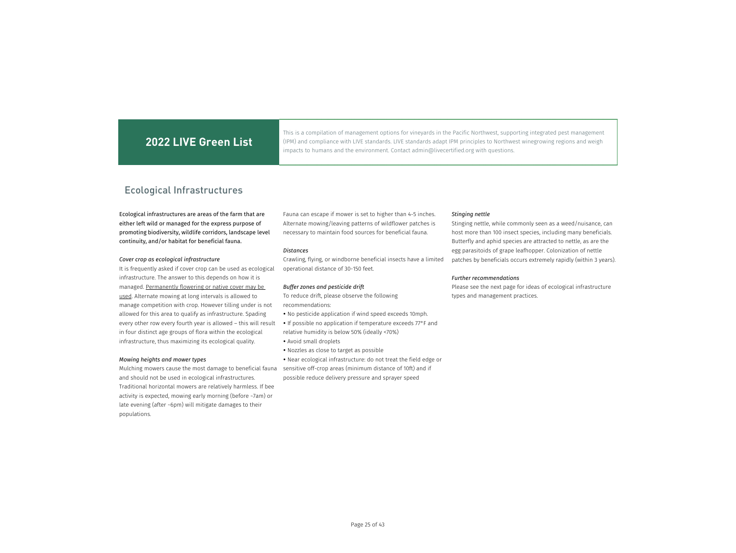## 2022 LIVE Green List

This is a compilation of management options for vineyards in the Pacific Northwest, supporting integrated pest management (IPM) and compliance with LIVE standards. LIVE standards adapt IPM principles to Northwest winegrowing regions and weigh impacts to humans and the environment. Contact admin@livecertified.org with questions.

# Ecological Infrastructures

Ecological infrastructures are areas of the farm that are either left wild or managed for the express purpose of promoting biodiversity, wildlife corridors, landscape level continuity, and/or habitat for beneficial fauna.

*Cover crop as ecological infrastructure*

It is frequently asked if cover crop can be used as ecological infrastructure. The answer to this depends on how it is managed. Permanently flowering or native cover may be used. Alternate mowing at long intervals is allowed to manage competition with crop. However tilling under is not allowed for this area to qualify as infrastructure. Spading every other row every fourth year is allowed – this will result in four distinct age groups of flora within the ecological infrastructure, thus maximizing its ecological quality.

*Mowing heights and mower types*

Mulching mowers cause the most damage to beneficial fauna and should not be used in ecological infrastructures. Traditional horizontal mowers are relatively harmless. If bee activity is expected, mowing early morning (before ~7am) or late evening (after ~6pm) will mitigate damages to their populations.

Fauna can escape if mower is set to higher than 4-5 inches. Alternate mowing/leaving patterns of wildflower patches is necessary to maintain food sources for beneficial fauna.

*Distances*

Crawling, flying, or windborne beneficial insects have a limited operational distance of 30-150 feet.

*Buffer zones and pesticide drift*

To reduce drift, please observe the following recommendations:

- No pesticide application if wind speed exceeds 10mph.
- If possible no application if temperature exceeds 77°F and relative humidity is below 50% (ideally <70%)
- Avoid small droplets
- Nozzles as close to target as possible
- Near ecological infrastructure: do not treat the field edge or sensitive off-crop areas (minimum distance of 10ft) and if possible reduce delivery pressure and sprayer speed

*Stinging nettle*

Stinging nettle, while commonly seen as a weed/nuisance, can host more than 100 insect species, including many beneficials. Butterfly and aphid species are attracted to nettle, as are the egg parasitoids of grape leafhopper. Colonization of nettle patches by beneficials occurs extremely rapidly (within 3 years).

*Further recommendations*

Please see the next page for ideas of ecological infrastructure types and management practices.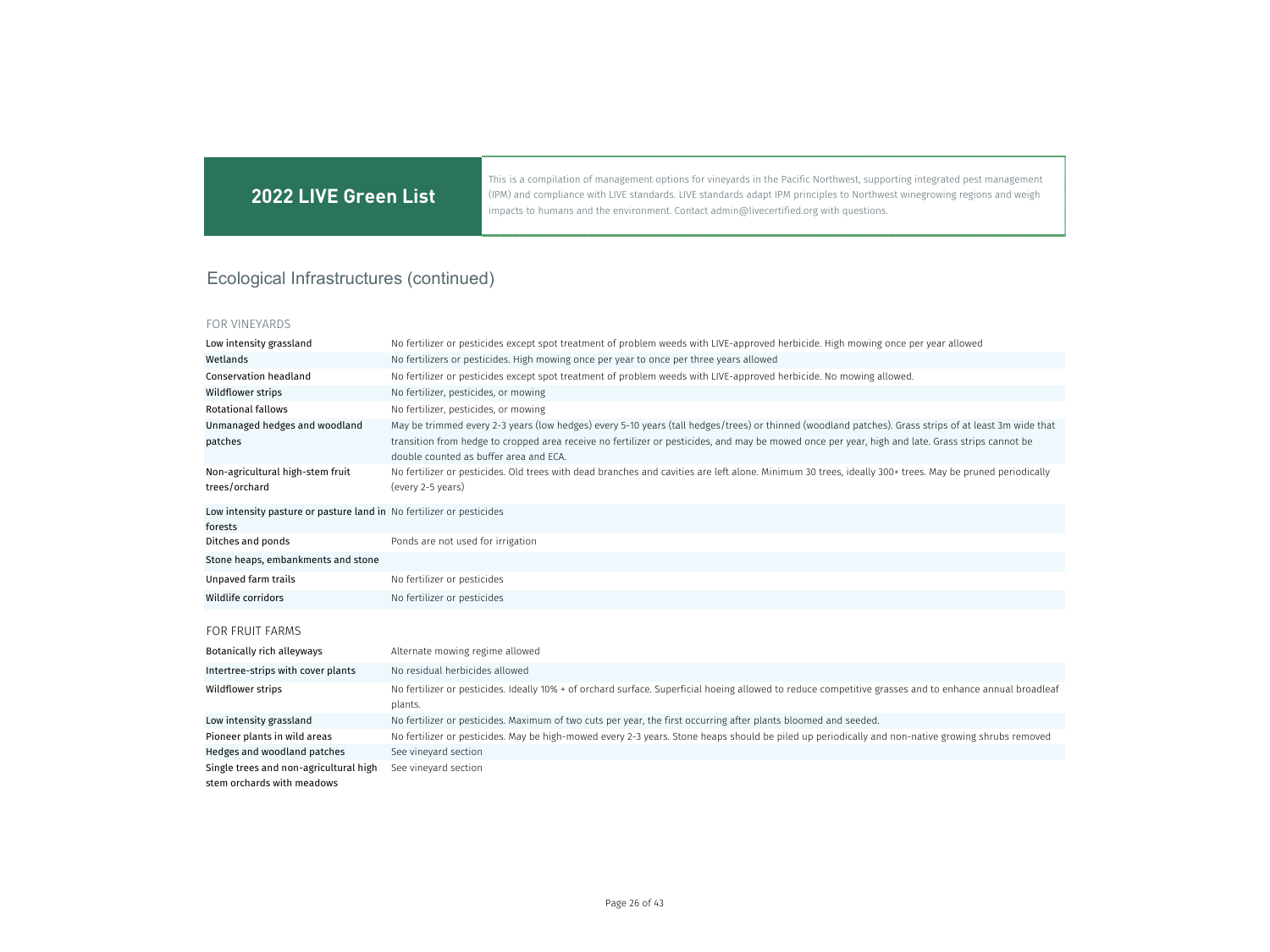## 2022 LIVE Green List

This is a compilation of management options for vineyards in the Pacific Northwest, supporting integrated pest management (IPM) and compliance with LIVE standards. LIVE standards adapt IPM principles to Northwest winegrowing regions and weigh impacts to humans and the environment. Contact admin@livecertified.org with questions.

# Ecological Infrastructures (continued)

### FOR VINEYARDS

| | |
|---|---|
| Low intensity grassland | No fertilizer or pesticides except spot treatment of problem weeds with LIVE-approved herbicide. High mowing once per year allowed |
| Wetlands | No fertilizers or pesticides. High mowing once per year to once per three years allowed |
| Conservation headland | No fertilizer or pesticides except spot treatment of problem weeds with LIVE-approved herbicide. No mowing allowed. |
| Wildflower strips | No fertilizer, pesticides, or mowing |
| Rotational fallows | No fertilizer, pesticides, or mowing |
| Unmanaged hedges and woodland patches | May be trimmed every 2-3 years (low hedges) every 5-10 years (tall hedges/trees) or thinned (woodland patches). Grass strips of at least 3m wide that transition from hedge to cropped area receive no fertilizer or pesticides, and may be mowed once per year, high and late. Grass strips cannot be double counted as buffer area and ECA. |
| Non-agricultural high-stem fruit trees/orchard | No fertilizer or pesticides. Old trees with dead branches and cavities are left alone. Minimum 30 trees, ideally 300+ trees. May be pruned periodically (every 2-5 years) |
| Low intensity pasture or pasture land in forests | No fertilizer or pesticides |
| Ditches and ponds | Ponds are not used for irrigation |
| Stone heaps, embankments and stone | |
| Unpaved farm trails | No fertilizer or pesticides |
| Wildlife corridors | No fertilizer or pesticides |

### FOR FRUIT FARMS

| | |
|---|---|
| Botanically rich alleyways | Alternate mowing regime allowed |
| Intertree-strips with cover plants | No residual herbicides allowed |
| Wildflower strips | No fertilizer or pesticides. Ideally 10% + of orchard surface. Superficial hoeing allowed to reduce competitive grasses and to enhance annual broadleaf plants. |
| Low intensity grassland | No fertilizer or pesticides. Maximum of two cuts per year, the first occurring after plants bloomed and seeded. |
| Pioneer plants in wild areas | No fertilizer or pesticides. May be high-mowed every 2-3 years. Stone heaps should be piled up periodically and non-native growing shrubs removed |
| Hedges and woodland patches | See vineyard section |
| Single trees and non-agricultural high stem orchards with meadows | See vineyard section |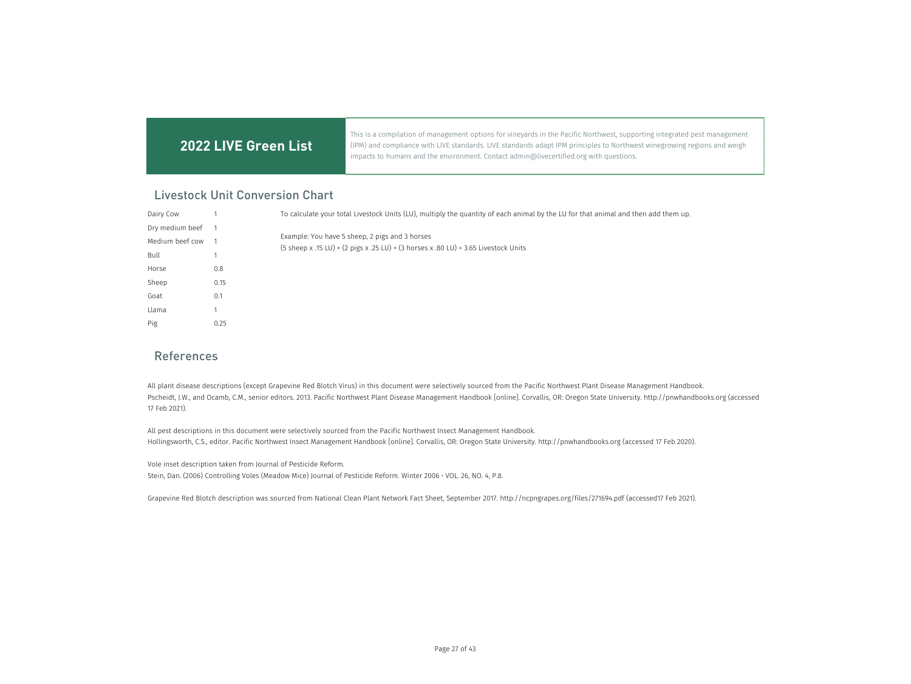# 2022 LIVE Green List

This is a compilation of management options for vineyards in the Pacific Northwest, supporting integrated pest management (IPM) and compliance with LIVE standards. LIVE standards adapt IPM principles to Northwest winegrowing regions and weigh impacts to humans and the environment. Contact admin@livecertified.org with questions.

## Livestock Unit Conversion Chart

| | |
|---|---|
| Dairy Cow | 1 |
| Dry medium beef | 1 |
| Medium beef cow | 1 |
| Bull | 1 |
| Horse | 0.8 |
| Sheep | 0.15 |
| Goat | 0.1 |
| Llama | 1 |
| Pig | 0.25 |

To calculate your total Livestock Units (LU), multiply the quantity of each animal by the LU for that animal and then add them up.

Example: You have 5 sheep, 2 pigs and 3 horses
(5 sheep x .15 LU) + (2 pigs x .25 LU) + (3 horses x .80 LU) = 3.65 Livestock Units

## References

All plant disease descriptions (except Grapevine Red Blotch Virus) in this document were selectively sourced from the Pacific Northwest Plant Disease Management Handbook.
Pscheidt, J.W., and Ocamb, C.M., senior editors. 2013. Pacific Northwest Plant Disease Management Handbook [online]. Corvallis, OR: Oregon State University. http://pnwhandbooks.org (accessed 17 Feb 2021).

All pest descriptions in this document were selectively sourced from the Pacific Northwest Insect Management Handbook.
Hollingsworth, C.S., editor. Pacific Northwest Insect Management Handbook [online]. Corvallis, OR: Oregon State University. http://pnwhandbooks.org (accessed 17 Feb 2020).

Vole inset description taken from Journal of Pesticide Reform.
Stein, Dan. (2006) Controlling Voles (Meadow Mice) Journal of Pesticide Reform. Winter 2006 • VOL. 26, NO. 4, P.8.

Grapevine Red Blotch description was sourced from National Clean Plant Network Fact Sheet, September 2017. http://ncpngrapes.org/files/271694.pdf (accessed17 Feb 2021).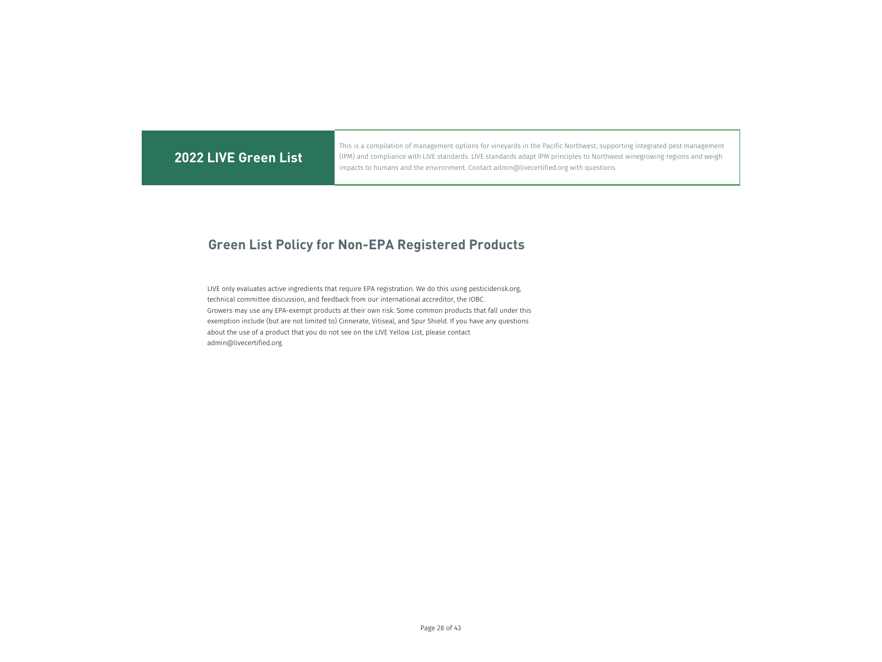## 2022 LIVE Green List

This is a compilation of management options for vineyards in the Pacific Northwest, supporting integrated pest management (IPM) and compliance with LIVE standards. LIVE standards adapt IPM principles to Northwest winegrowing regions and weigh impacts to humans and the environment. Contact admin@livecertified.org with questions.

## Green List Policy for Non-EPA Registered Products

LIVE only evaluates active ingredients that require EPA registration. We do this using pesticiderisk.org, technical committee discussion, and feedback from our international accreditor, the IOBC.
Growers may use any EPA-exempt products at their own risk. Some common products that fall under this exemption include (but are not limited to) Cinnerate, Vitiseal, and Spur Shield. If you have any questions about the use of a product that you do not see on the LIVE Yellow List, please contact admin@livecertified.org.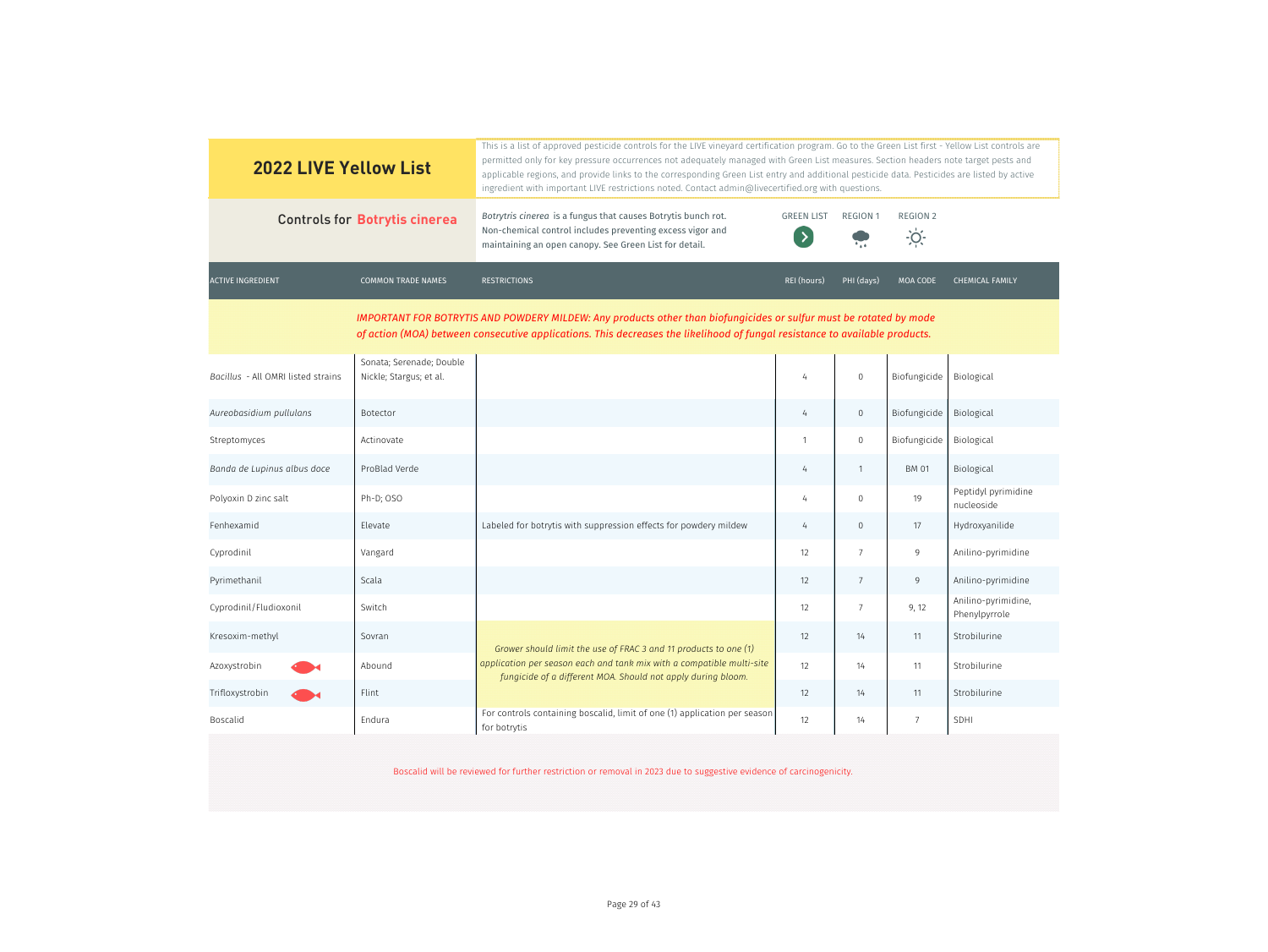## 2022 LIVE Yellow List

This is a list of approved pesticide controls for the LIVE vineyard certification program. Go to the Green List first - Yellow List controls are permitted only for key pressure occurrences not adequately managed with Green List measures. Section headers note target pests and applicable regions, and provide links to the corresponding Green List entry and additional pesticide data. Pesticides are listed by active ingredient with important LIVE restrictions noted. Contact admin@livecertified.org with questions.

### Controls for Botrytis cinerea

*Botrytris cinerea* is a fungus that causes Botrytis bunch rot. Non-chemical control includes preventing excess vigor and maintaining an open canopy. See Green List for detail.

GREEN LIST | REGION 1 | REGION 2

| ACTIVE INGREDIENT | COMMON TRADE NAMES | RESTRICTIONS | REI (hours) | PHI (days) | MOA CODE | CHEMICAL FAMILY |
|---|---|---|---|---|---|---|
| | | ***IMPORTANT FOR BOTRYTIS AND POWDERY MILDEW: Any products other than biofungicides or sulfur must be rotated by mode of action (MOA) between consecutive applications. This decreases the likelihood of fungal resistance to available products.*** | | | | |
| *Bacillus* - All OMRI listed strains | Sonata; Serenade; Double Nickle; Stargus; et al. | | 4 | 0 | Biofungicide | Biological |
| *Aureobasidium pullulans* | Botector | | 4 | 0 | Biofungicide | Biological |
| Streptomyces | Actinovate | | 1 | 0 | Biofungicide | Biological |
| *Banda de Lupinus albus doce* | ProBlad Verde | | 4 | 1 | BM 01 | Biological |
| Polyoxin D zinc salt | Ph-D; OSO | | 4 | 0 | 19 | Peptidyl pyrimidine nucleoside |
| Fenhexamid | Elevate | Labeled for botrytis with suppression effects for powdery mildew | 4 | 0 | 17 | Hydroxyanilide |
| Cyprodinil | Vangard | | 12 | 7 | 9 | Anilino-pyrimidine |
| Pyrimethanil | Scala | | 12 | 7 | 9 | Anilino-pyrimidine |
| Cyprodinil/Fludioxonil | Switch | | 12 | 7 | 9, 12 | Anilino-pyrimidine, Phenylpyrrole |
| Kresoxim-methyl | Sovran | *Grower should limit the use of FRAC 3 and 11 products to one (1) application per season each and tank mix with a compatible multi-site fungicide of a different MOA. Should not apply during bloom.* | 12 | 14 | 11 | Strobilurine |
| Azoxystrobin | Abound | | 12 | 14 | 11 | Strobilurine |
| Trifloxystrobin | Flint | | 12 | 14 | 11 | Strobilurine |
| Boscalid | Endura | For controls containing boscalid, limit of one (1) application per season for botrytis | 12 | 14 | 7 | SDHI |

Boscalid will be reviewed for further restriction or removal in 2023 due to suggestive evidence of carcinogenicity.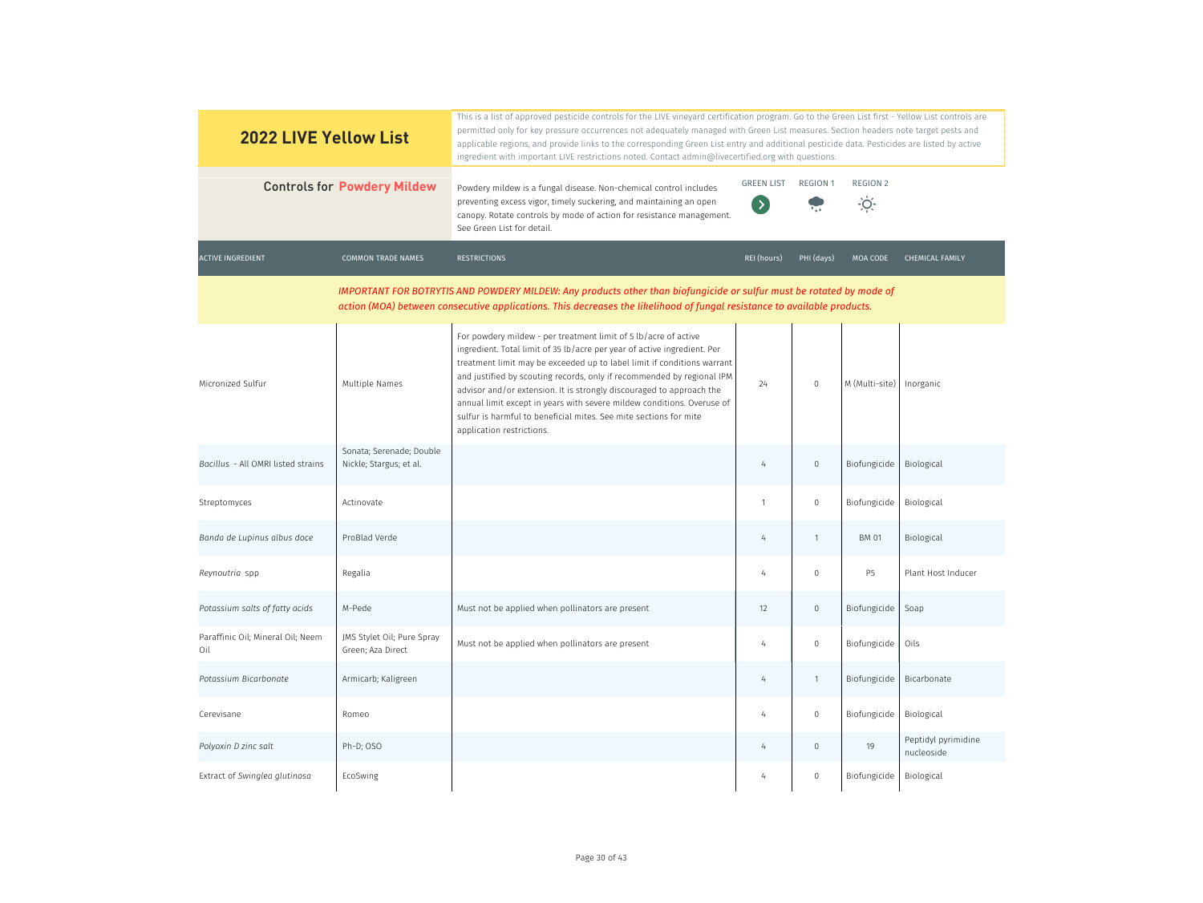# 2022 LIVE Yellow List

This is a list of approved pesticide controls for the LIVE vineyard certification program. Go to the Green List first - Yellow List controls are permitted only for key pressure occurrences not adequately managed with Green List measures. Section headers note target pests and applicable regions, and provide links to the corresponding Green List entry and additional pesticide data. Pesticides are listed by active ingredient with important LIVE restrictions noted. Contact admin@livecertified.org with questions.

## Controls for Powdery Mildew

Powdery mildew is a fungal disease. Non-chemical control includes preventing excess vigor, timely suckering, and maintaining an open canopy. Rotate controls by mode of action for resistance management. See Green List for detail.

GREEN LIST | REGION 1 | REGION 2

| ACTIVE INGREDIENT | COMMON TRADE NAMES | RESTRICTIONS | REI (hours) | PHI (days) | MOA CODE | CHEMICAL FAMILY |
|---|---|---|---|---|---|---|
| | | ***IMPORTANT FOR BOTRYTIS AND POWDERY MILDEW: Any products other than biofungicide or sulfur must be rotated by mode of action (MOA) between consecutive applications. This decreases the likelihood of fungal resistance to available products.*** | | | | |
| Micronized Sulfur | Multiple Names | For powdery mildew - per treatment limit of 5 lb/acre of active ingredient. Total limit of 35 lb/acre per year of active ingredient. Per treatment limit may be exceeded up to label limit if conditions warrant and justified by scouting records, only if recommended by regional IPM advisor and/or extension. It is strongly discouraged to approach the annual limit except in years with severe mildew conditions. Overuse of sulfur is harmful to beneficial mites. See mite sections for mite application restrictions. | 24 | 0 | M (Multi-site) | Inorganic |
| *Bacillus* - All OMRI listed strains | Sonata; Serenade; Double Nickle; Stargus; et al. | | 4 | 0 | Biofungicide | Biological |
| Streptomyces | Actinovate | | 1 | 0 | Biofungicide | Biological |
| *Banda de Lupinus albus doce* | ProBlad Verde | | 4 | 1 | BM 01 | Biological |
| *Reynoutria* spp | Regalia | | 4 | 0 | P5 | Plant Host Inducer |
| *Potassium salts of fatty acids* | M-Pede | Must not be applied when pollinators are present | 12 | 0 | Biofungicide | Soap |
| Paraffinic Oil; Mineral Oil; Neem Oil | JMS Stylet Oil; Pure Spray Green; Aza Direct | Must not be applied when pollinators are present | 4 | 0 | Biofungicide | Oils |
| *Potassium Bicarbonate* | Armicarb; Kaligreen | | 4 | 1 | Biofungicide | Bicarbonate |
| Cerevisane | Romeo | | 4 | 0 | Biofungicide | Biological |
| *Polyoxin D zinc salt* | Ph-D; OSO | | 4 | 0 | 19 | Peptidyl pyrimidine nucleoside |
| Extract of *Swinglea glutinosa* | EcoSwing | | 4 | 0 | Biofungicide | Biological |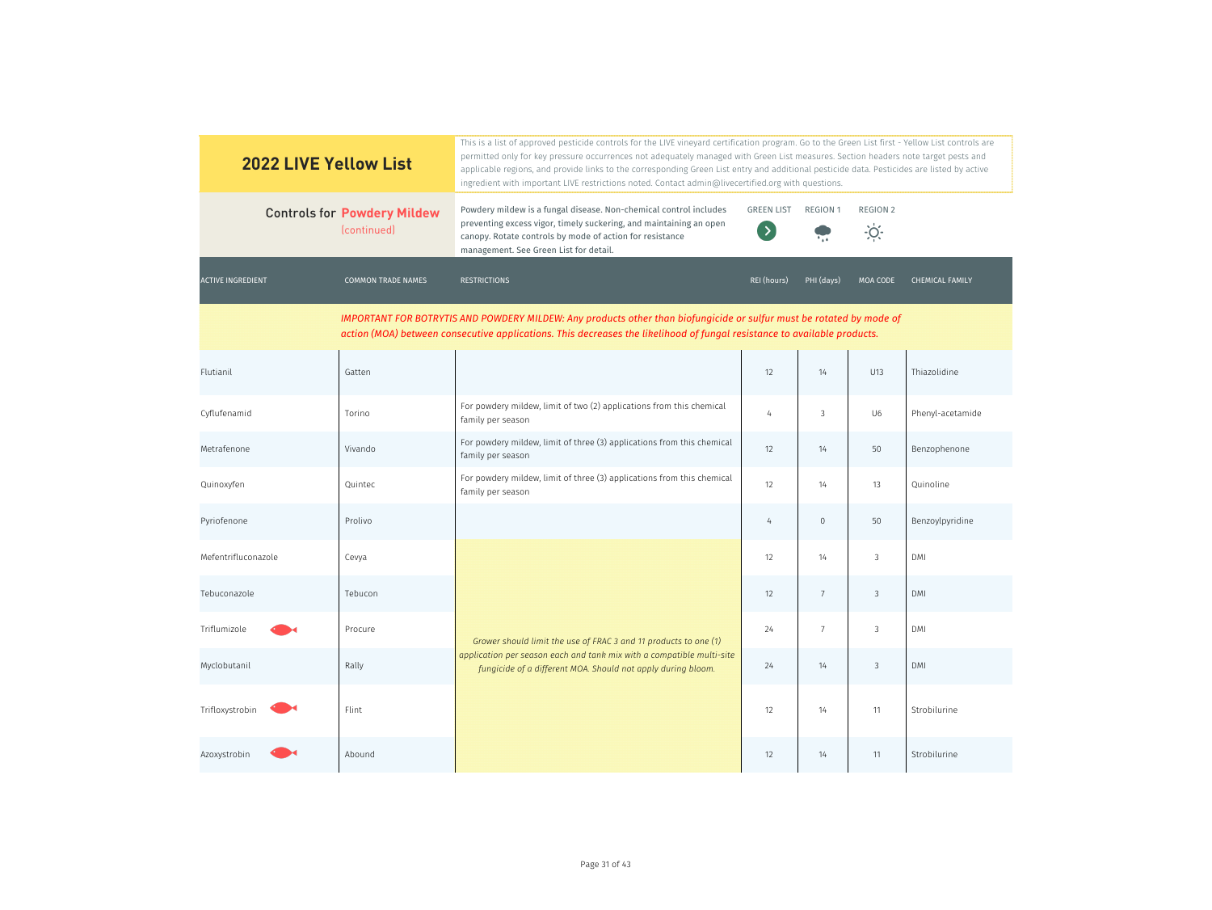## 2022 LIVE Yellow List

This is a list of approved pesticide controls for the LIVE vineyard certification program. Go to the Green List first - Yellow List controls are permitted only for key pressure occurrences not adequately managed with Green List measures. Section headers note target pests and applicable regions, and provide links to the corresponding Green List entry and additional pesticide data. Pesticides are listed by active ingredient with important LIVE restrictions noted. Contact admin@livecertified.org with questions.

### Controls for Powdery Mildew (continued)

Powdery mildew is a fungal disease. Non-chemical control includes preventing excess vigor, timely suckering, and maintaining an open canopy. Rotate controls by mode of action for resistance management. See Green List for detail.

GREEN LIST | REGION 1 | REGION 2

*IMPORTANT FOR BOTRYTIS AND POWDERY MILDEW: Any products other than biofungicide or sulfur must be rotated by mode of action (MOA) between consecutive applications. This decreases the likelihood of fungal resistance to available products.*

| ACTIVE INGREDIENT | COMMON TRADE NAMES | RESTRICTIONS | REI (hours) | PHI (days) | MOA CODE | CHEMICAL FAMILY |
|---|---|---|---|---|---|---|
| Flutianil | Gatten | | 12 | 14 | U13 | Thiazolidine |
| Cyflufenamid | Torino | For powdery mildew, limit of two (2) applications from this chemical family per season | 4 | 3 | U6 | Phenyl-acetamide |
| Metrafenone | Vivando | For powdery mildew, limit of three (3) applications from this chemical family per season | 12 | 14 | 50 | Benzophenone |
| Quinoxyfen | Quintec | For powdery mildew, limit of three (3) applications from this chemical family per season | 12 | 14 | 13 | Quinoline |
| Pyriofenone | Prolivo | | 4 | 0 | 50 | Benzoylpyridine |
| Mefentrifluconazole | Cevya | *Grower should limit the use of FRAC 3 and 11 products to one (1) application per season each and tank mix with a compatible multi-site fungicide of a different MOA. Should not apply during bloom.* | 12 | 14 | 3 | DMI |
| Tebuconazole | Tebucon | | 12 | 7 | 3 | DMI |
| Triflumizole (fish) | Procure | | 24 | 7 | 3 | DMI |
| Myclobutanil | Rally | | 24 | 14 | 3 | DMI |
| Trifloxystrobin (fish) | Flint | | 12 | 14 | 11 | Strobilurine |
| Azoxystrobin (fish) | Abound | | 12 | 14 | 11 | Strobilurine |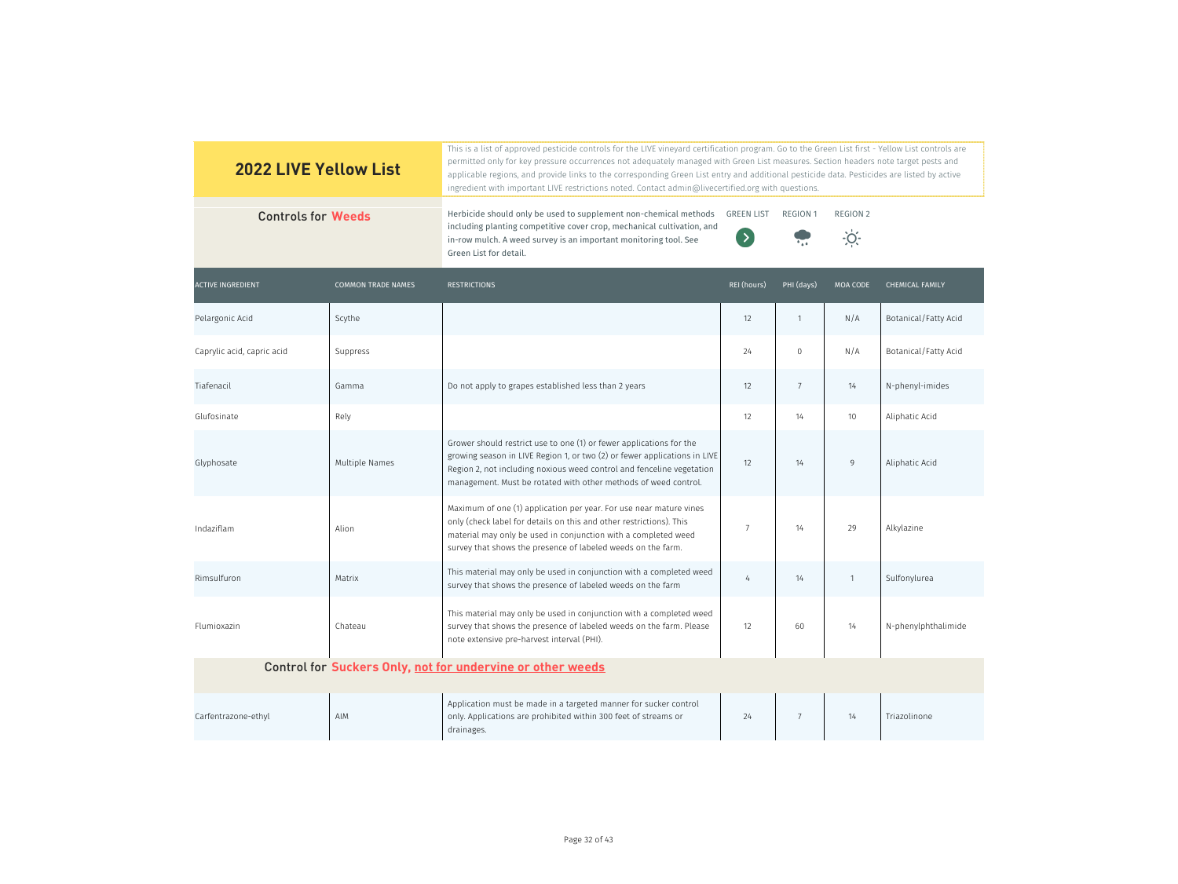# 2022 LIVE Yellow List

This is a list of approved pesticide controls for the LIVE vineyard certification program. Go to the Green List first - Yellow List controls are permitted only for key pressure occurrences not adequately managed with Green List measures. Section headers note target pests and applicable regions, and provide links to the corresponding Green List entry and additional pesticide data. Pesticides are listed by active ingredient with important LIVE restrictions noted. Contact admin@livecertified.org with questions.

## Controls for Weeds

Herbicide should only be used to supplement non-chemical methods including planting competitive cover crop, mechanical cultivation, and in-row mulch. A weed survey is an important monitoring tool. See Green List for detail.

GREEN LIST | REGION 1 | REGION 2

| ACTIVE INGREDIENT | COMMON TRADE NAMES | RESTRICTIONS | REI (hours) | PHI (days) | MOA CODE | CHEMICAL FAMILY |
|---|---|---|---|---|---|---|
| Pelargonic Acid | Scythe | | 12 | 1 | N/A | Botanical/Fatty Acid |
| Caprylic acid, capric acid | Suppress | | 24 | 0 | N/A | Botanical/Fatty Acid |
| Tiafenacil | Gamma | Do not apply to grapes established less than 2 years | 12 | 7 | 14 | N-phenyl-imides |
| Glufosinate | Rely | | 12 | 14 | 10 | Aliphatic Acid |
| Glyphosate | Multiple Names | Grower should restrict use to one (1) or fewer applications for the growing season in LIVE Region 1, or two (2) or fewer applications in LIVE Region 2, not including noxious weed control and fenceline vegetation management. Must be rotated with other methods of weed control. | 12 | 14 | 9 | Aliphatic Acid |
| Indaziflam | Alion | Maximum of one (1) application per year. For use near mature vines only (check label for details on this and other restrictions). This material may only be used in conjunction with a completed weed survey that shows the presence of labeled weeds on the farm. | 7 | 14 | 29 | Alkylazine |
| Rimsulfuron | Matrix | This material may only be used in conjunction with a completed weed survey that shows the presence of labeled weeds on the farm | 4 | 14 | 1 | Sulfonylurea |
| Flumioxazin | Chateau | This material may only be used in conjunction with a completed weed survey that shows the presence of labeled weeds on the farm. Please note extensive pre-harvest interval (PHI). | 12 | 60 | 14 | N-phenylphthalimide |

## Control for Suckers Only, not for undervine or other weeds

| ACTIVE INGREDIENT | COMMON TRADE NAMES | RESTRICTIONS | REI (hours) | PHI (days) | MOA CODE | CHEMICAL FAMILY |
|---|---|---|---|---|---|---|
| Carfentrazone-ethyl | AIM | Application must be made in a targeted manner for sucker control only. Applications are prohibited within 300 feet of streams or drainages. | 24 | 7 | 14 | Triazolinone |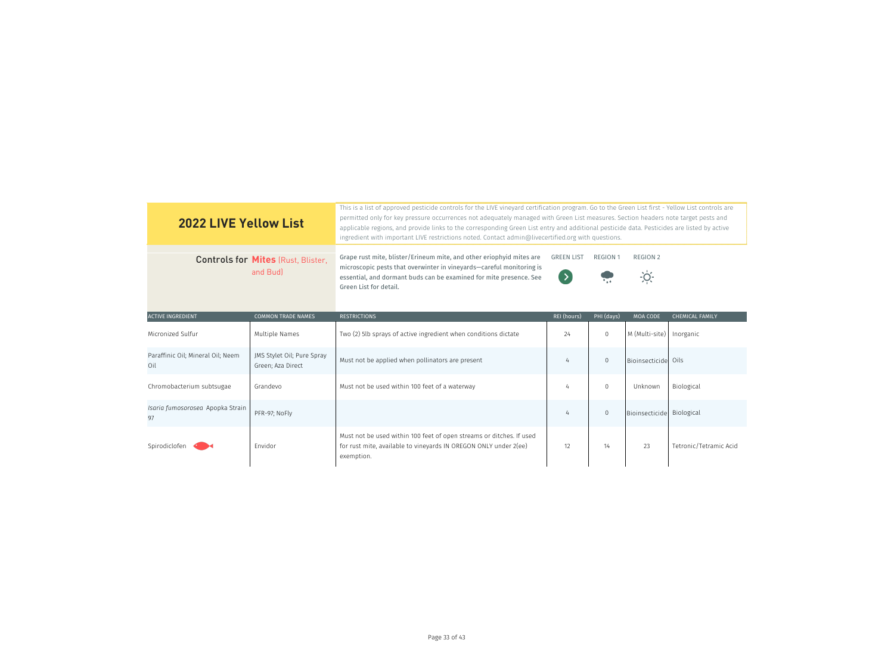## 2022 LIVE Yellow List

This is a list of approved pesticide controls for the LIVE vineyard certification program. Go to the Green List first - Yellow List controls are permitted only for key pressure occurrences not adequately managed with Green List measures. Section headers note target pests and applicable regions, and provide links to the corresponding Green List entry and additional pesticide data. Pesticides are listed by active ingredient with important LIVE restrictions noted. Contact admin@livecertified.org with questions.

### Controls for Mites (Rust, Blister, and Bud)

Grape rust mite, blister/Erineum mite, and other eriophyid mites are microscopic pests that overwinter in vineyards—careful monitoring is essential, and dormant buds can be examined for mite presence. See Green List for detail.

GREEN LIST | REGION 1 | REGION 2

| ACTIVE INGREDIENT | COMMON TRADE NAMES | RESTRICTIONS | REI (hours) | PHI (days) | MOA CODE | CHEMICAL FAMILY |
|---|---|---|---|---|---|---|
| Micronized Sulfur | Multiple Names | Two (2) 5lb sprays of active ingredient when conditions dictate | 24 | 0 | M (Multi-site) | Inorganic |
| Paraffinic Oil; Mineral Oil; Neem Oil | JMS Stylet Oil; Pure Spray Green; Aza Direct | Must not be applied when pollinators are present | 4 | 0 | Bioinsecticide | Oils |
| Chromobacterium subtsugae | Grandevo | Must not be used within 100 feet of a waterway | 4 | 0 | Unknown | Biological |
| *Isaria fumosorosea* Apopka Strain 97 | PFR-97; NoFly | | 4 | 0 | Bioinsecticide | Biological |
| Spirodiclofen | Envidor | Must not be used within 100 feet of open streams or ditches. If used for rust mite, available to vineyards IN OREGON ONLY under 2(ee) exemption. | 12 | 14 | 23 | Tetronic/Tetramic Acid |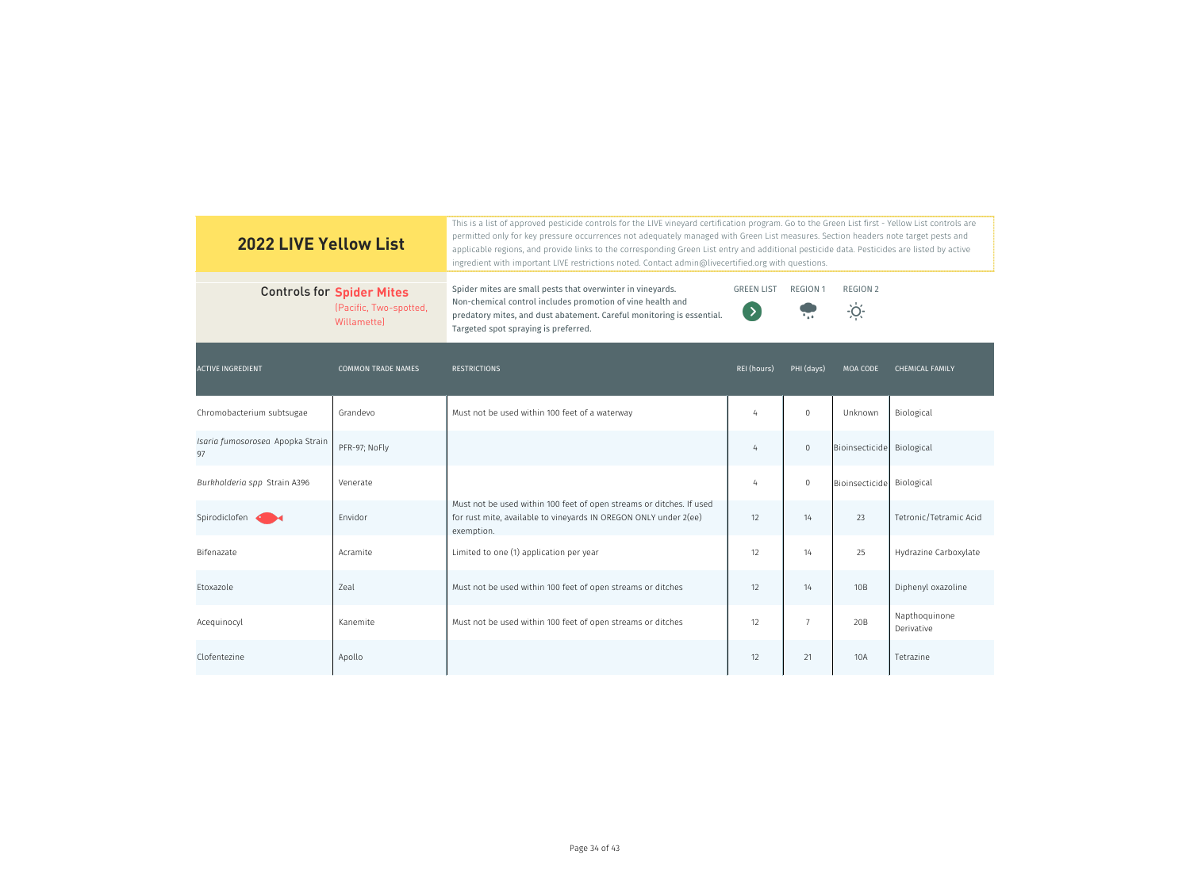## 2022 LIVE Yellow List

This is a list of approved pesticide controls for the LIVE vineyard certification program. Go to the Green List first - Yellow List controls are permitted only for key pressure occurrences not adequately managed with Green List measures. Section headers note target pests and applicable regions, and provide links to the corresponding Green List entry and additional pesticide data. Pesticides are listed by active ingredient with important LIVE restrictions noted. Contact admin@livecertified.org with questions.

### Controls for Spider Mites (Pacific, Two-spotted, Willamette)

Spider mites are small pests that overwinter in vineyards. Non-chemical control includes promotion of vine health and predatory mites, and dust abatement. Careful monitoring is essential. Targeted spot spraying is preferred.

GREEN LIST | REGION 1 | REGION 2

| ACTIVE INGREDIENT | COMMON TRADE NAMES | RESTRICTIONS | REI (hours) | PHI (days) | MOA CODE | CHEMICAL FAMILY |
|---|---|---|---|---|---|---|
| Chromobacterium subtsugae | Grandevo | Must not be used within 100 feet of a waterway | 4 | 0 | Unknown | Biological |
| *Isaria fumosorosea* Apopka Strain 97 | PFR-97; NoFly | | 4 | 0 | Bioinsecticide | Biological |
| *Burkholderia spp* Strain A396 | Venerate | | 4 | 0 | Bioinsecticide | Biological |
| Spirodiclofen | Envidor | Must not be used within 100 feet of open streams or ditches. If used for rust mite, available to vineyards IN OREGON ONLY under 2(ee) exemption. | 12 | 14 | 23 | Tetronic/Tetramic Acid |
| Bifenazate | Acramite | Limited to one (1) application per year | 12 | 14 | 25 | Hydrazine Carboxylate |
| Etoxazole | Zeal | Must not be used within 100 feet of open streams or ditches | 12 | 14 | 10B | Diphenyl oxazoline |
| Acequinocyl | Kanemite | Must not be used within 100 feet of open streams or ditches | 12 | 7 | 20B | Napthoquinone Derivative |
| Clofentezine | Apollo | | 12 | 21 | 10A | Tetrazine |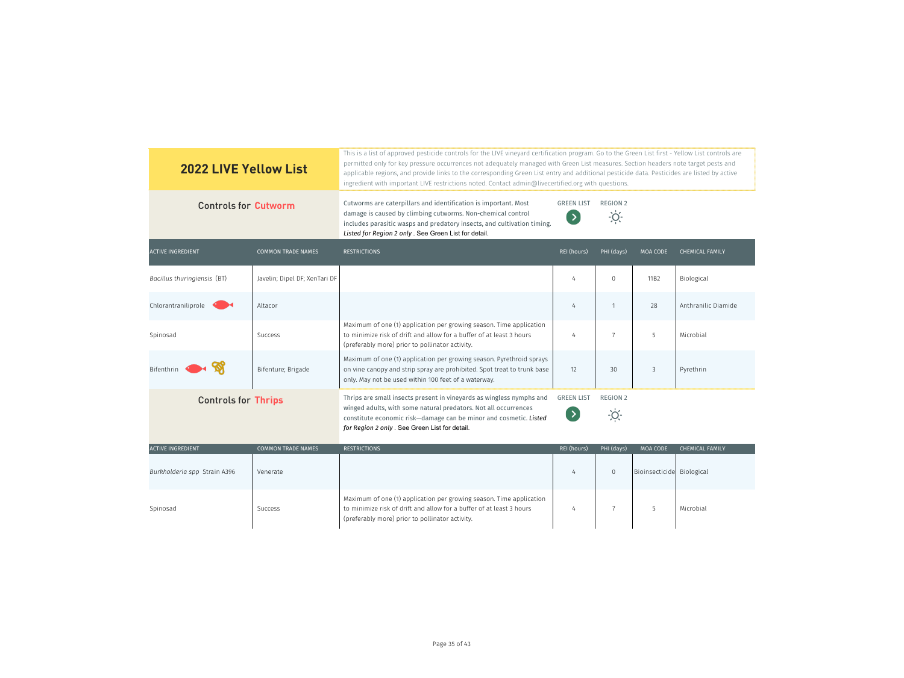# 2022 LIVE Yellow List

This is a list of approved pesticide controls for the LIVE vineyard certification program. Go to the Green List first - Yellow List controls are permitted only for key pressure occurrences not adequately managed with Green List measures. Section headers note target pests and applicable regions, and provide links to the corresponding Green List entry and additional pesticide data. Pesticides are listed by active ingredient with important LIVE restrictions noted. Contact admin@livecertified.org with questions.

## Controls for Cutworm

Cutworms are caterpillars and identification is important. Most damage is caused by climbing cutworms. Non-chemical control includes parasitic wasps and predatory insects, and cultivation timing. *Listed for Region 2 only*. See Green List for detail.

GREEN LIST | REGION 2

| ACTIVE INGREDIENT | COMMON TRADE NAMES | RESTRICTIONS | REI (hours) | PHI (days) | MOA CODE | CHEMICAL FAMILY |
|---|---|---|---|---|---|---|
| *Bacillus thuringiensis* (BT) | Javelin; Dipel DF; XenTari DF | | 4 | 0 | 11B2 | Biological |
| Chlorantraniliprole | Altacor | | 4 | 1 | 28 | Anthranilic Diamide |
| Spinosad | Success | Maximum of one (1) application per growing season. Time application to minimize risk of drift and allow for a buffer of at least 3 hours (preferably more) prior to pollinator activity. | 4 | 7 | 5 | Microbial |
| Bifenthrin | Bifenture; Brigade | Maximum of one (1) application per growing season. Pyrethroid sprays on vine canopy and strip spray are prohibited. Spot treat to trunk base only. May not be used within 100 feet of a waterway. | 12 | 30 | 3 | Pyrethrin |

## Controls for Thrips

Thrips are small insects present in vineyards as wingless nymphs and winged adults, with some natural predators. Not all occurrences constitute economic risk—damage can be minor and cosmetic. *Listed for Region 2 only*. See Green List for detail.

GREEN LIST | REGION 2

| ACTIVE INGREDIENT | COMMON TRADE NAMES | RESTRICTIONS | REI (hours) | PHI (days) | MOA CODE | CHEMICAL FAMILY |
|---|---|---|---|---|---|---|
| *Burkholderia spp* Strain A396 | Venerate | | 4 | 0 | Bioinsecticide | Biological |
| Spinosad | Success | Maximum of one (1) application per growing season. Time application to minimize risk of drift and allow for a buffer of at least 3 hours (preferably more) prior to pollinator activity. | 4 | 7 | 5 | Microbial |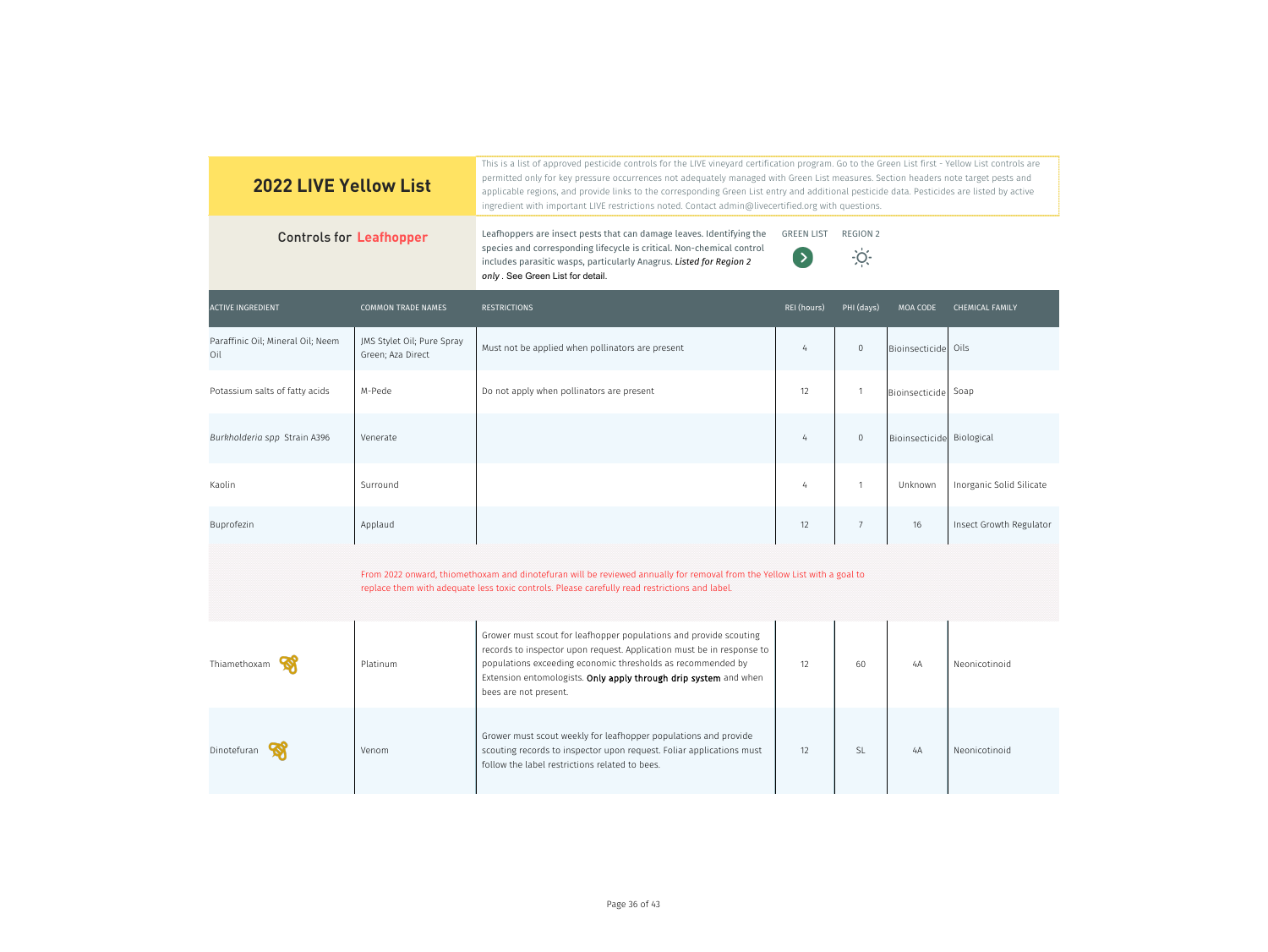# 2022 LIVE Yellow List

This is a list of approved pesticide controls for the LIVE vineyard certification program. Go to the Green List first - Yellow List controls are permitted only for key pressure occurrences not adequately managed with Green List measures. Section headers note target pests and applicable regions, and provide links to the corresponding Green List entry and additional pesticide data. Pesticides are listed by active ingredient with important LIVE restrictions noted. Contact admin@livecertified.org with questions.

## Controls for Leafhopper

Leafhoppers are insect pests that can damage leaves. Identifying the species and corresponding lifecycle is critical. Non-chemical control includes parasitic wasps, particularly Anagrus. *Listed for Region 2 only*. See Green List for detail.

GREEN LIST | REGION 2

| ACTIVE INGREDIENT | COMMON TRADE NAMES | RESTRICTIONS | REI (hours) | PHI (days) | MOA CODE | CHEMICAL FAMILY |
|---|---|---|---|---|---|---|
| Paraffinic Oil; Mineral Oil; Neem Oil | JMS Stylet Oil; Pure Spray Green; Aza Direct | Must not be applied when pollinators are present | 4 | 0 | Bioinsecticide | Oils |
| Potassium salts of fatty acids | M-Pede | Do not apply when pollinators are present | 12 | 1 | Bioinsecticide | Soap |
| *Burkholderia spp* Strain A396 | Venerate | | 4 | 0 | Bioinsecticide | Biological |
| Kaolin | Surround | | 4 | 1 | Unknown | Inorganic Solid Silicate |
| Buprofezin | Applaud | | 12 | 7 | 16 | Insect Growth Regulator |
| | From 2022 onward, thiomethoxam and dinotefuran will be reviewed annually for removal from the Yellow List with a goal to replace them with adequate less toxic controls. Please carefully read restrictions and label. | | | | | |
| Thiamethoxam | Platinum | Grower must scout for leafhopper populations and provide scouting records to inspector upon request. Application must be in response to populations exceeding economic thresholds as recommended by Extension entomologists. **Only apply through drip system** and when bees are not present. | 12 | 60 | 4A | Neonicotinoid |
| Dinotefuran | Venom | Grower must scout weekly for leafhopper populations and provide scouting records to inspector upon request. Foliar applications must follow the label restrictions related to bees. | 12 | SL | 4A | Neonicotinoid |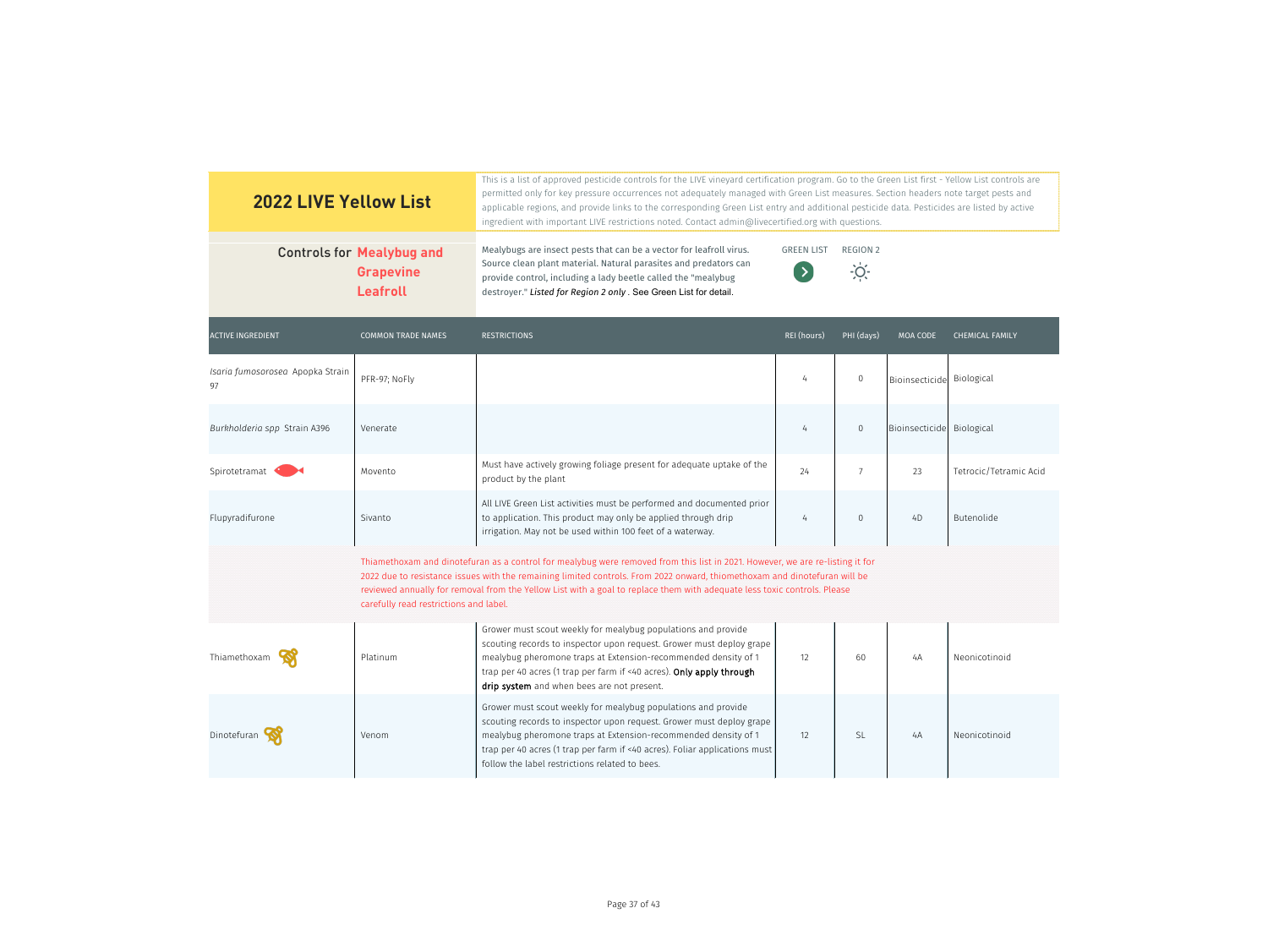# 2022 LIVE Yellow List

This is a list of approved pesticide controls for the LIVE vineyard certification program. Go to the Green List first - Yellow List controls are permitted only for key pressure occurrences not adequately managed with Green List measures. Section headers note target pests and applicable regions, and provide links to the corresponding Green List entry and additional pesticide data. Pesticides are listed by active ingredient with important LIVE restrictions noted. Contact admin@livecertified.org with questions.

## Controls for Mealybug and Grapevine Leafroll

Mealybugs are insect pests that can be a vector for leafroll virus. Source clean plant material. Natural parasites and predators can provide control, including a lady beetle called the "mealybug destroyer." *Listed for Region 2 only*. See Green List for detail.

GREEN LIST | REGION 2

| ACTIVE INGREDIENT | COMMON TRADE NAMES | RESTRICTIONS | REI (hours) | PHI (days) | MOA CODE | CHEMICAL FAMILY |
|---|---|---|---|---|---|---|
| *Isaria fumosorosea* Apopka Strain 97 | PFR-97; NoFly | | 4 | 0 | Bioinsecticide | Biological |
| *Burkholderia spp* Strain A396 | Venerate | | 4 | 0 | Bioinsecticide | Biological |
| Spirotetramat | Movento | Must have actively growing foliage present for adequate uptake of the product by the plant | 24 | 7 | 23 | Tetrocic/Tetramic Acid |
| Flupyradifurone | Sivanto | All LIVE Green List activities must be performed and documented prior to application. This product may only be applied through drip irrigation. May not be used within 100 feet of a waterway. | 4 | 0 | 4D | Butenolide |
| | Thiamethoxam and dinotefuran as a control for mealybug were removed from this list in 2021. However, we are re-listing it for 2022 due to resistance issues with the remaining limited controls. From 2022 onward, thiomethoxam and dinotefuran will be reviewed annually for removal from the Yellow List with a goal to replace them with adequate less toxic controls. Please carefully read restrictions and label. | | | | | |
| Thiamethoxam | Platinum | Grower must scout weekly for mealybug populations and provide scouting records to inspector upon request. Grower must deploy grape mealybug pheromone traps at Extension-recommended density of 1 trap per 40 acres (1 trap per farm if <40 acres). **Only apply through drip system** and when bees are not present. | 12 | 60 | 4A | Neonicotinoid |
| Dinotefuran | Venom | Grower must scout weekly for mealybug populations and provide scouting records to inspector upon request. Grower must deploy grape mealybug pheromone traps at Extension-recommended density of 1 trap per 40 acres (1 trap per farm if <40 acres). Foliar applications must follow the label restrictions related to bees. | 12 | SL | 4A | Neonicotinoid |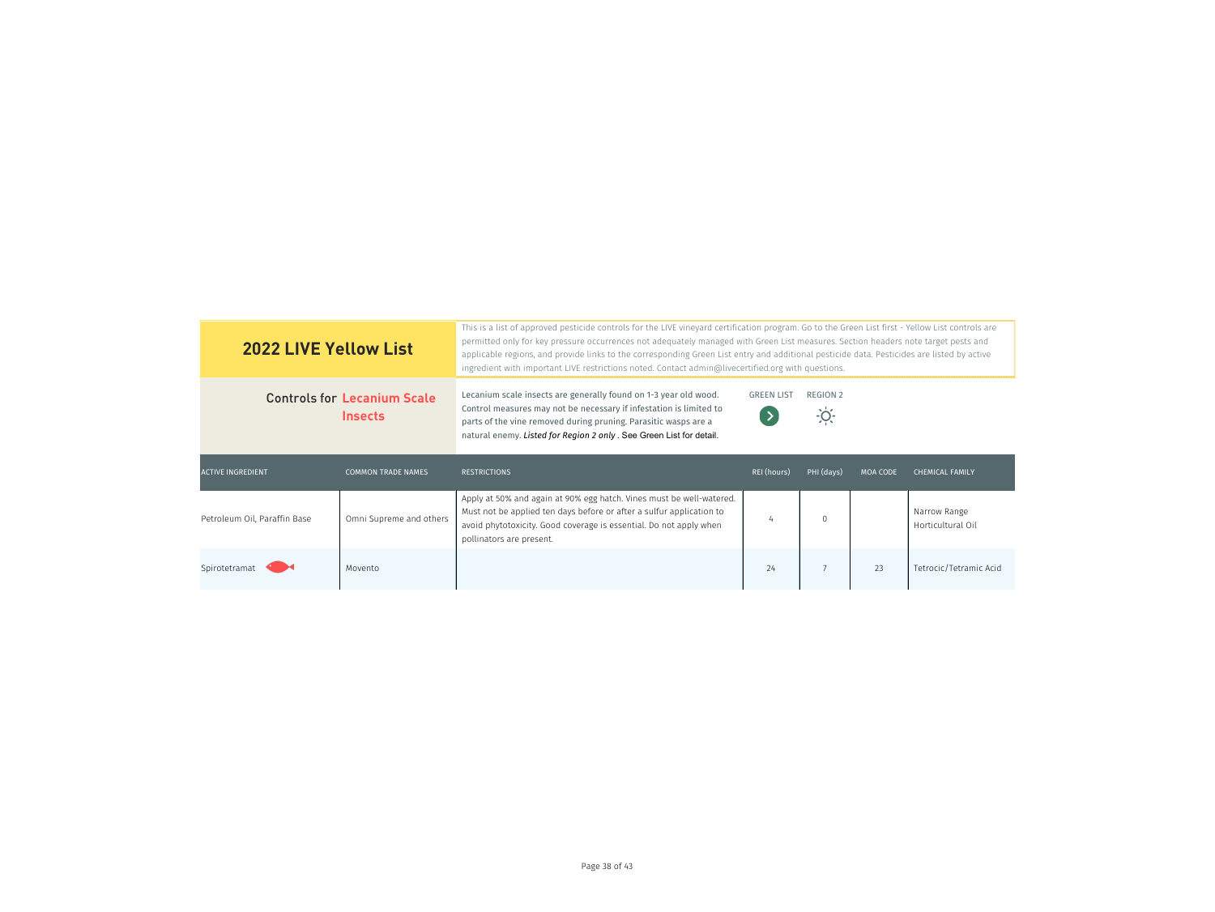## 2022 LIVE Yellow List

This is a list of approved pesticide controls for the LIVE vineyard certification program. Go to the Green List first - Yellow List controls are permitted only for key pressure occurrences not adequately managed with Green List measures. Section headers note target pests and applicable regions, and provide links to the corresponding Green List entry and additional pesticide data. Pesticides are listed by active ingredient with important LIVE restrictions noted. Contact admin@livecertified.org with questions.

### Controls for Lecanium Scale Insects

Lecanium scale insects are generally found on 1-3 year old wood. Control measures may not be necessary if infestation is limited to parts of the vine removed during pruning. Parasitic wasps are a natural enemy. *Listed for Region 2 only*. See Green List for detail.

GREEN LIST | REGION 2

| ACTIVE INGREDIENT | COMMON TRADE NAMES | RESTRICTIONS | REI (hours) | PHI (days) | MOA CODE | CHEMICAL FAMILY |
|---|---|---|---|---|---|---|
| Petroleum Oil, Paraffin Base | Omni Supreme and others | Apply at 50% and again at 90% egg hatch. Vines must be well-watered. Must not be applied ten days before or after a sulfur application to avoid phytotoxicity. Good coverage is essential. Do not apply when pollinators are present. | 4 | 0 | | Narrow Range Horticultural Oil |
| Spirotetramat | Movento | | 24 | 7 | 23 | Tetrocic/Tetramic Acid |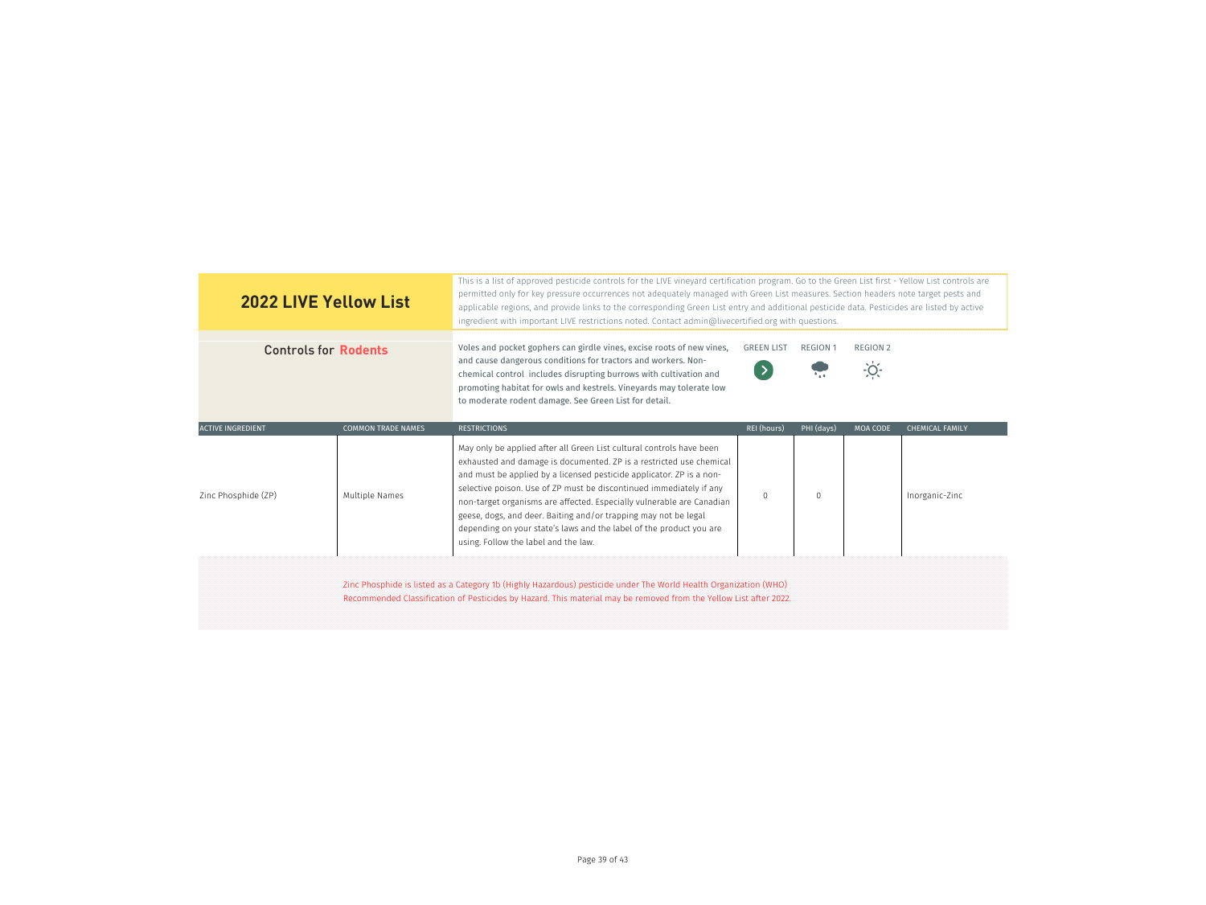# 2022 LIVE Yellow List

This is a list of approved pesticide controls for the LIVE vineyard certification program. Go to the Green List first - Yellow List controls are permitted only for key pressure occurrences not adequately managed with Green List measures. Section headers note target pests and applicable regions, and provide links to the corresponding Green List entry and additional pesticide data. Pesticides are listed by active ingredient with important LIVE restrictions noted. Contact admin@livecertified.org with questions.

## Controls for Rodents

Voles and pocket gophers can girdle vines, excise roots of new vines, and cause dangerous conditions for tractors and workers. Non-chemical control includes disrupting burrows with cultivation and promoting habitat for owls and kestrels. Vineyards may tolerate low to moderate rodent damage. See Green List for detail.

GREEN LIST | REGION 1 | REGION 2

| ACTIVE INGREDIENT | COMMON TRADE NAMES | RESTRICTIONS | REI (hours) | PHI (days) | MOA CODE | CHEMICAL FAMILY |
|---|---|---|---|---|---|---|
| Zinc Phosphide (ZP) | Multiple Names | May only be applied after all Green List cultural controls have been exhausted and damage is documented. ZP is a restricted use chemical and must be applied by a licensed pesticide applicator. ZP is a non-selective poison. Use of ZP must be discontinued immediately if any non-target organisms are affected. Especially vulnerable are Canadian geese, dogs, and deer. Baiting and/or trapping may not be legal depending on your state's laws and the label of the product you are using. Follow the label and the law. | 0 | 0 | | Inorganic-Zinc |

Zinc Phosphide is listed as a Category 1b (Highly Hazardous) pesticide under The World Health Organization (WHO) Recommended Classification of Pesticides by Hazard. This material may be removed from the Yellow List after 2022.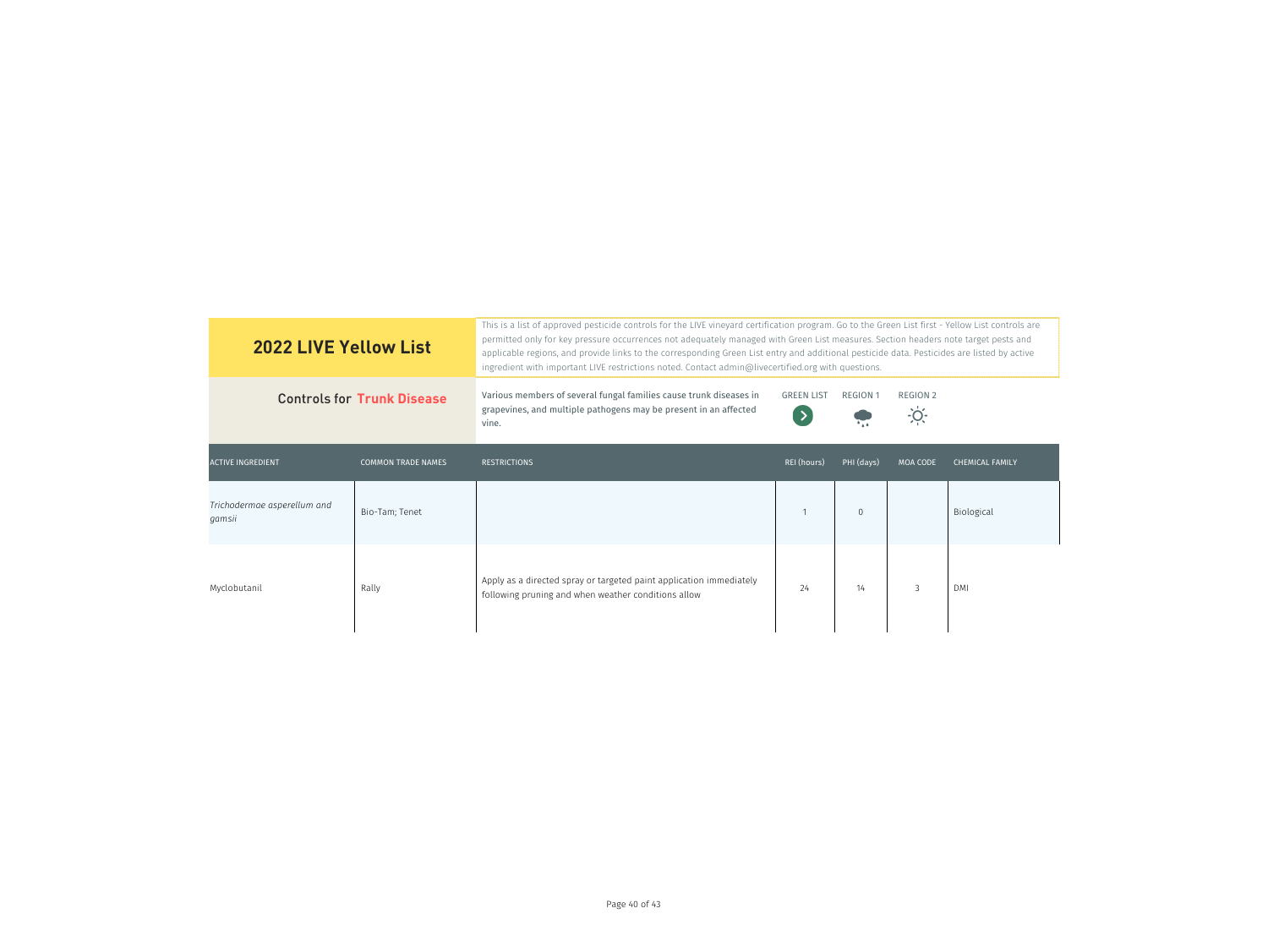## 2022 LIVE Yellow List

This is a list of approved pesticide controls for the LIVE vineyard certification program. Go to the Green List first - Yellow List controls are permitted only for key pressure occurrences not adequately managed with Green List measures. Section headers note target pests and applicable regions, and provide links to the corresponding Green List entry and additional pesticide data. Pesticides are listed by active ingredient with important LIVE restrictions noted. Contact admin@livecertified.org with questions.

### Controls for Trunk Disease

Various members of several fungal families cause trunk diseases in grapevines, and multiple pathogens may be present in an affected vine.

GREEN LIST | REGION 1 | REGION 2

| ACTIVE INGREDIENT | COMMON TRADE NAMES | RESTRICTIONS | REI (hours) | PHI (days) | MOA CODE | CHEMICAL FAMILY |
|---|---|---|---|---|---|---|
| *Trichodermae asperellum and gamsii* | Bio-Tam; Tenet | | 1 | 0 | | Biological |
| Myclobutanil | Rally | Apply as a directed spray or targeted paint application immediately following pruning and when weather conditions allow | 24 | 14 | 3 | DMI |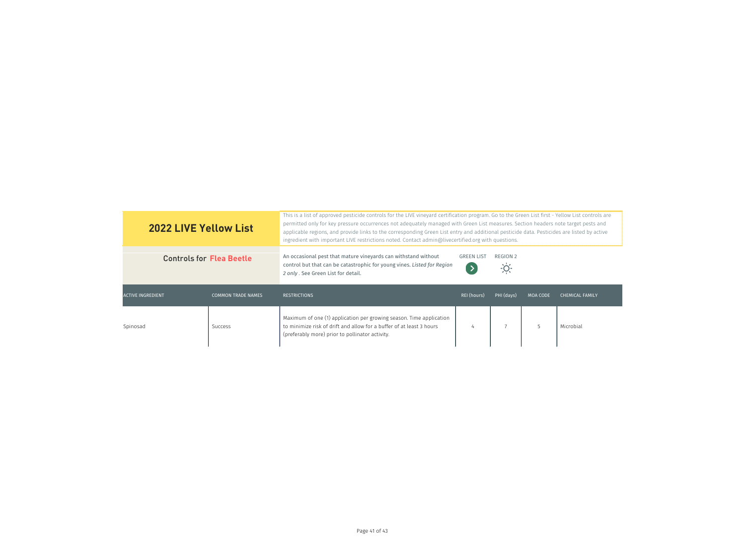# 2022 LIVE Yellow List

This is a list of approved pesticide controls for the LIVE vineyard certification program. Go to the Green List first - Yellow List controls are permitted only for key pressure occurrences not adequately managed with Green List measures. Section headers note target pests and applicable regions, and provide links to the corresponding Green List entry and additional pesticide data. Pesticides are listed by active ingredient with important LIVE restrictions noted. Contact admin@livecertified.org with questions.

## Controls for Flea Beetle

An occasional pest that mature vineyards can withstand without control but that can be catastrophic for young vines. *Listed for Region 2 only*. See Green List for detail.

GREEN LIST | REGION 2

| ACTIVE INGREDIENT | COMMON TRADE NAMES | RESTRICTIONS | REI (hours) | PHI (days) | MOA CODE | CHEMICAL FAMILY |
|---|---|---|---|---|---|---|
| Spinosad | Success | Maximum of one (1) application per growing season. Time application to minimize risk of drift and allow for a buffer of at least 3 hours (preferably more) prior to pollinator activity. | 4 | 7 | 5 | Microbial |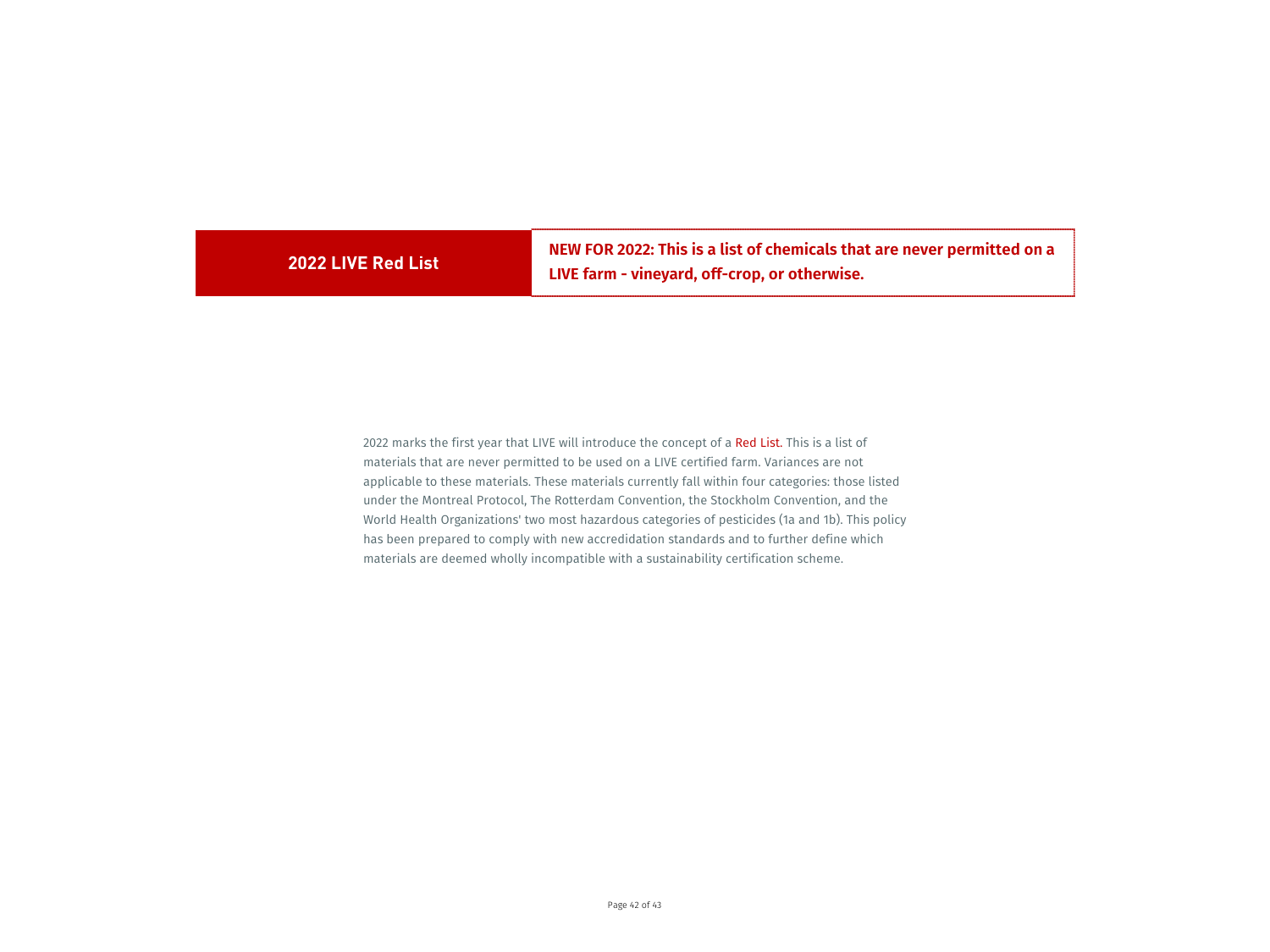## 2022 LIVE Red List

**NEW FOR 2022: This is a list of chemicals that are never permitted on a LIVE farm - vineyard, off-crop, or otherwise.**

2022 marks the first year that LIVE will introduce the concept of a Red List. This is a list of materials that are never permitted to be used on a LIVE certified farm. Variances are not applicable to these materials. These materials currently fall within four categories: those listed under the Montreal Protocol, The Rotterdam Convention, the Stockholm Convention, and the World Health Organizations' two most hazardous categories of pesticides (1a and 1b). This policy has been prepared to comply with new accredidation standards and to further define which materials are deemed wholly incompatible with a sustainability certification scheme.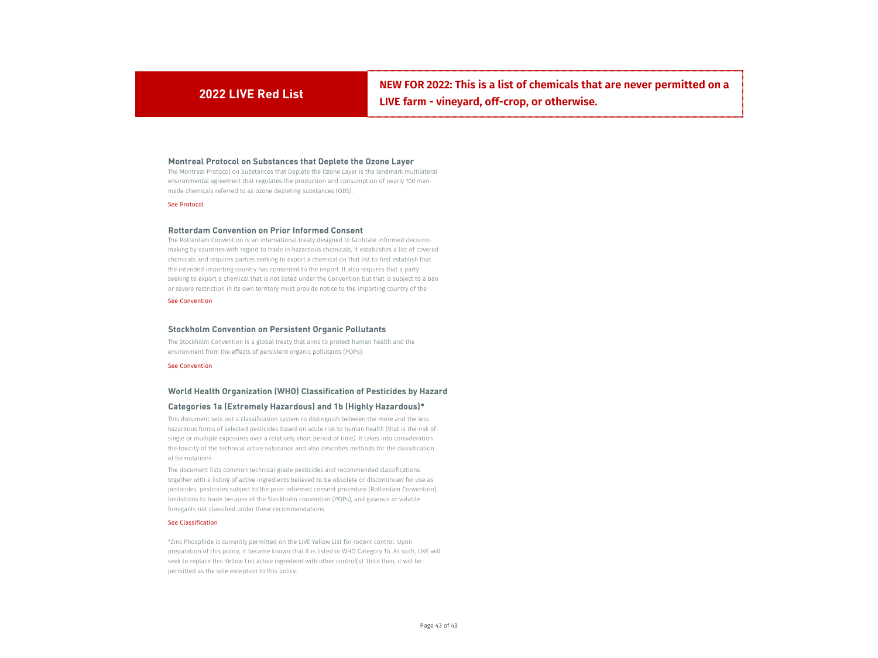## 2022 LIVE Red List

**NEW FOR 2022: This is a list of chemicals that are never permitted on a LIVE farm - vineyard, off-crop, or otherwise.**

### Montreal Protocol on Substances that Deplete the Ozone Layer

The Montreal Protocol on Substances that Deplete the Ozone Layer is the landmark multilateral environmental agreement that regulates the production and consumption of nearly 100 man-made chemicals referred to as ozone depleting substances (ODS).

See Protocol

### Rotterdam Convention on Prior Informed Consent

The Rotterdam Convention is an international treaty designed to facilitate informed decision-making by countries with regard to trade in hazardous chemicals. It establishes a list of covered chemicals and requires parties seeking to export a chemical on that list to first establish that the intended importing country has consented to the import. It also requires that a party seeking to export a chemical that is not listed under the Convention but that is subject to a ban or severe restriction in its own territory must provide notice to the importing country of the

See Convention

### Stockholm Convention on Persistent Organic Pollutants

The Stockholm Convention is a global treaty that aims to protect human health and the environment from the effects of persistent organic pollutants (POPs).

See Convention

### World Health Organization (WHO) Classification of Pesticides by Hazard Categories 1a (Extremely Hazardous) and 1b (Highly Hazardous)*

This document sets out a classification system to distinguish between the more and the less hazardous forms of selected pesticides based on acute risk to human health (that is the risk of single or multiple exposures over a relatively short period of time). It takes into consideration the toxicity of the technical active substance and also describes methods for the classification of formulations.

The document lists common technical grade pesticides and recommended classifications together with a listing of active ingredients believed to be obsolete or discontinued for use as pesticides, pesticides subject to the prior informed consent procedure (Rotterdam Convention), limitations to trade because of the Stockholm convention (POPs), and gaseous or volatile fumigants not classified under these recommendations.

See Classification

*Zinc Phosphide is currently permitted on the LIVE Yellow List for rodent control. Upon preparation of this policy, it became known that It is listed in WHO Category 1b. As such, LIVE will seek to replace this Yellow List active ingredient with other control(s). Until then, it will be permitted as the sole exception to this policy.